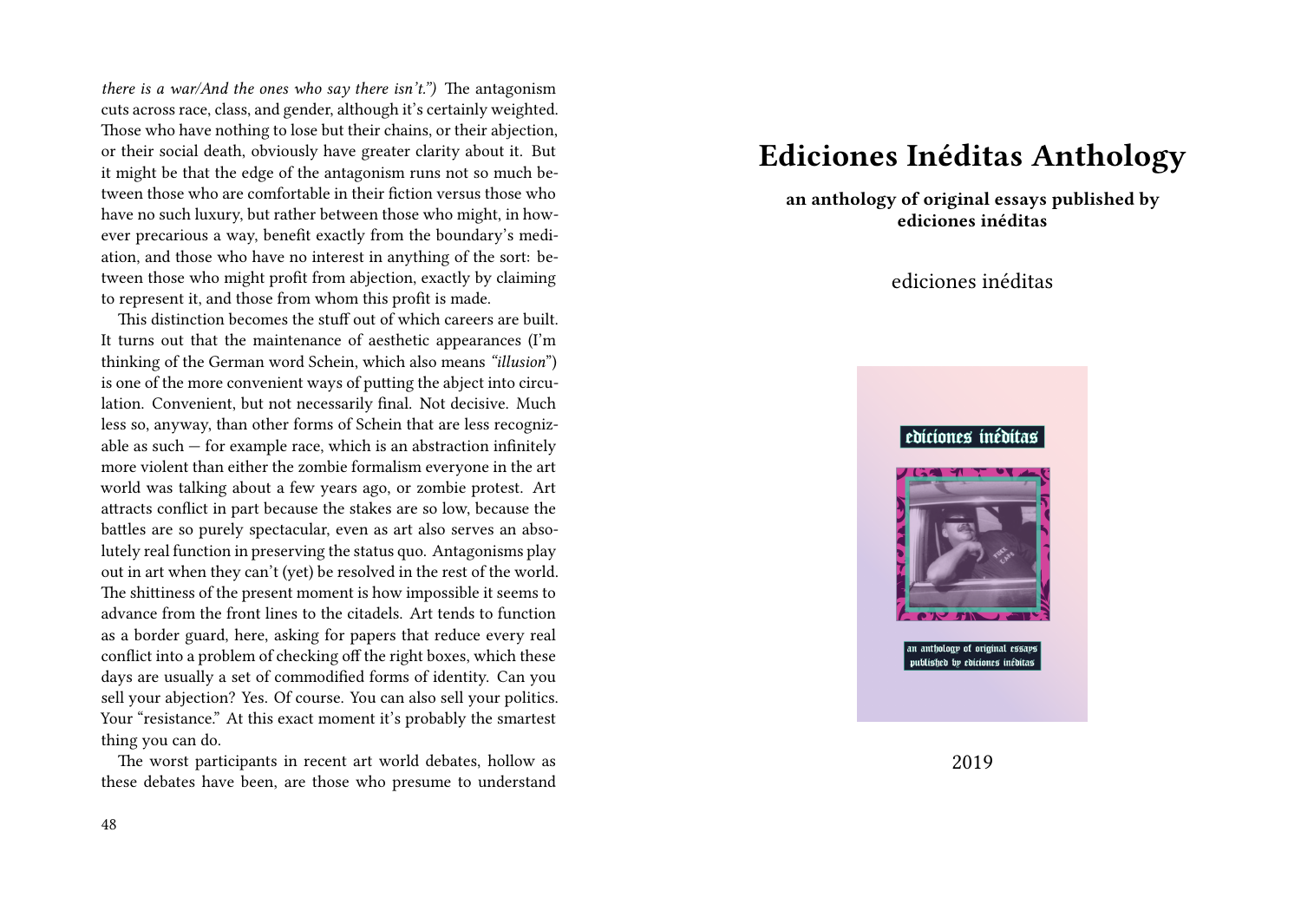*there is a war/And the ones who say there isn't.")* The antagonism cuts across race, class, and gender, although it's certainly weighted. Those who have nothing to lose but their chains, or their abjection, or their social death, obviously have greater clarity about it. But it might be that the edge of the antagonism runs not so much between those who are comfortable in their fiction versus those who have no such luxury, but rather between those who might, in however precarious a way, benefit exactly from the boundary's mediation, and those who have no interest in anything of the sort: between those who might profit from abjection, exactly by claiming to represent it, and those from whom this profit is made.

This distinction becomes the stuff out of which careers are built. It turns out that the maintenance of aesthetic appearances (I'm thinking of the German word Schein, which also means *"illusion"*) is one of the more convenient ways of putting the abject into circulation. Convenient, but not necessarily final. Not decisive. Much less so, anyway, than other forms of Schein that are less recognizable as such — for example race, which is an abstraction infinitely more violent than either the zombie formalism everyone in the art world was talking about a few years ago, or zombie protest. Art attracts conflict in part because the stakes are so low, because the battles are so purely spectacular, even as art also serves an absolutely real function in preserving the status quo. Antagonisms play out in art when they can't (yet) be resolved in the rest of the world. The shittiness of the present moment is how impossible it seems to advance from the front lines to the citadels. Art tends to function as a border guard, here, asking for papers that reduce every real conflict into a problem of checking off the right boxes, which these days are usually a set of commodified forms of identity. Can you sell your abjection? Yes. Of course. You can also sell your politics. Your "resistance." At this exact moment it's probably the smartest thing you can do.

The worst participants in recent art world debates, hollow as these debates have been, are those who presume to understand

# Ediciones Inéditas Anthology

**an anthology of original essays published by ediciones inéditas**

ediciones inéditas

2019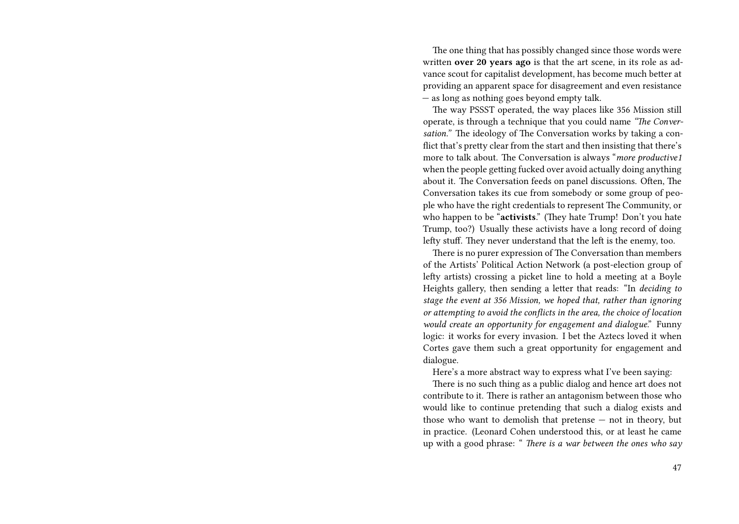The one thing that has possibly changed since those words were written **over 20 years ago** is that the art scene, in its role as advance scout for capitalist development, has become much better at providing an apparent space for disagreement and even resistance — as long as nothing goes beyond empty talk.

The way PSSST operated, the way places like 356 Mission still operate, is through a technique that you could name *"The Conversation."* The ideology of The Conversation works by taking a conflict that's pretty clear from the start and then insisting that there's more to talk about. The Conversation is always "*more productive1* when the people getting fucked over avoid actually doing anything about it. The Conversation feeds on panel discussions. Often, The Conversation takes its cue from somebody or some group of people who have the right credentials to represent The Community, or who happen to be "**activists**." (They hate Trump! Don't you hate Trump, too?) Usually these activists have a long record of doing lefty stuff. They never understand that the left is the enemy, too.

There is no purer expression of The Conversation than members of the Artists' Political Action Network (a post-election group of lefty artists) crossing a picket line to hold a meeting at a Boyle Heights gallery, then sending a letter that reads: "In *deciding to stage the event at 356 Mission, we hoped that, rather than ignoring or attempting to avoid the conflicts in the area, the choice of location would create an opportunity for engagement and dialogue*." Funny logic: it works for every invasion. I bet the Aztecs loved it when Cortes gave them such a great opportunity for engagement and dialogue.

Here's a more abstract way to express what I've been saying:

There is no such thing as a public dialog and hence art does not contribute to it. There is rather an antagonism between those who would like to continue pretending that such a dialog exists and those who want to demolish that pretense — not in theory, but in practice. (Leonard Cohen understood this, or at least he came up with a good phrase: " *There is a war between the ones who say*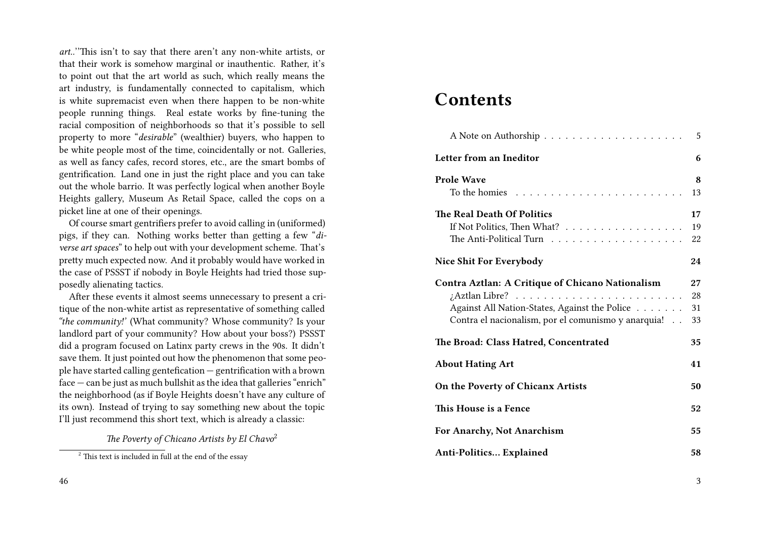*art..*''This isn't to say that there aren't any non-white artists, or that their work is somehow marginal or inauthentic. Rather, it's to point out that the art world as such, which really means the art industry, is fundamentally connected to capitalism, which is white supremacist even when there happen to be non-white people running things. Real estate works by fine-tuning the racial composition of neighborhoods so that it's possible to sell property to more "*desirable*" (wealthier) buyers, who happen to be white people most of the time, coincidentally or not. Galleries, as well as fancy cafes, record stores, etc., are the smart bombs of gentrification. Land one in just the right place and you can take out the whole barrio. It was perfectly logical when another Boyle Heights gallery, Museum As Retail Space, called the cops on a picket line at one of their openings.

Of course smart gentrifiers prefer to avoid calling in (uniformed) pigs, if they can. Nothing works better than getting a few "*diverse art spaces*" to help out with your development scheme. That's pretty much expected now. And it probably would have worked in the case of PSSST if nobody in Boyle Heights had tried those supposedly alienating tactics.

After these events it almost seems unnecessary to present a critique of the non-white artist as representative of something called *"the community!'* (What community? Whose community? Is your landlord part of your community? How about your boss?) PSSST did a program focused on Latinx party crews in the 90s. It didn't save them. It just pointed out how the phenomenon that some people have started calling gentefication — gentrification with a brown face — can be just as much bullshit as the idea that galleries "enrich" the neighborhood (as if Boyle Heights doesn't have any culture of its own). Instead of trying to say something new about the topic I'll just recommend this short text, which is already a classic:

*The Poverty of Chicano Artists by El Chavo*[2]

[2] This text is included in full at the end of the essay

# Contents

| | |
|---|---|
| A Note on Authorship | 5 |
| **Letter from an Ineditor** | **6** |
| **Prole Wave** | **8** |
| To the homies | 13 |
| **The Real Death Of Politics** | **17** |
| If Not Politics, Then What? | 19 |
| The Anti-Political Turn | 22 |
| **Nice Shit For Everybody** | **24** |
| **Contra Aztlan: A Critique of Chicano Nationalism** | **27** |
| ¿Aztlan Libre? | 28 |
| Against All Nation-States, Against the Police | 31 |
| Contra el nacionalism, por el comunismo y anarquia! | 33 |
| **The Broad: Class Hatred, Concentrated** | **35** |
| **About Hating Art** | **41** |
| **On the Poverty of Chicanx Artists** | **50** |
| **This House is a Fence** | **52** |
| **For Anarchy, Not Anarchism** | **55** |
| **Anti-Politics... Explained** | **58** |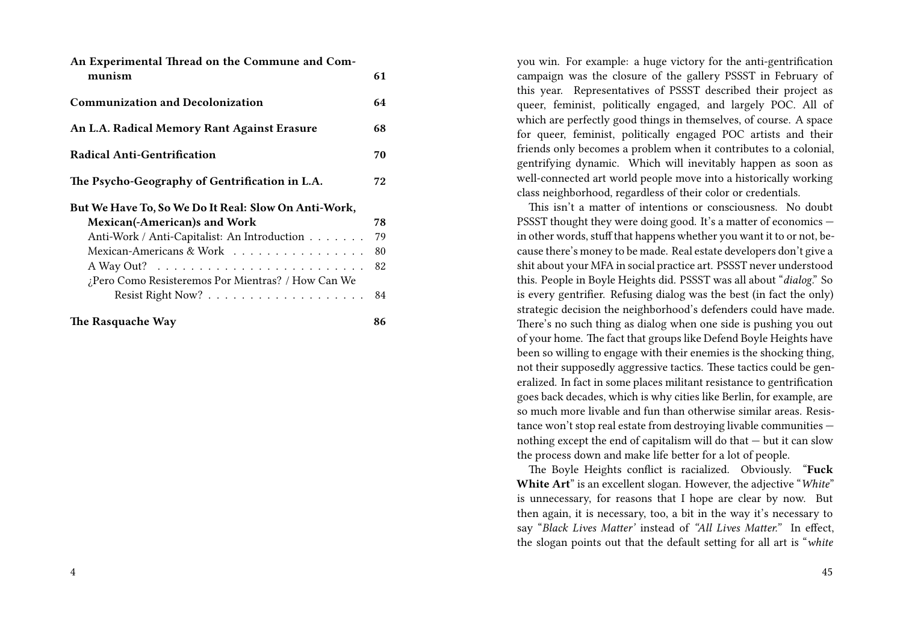| | |
|---|---|
| **An Experimental Thread on the Commune and Communism** | **61** |
| **Communization and Decolonization** | **64** |
| **An L.A. Radical Memory Rant Against Erasure** | **68** |
| **Radical Anti-Gentrification** | **70** |
| **The Psycho-Geography of Gentrification in L.A.** | **72** |
| **But We Have To, So We Do It Real: Slow On Anti-Work, Mexican(-American)s and Work** | **78** |
| Anti-Work / Anti-Capitalist: An Introduction | 79 |
| Mexican-Americans & Work | 80 |
| A Way Out? | 82 |
| ¿Pero Como Resisteremos Por Mientras? / How Can We Resist Right Now? | 84 |
| **The Rasquache Way** | **86** |

you win. For example: a huge victory for the anti-gentrification campaign was the closure of the gallery PSSST in February of this year. Representatives of PSSST described their project as queer, feminist, politically engaged, and largely POC. All of which are perfectly good things in themselves, of course. A space for queer, feminist, politically engaged POC artists and their friends only becomes a problem when it contributes to a colonial, gentrifying dynamic. Which will inevitably happen as soon as well-connected art world people move into a historically working class neighborhood, regardless of their color or credentials.

This isn't a matter of intentions or consciousness. No doubt PSSST thought they were doing good. It's a matter of economics — in other words, stuff that happens whether you want it to or not, because there's money to be made. Real estate developers don't give a shit about your MFA in social practice art. PSSST never understood this. People in Boyle Heights did. PSSST was all about "*dialog*." So is every gentrifier. Refusing dialog was the best (in fact the only) strategic decision the neighborhood's defenders could have made. There's no such thing as dialog when one side is pushing you out of your home. The fact that groups like Defend Boyle Heights have been so willing to engage with their enemies is the shocking thing, not their supposedly aggressive tactics. These tactics could be generalized. In fact in some places militant resistance to gentrification goes back decades, which is why cities like Berlin, for example, are so much more livable and fun than otherwise similar areas. Resistance won't stop real estate from destroying livable communities — nothing except the end of capitalism will do that — but it can slow the process down and make life better for a lot of people.

The Boyle Heights conflict is racialized. Obviously. "**Fuck White Art**" is an excellent slogan. However, the adjective "*White*" is unnecessary, for reasons that I hope are clear by now. But then again, it is necessary, too, a bit in the way it's necessary to say "*Black Lives Matter'* instead of *"All Lives Matter."* In effect, the slogan points out that the default setting for all art is "*white*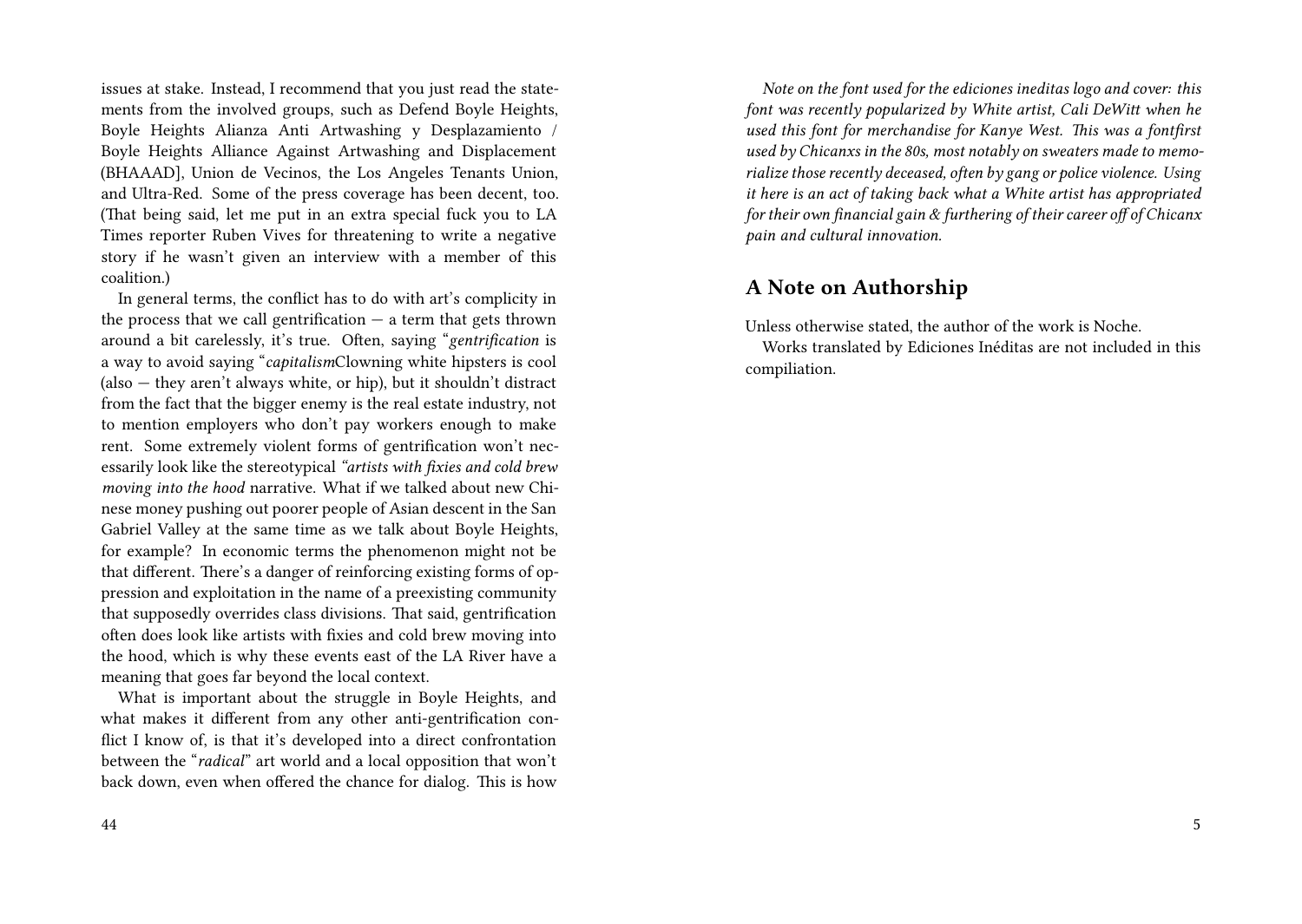issues at stake. Instead, I recommend that you just read the statements from the involved groups, such as Defend Boyle Heights, Boyle Heights Alianza Anti Artwashing y Desplazamiento / Boyle Heights Alliance Against Artwashing and Displacement (BHAAAD], Union de Vecinos, the Los Angeles Tenants Union, and Ultra-Red. Some of the press coverage has been decent, too. (That being said, let me put in an extra special fuck you to LA Times reporter Ruben Vives for threatening to write a negative story if he wasn't given an interview with a member of this coalition.)

In general terms, the conflict has to do with art's complicity in the process that we call gentrification — a term that gets thrown around a bit carelessly, it's true. Often, saying "*gentrification* is a way to avoid saying "*capitalism*Clowning white hipsters is cool (also — they aren't always white, or hip), but it shouldn't distract from the fact that the bigger enemy is the real estate industry, not to mention employers who don't pay workers enough to make rent. Some extremely violent forms of gentrification won't necessarily look like the stereotypical *"artists with fixies and cold brew moving into the hood* narrative. What if we talked about new Chinese money pushing out poorer people of Asian descent in the San Gabriel Valley at the same time as we talk about Boyle Heights, for example? In economic terms the phenomenon might not be that different. There's a danger of reinforcing existing forms of oppression and exploitation in the name of a preexisting community that supposedly overrides class divisions. That said, gentrification often does look like artists with fixies and cold brew moving into the hood, which is why these events east of the LA River have a meaning that goes far beyond the local context.

What is important about the struggle in Boyle Heights, and what makes it different from any other anti-gentrification conflict I know of, is that it's developed into a direct confrontation between the "*radical*" art world and a local opposition that won't back down, even when offered the chance for dialog. This is how

*Note on the font used for the ediciones ineditas logo and cover: this font was recently popularized by White artist, Cali DeWitt when he used this font for merchandise for Kanye West. This was a fontfirst used by Chicanxs in the 80s, most notably on sweaters made to memorialize those recently deceased, often by gang or police violence. Using it here is an act of taking back what a White artist has appropriated for their own financial gain & furthering of their career off of Chicanx pain and cultural innovation.*

## A Note on Authorship

Unless otherwise stated, the author of the work is Noche.

Works translated by Ediciones Inéditas are not included in this compiliation.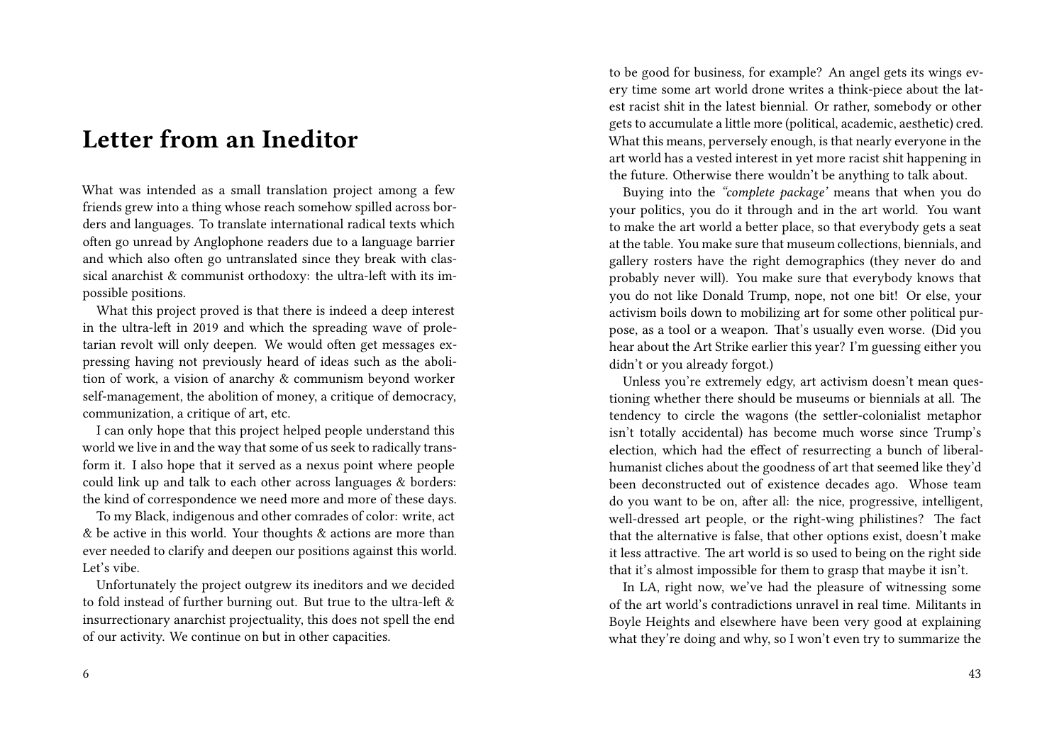# Letter from an Ineditor

What was intended as a small translation project among a few friends grew into a thing whose reach somehow spilled across borders and languages. To translate international radical texts which often go unread by Anglophone readers due to a language barrier and which also often go untranslated since they break with classical anarchist & communist orthodoxy: the ultra-left with its impossible positions.

What this project proved is that there is indeed a deep interest in the ultra-left in 2019 and which the spreading wave of proletarian revolt will only deepen. We would often get messages expressing having not previously heard of ideas such as the abolition of work, a vision of anarchy & communism beyond worker self-management, the abolition of money, a critique of democracy, communization, a critique of art, etc.

I can only hope that this project helped people understand this world we live in and the way that some of us seek to radically transform it. I also hope that it served as a nexus point where people could link up and talk to each other across languages & borders: the kind of correspondence we need more and more of these days.

To my Black, indigenous and other comrades of color: write, act & be active in this world. Your thoughts & actions are more than ever needed to clarify and deepen our positions against this world. Let's vibe.

Unfortunately the project outgrew its ineditors and we decided to fold instead of further burning out. But true to the ultra-left & insurrectionary anarchist projectuality, this does not spell the end of our activity. We continue on but in other capacities.

to be good for business, for example? An angel gets its wings every time some art world drone writes a think-piece about the latest racist shit in the latest biennial. Or rather, somebody or other gets to accumulate a little more (political, academic, aesthetic) cred. What this means, perversely enough, is that nearly everyone in the art world has a vested interest in yet more racist shit happening in the future. Otherwise there wouldn't be anything to talk about.

Buying into the *"complete package'* means that when you do your politics, you do it through and in the art world. You want to make the art world a better place, so that everybody gets a seat at the table. You make sure that museum collections, biennials, and gallery rosters have the right demographics (they never do and probably never will). You make sure that everybody knows that you do not like Donald Trump, nope, not one bit! Or else, your activism boils down to mobilizing art for some other political purpose, as a tool or a weapon. That's usually even worse. (Did you hear about the Art Strike earlier this year? I'm guessing either you didn't or you already forgot.)

Unless you're extremely edgy, art activism doesn't mean questioning whether there should be museums or biennials at all. The tendency to circle the wagons (the settler-colonialist metaphor isn't totally accidental) has become much worse since Trump's election, which had the effect of resurrecting a bunch of liberal-humanist cliches about the goodness of art that seemed like they'd been deconstructed out of existence decades ago. Whose team do you want to be on, after all: the nice, progressive, intelligent, well-dressed art people, or the right-wing philistines? The fact that the alternative is false, that other options exist, doesn't make it less attractive. The art world is so used to being on the right side that it's almost impossible for them to grasp that maybe it isn't.

In LA, right now, we've had the pleasure of witnessing some of the art world's contradictions unravel in real time. Militants in Boyle Heights and elsewhere have been very good at explaining what they're doing and why, so I won't even try to summarize the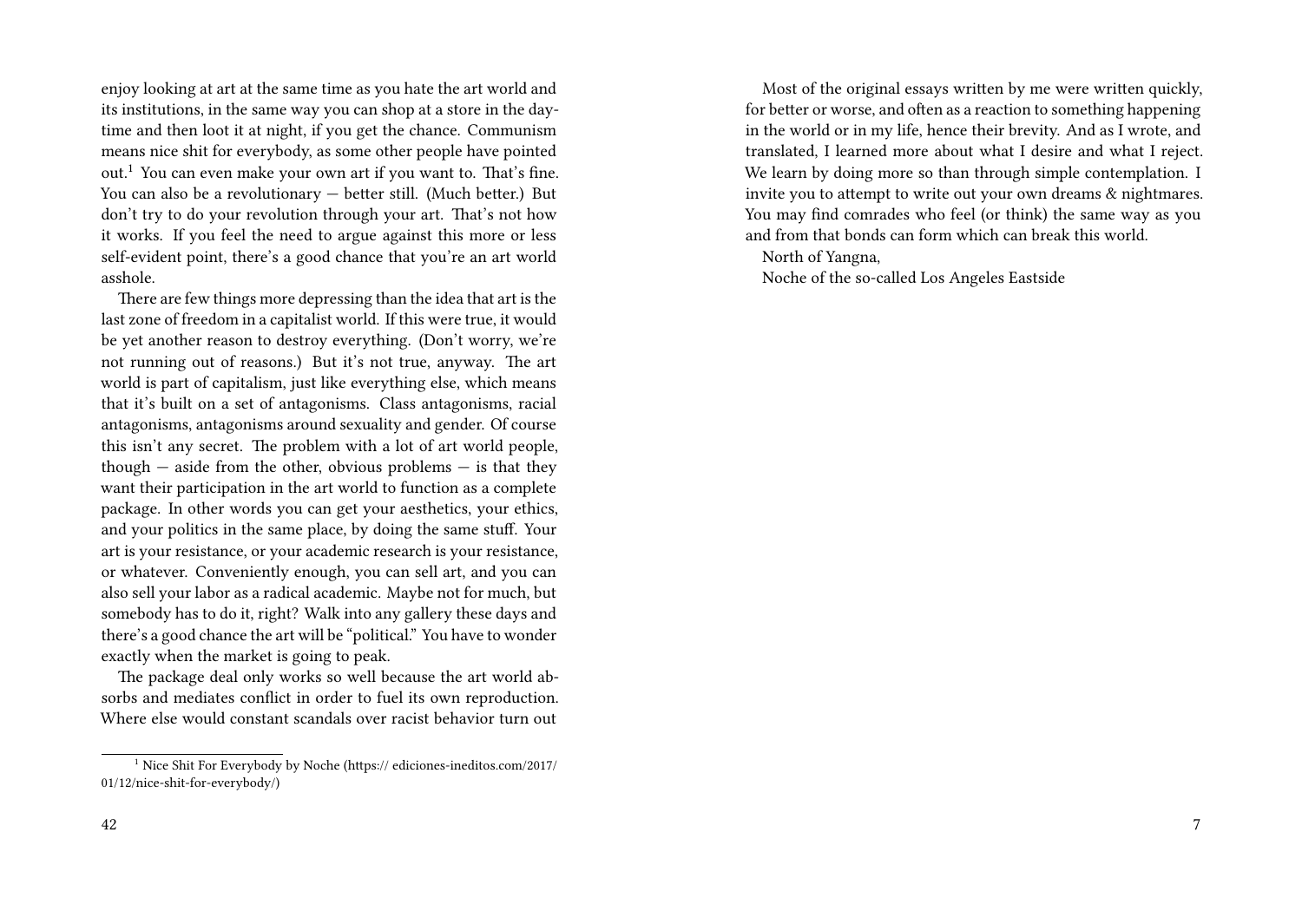enjoy looking at art at the same time as you hate the art world and its institutions, in the same way you can shop at a store in the daytime and then loot it at night, if you get the chance. Communism means nice shit for everybody, as some other people have pointed out.[1] You can even make your own art if you want to. That's fine. You can also be a revolutionary — better still. (Much better.) But don't try to do your revolution through your art. That's not how it works. If you feel the need to argue against this more or less self-evident point, there's a good chance that you're an art world asshole.

There are few things more depressing than the idea that art is the last zone of freedom in a capitalist world. If this were true, it would be yet another reason to destroy everything. (Don't worry, we're not running out of reasons.) But it's not true, anyway. The art world is part of capitalism, just like everything else, which means that it's built on a set of antagonisms. Class antagonisms, racial antagonisms, antagonisms around sexuality and gender. Of course this isn't any secret. The problem with a lot of art world people, though — aside from the other, obvious problems — is that they want their participation in the art world to function as a complete package. In other words you can get your aesthetics, your ethics, and your politics in the same place, by doing the same stuff. Your art is your resistance, or your academic research is your resistance, or whatever. Conveniently enough, you can sell art, and you can also sell your labor as a radical academic. Maybe not for much, but somebody has to do it, right? Walk into any gallery these days and there's a good chance the art will be "political." You have to wonder exactly when the market is going to peak.

The package deal only works so well because the art world absorbs and mediates conflict in order to fuel its own reproduction. Where else would constant scandals over racist behavior turn out

[1] Nice Shit For Everybody by Noche (https:// ediciones-ineditos.com/2017/01/12/nice-shit-for-everybody/)

Most of the original essays written by me were written quickly, for better or worse, and often as a reaction to something happening in the world or in my life, hence their brevity. And as I wrote, and translated, I learned more about what I desire and what I reject. We learn by doing more so than through simple contemplation. I invite you to attempt to write out your own dreams & nightmares. You may find comrades who feel (or think) the same way as you and from that bonds can form which can break this world.

North of Yangna,

Noche of the so-called Los Angeles Eastside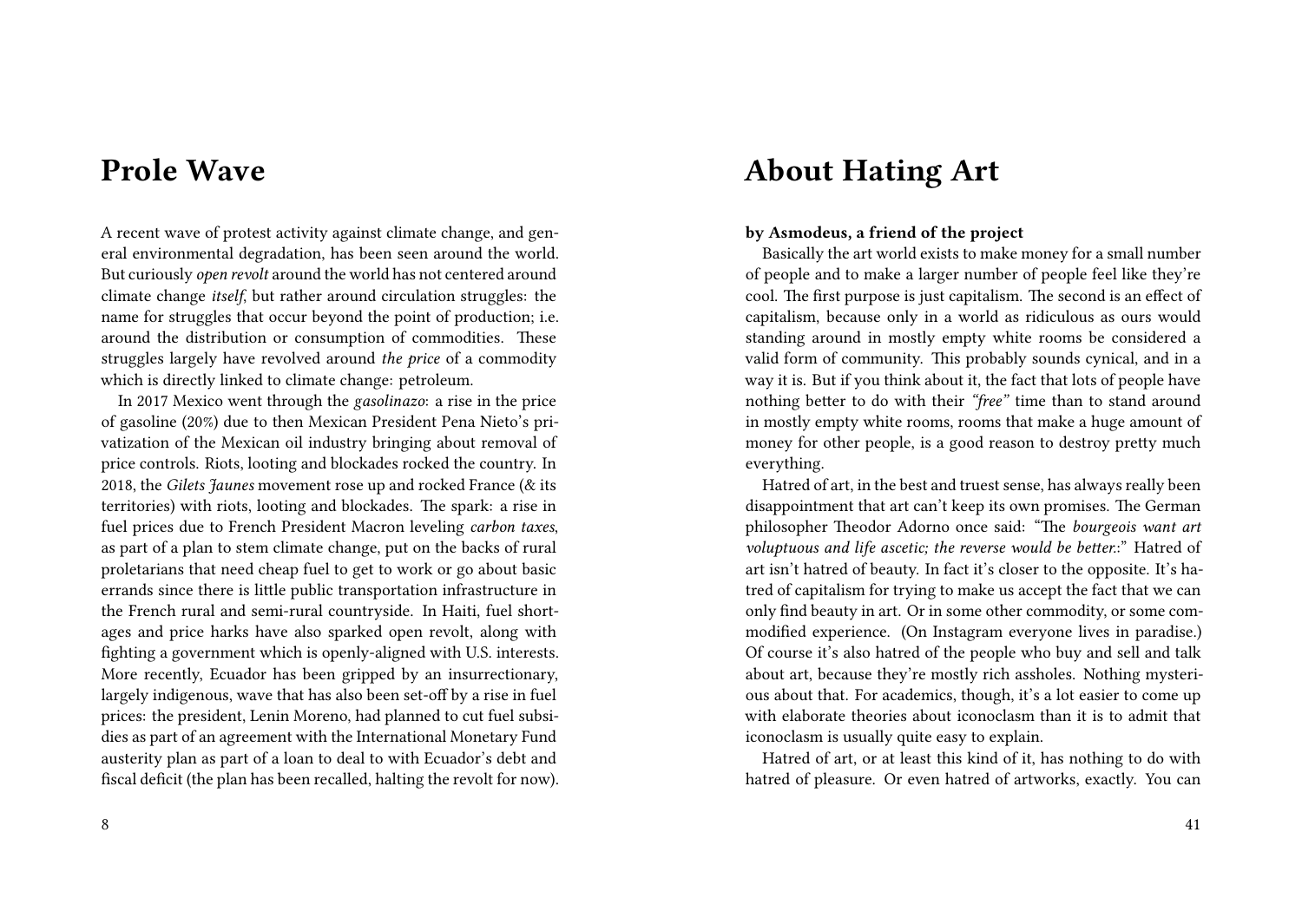# Prole Wave

A recent wave of protest activity against climate change, and general environmental degradation, has been seen around the world. But curiously *open revolt* around the world has not centered around climate change *itself*, but rather around circulation struggles: the name for struggles that occur beyond the point of production; i.e. around the distribution or consumption of commodities. These struggles largely have revolved around *the price* of a commodity which is directly linked to climate change: petroleum.

In 2017 Mexico went through the *gasolinazo*: a rise in the price of gasoline (20%) due to then Mexican President Pena Nieto's privatization of the Mexican oil industry bringing about removal of price controls. Riots, looting and blockades rocked the country. In 2018, the *Gilets Jaunes* movement rose up and rocked France (& its territories) with riots, looting and blockades. The spark: a rise in fuel prices due to French President Macron leveling *carbon taxes*, as part of a plan to stem climate change, put on the backs of rural proletarians that need cheap fuel to get to work or go about basic errands since there is little public transportation infrastructure in the French rural and semi-rural countryside. In Haiti, fuel shortages and price harks have also sparked open revolt, along with fighting a government which is openly-aligned with U.S. interests. More recently, Ecuador has been gripped by an insurrectionary, largely indigenous, wave that has also been set-off by a rise in fuel prices: the president, Lenin Moreno, had planned to cut fuel subsidies as part of an agreement with the International Monetary Fund austerity plan as part of a loan to deal to with Ecuador's debt and fiscal deficit (the plan has been recalled, halting the revolt for now).

# About Hating Art

**by Asmodeus, a friend of the project**

Basically the art world exists to make money for a small number of people and to make a larger number of people feel like they're cool. The first purpose is just capitalism. The second is an effect of capitalism, because only in a world as ridiculous as ours would standing around in mostly empty white rooms be considered a valid form of community. This probably sounds cynical, and in a way it is. But if you think about it, the fact that lots of people have nothing better to do with their *"free"* time than to stand around in mostly empty white rooms, rooms that make a huge amount of money for other people, is a good reason to destroy pretty much everything.

Hatred of art, in the best and truest sense, has always really been disappointment that art can't keep its own promises. The German philosopher Theodor Adorno once said: "*The bourgeois want art voluptuous and life ascetic; the reverse would be better.*:" Hatred of art isn't hatred of beauty. In fact it's closer to the opposite. It's hatred of capitalism for trying to make us accept the fact that we can only find beauty in art. Or in some other commodity, or some commodified experience. (On Instagram everyone lives in paradise.) Of course it's also hatred of the people who buy and sell and talk about art, because they're mostly rich assholes. Nothing mysterious about that. For academics, though, it's a lot easier to come up with elaborate theories about iconoclasm than it is to admit that iconoclasm is usually quite easy to explain.

Hatred of art, or at least this kind of it, has nothing to do with hatred of pleasure. Or even hatred of artworks, exactly. You can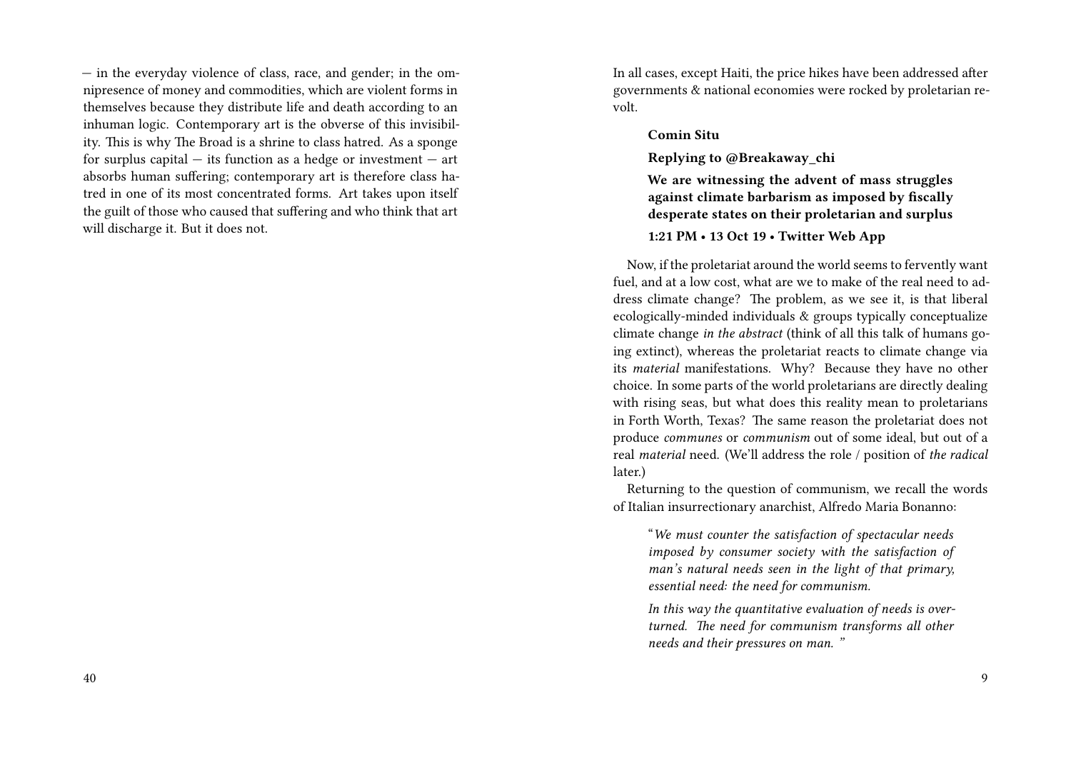— in the everyday violence of class, race, and gender; in the omnipresence of money and commodities, which are violent forms in themselves because they distribute life and death according to an inhuman logic. Contemporary art is the obverse of this invisibility. This is why The Broad is a shrine to class hatred. As a sponge for surplus capital — its function as a hedge or investment — art absorbs human suffering; contemporary art is therefore class hatred in one of its most concentrated forms. Art takes upon itself the guilt of those who caused that suffering and who think that art will discharge it. But it does not.

In all cases, except Haiti, the price hikes have been addressed after governments & national economies were rocked by proletarian revolt.

> **Comin Situ**
>
> **Replying to @Breakaway_chi**
>
> **We are witnessing the advent of mass struggles against climate barbarism as imposed by fiscally desperate states on their proletarian and surplus**
>
> **1:21 PM • 13 Oct 19 • Twitter Web App**

Now, if the proletariat around the world seems to fervently want fuel, and at a low cost, what are we to make of the real need to address climate change? The problem, as we see it, is that liberal ecologically-minded individuals & groups typically conceptualize climate change *in the abstract* (think of all this talk of humans going extinct), whereas the proletariat reacts to climate change via its *material* manifestations. Why? Because they have no other choice. In some parts of the world proletarians are directly dealing with rising seas, but what does this reality mean to proletarians in Forth Worth, Texas? The same reason the proletariat does not produce *communes* or *communism* out of some ideal, but out of a real *material* need. (We'll address the role / position of *the radical* later.)

Returning to the question of communism, we recall the words of Italian insurrectionary anarchist, Alfredo Maria Bonanno:

> "*We must counter the satisfaction of spectacular needs imposed by consumer society with the satisfaction of man's natural needs seen in the light of that primary, essential need: the need for communism.*
>
> *In this way the quantitative evaluation of needs is overturned. The need for communism transforms all other needs and their pressures on man.* "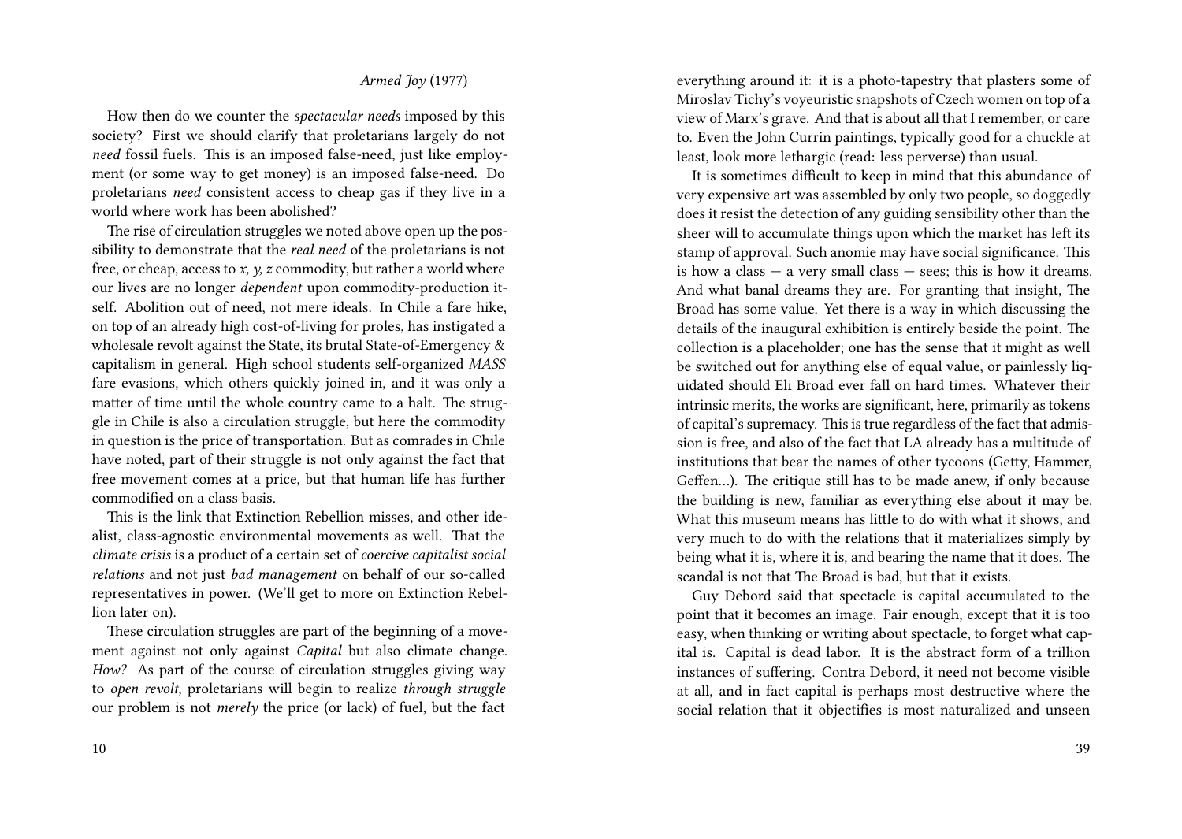*Armed Joy* (1977)

How then do we counter the *spectacular needs* imposed by this society? First we should clarify that proletarians largely do not *need* fossil fuels. This is an imposed false-need, just like employment (or some way to get money) is an imposed false-need. Do proletarians *need* consistent access to cheap gas if they live in a world where work has been abolished?

The rise of circulation struggles we noted above open up the possibility to demonstrate that the *real need* of the proletarians is not free, or cheap, access to *x, y, z* commodity, but rather a world where our lives are no longer *dependent* upon commodity-production itself. Abolition out of need, not mere ideals. In Chile a fare hike, on top of an already high cost-of-living for proles, has instigated a wholesale revolt against the State, its brutal State-of-Emergency & capitalism in general. High school students self-organized *MASS* fare evasions, which others quickly joined in, and it was only a matter of time until the whole country came to a halt. The struggle in Chile is also a circulation struggle, but here the commodity in question is the price of transportation. But as comrades in Chile have noted, part of their struggle is not only against the fact that free movement comes at a price, but that human life has further commodified on a class basis.

This is the link that Extinction Rebellion misses, and other idealist, class-agnostic environmental movements as well. That the *climate crisis* is a product of a certain set of *coercive capitalist social relations* and not just *bad management* on behalf of our so-called representatives in power. (We'll get to more on Extinction Rebellion later on).

These circulation struggles are part of the beginning of a movement against not only against *Capital* but also climate change. *How?* As part of the course of circulation struggles giving way to *open revolt*, proletarians will begin to realize *through struggle* our problem is not *merely* the price (or lack) of fuel, but the fact

everything around it: it is a photo-tapestry that plasters some of Miroslav Tichy's voyeuristic snapshots of Czech women on top of a view of Marx's grave. And that is about all that I remember, or care to. Even the John Currin paintings, typically good for a chuckle at least, look more lethargic (read: less perverse) than usual.

It is sometimes difficult to keep in mind that this abundance of very expensive art was assembled by only two people, so doggedly does it resist the detection of any guiding sensibility other than the sheer will to accumulate things upon which the market has left its stamp of approval. Such anomie may have social significance. This is how a class — a very small class — sees; this is how it dreams. And what banal dreams they are. For granting that insight, The Broad has some value. Yet there is a way in which discussing the details of the inaugural exhibition is entirely beside the point. The collection is a placeholder; one has the sense that it might as well be switched out for anything else of equal value, or painlessly liquidated should Eli Broad ever fall on hard times. Whatever their intrinsic merits, the works are significant, here, primarily as tokens of capital's supremacy. This is true regardless of the fact that admission is free, and also of the fact that LA already has a multitude of institutions that bear the names of other tycoons (Getty, Hammer, Geffen…). The critique still has to be made anew, if only because the building is new, familiar as everything else about it may be. What this museum means has little to do with what it shows, and very much to do with the relations that it materializes simply by being what it is, where it is, and bearing the name that it does. The scandal is not that The Broad is bad, but that it exists.

Guy Debord said that spectacle is capital accumulated to the point that it becomes an image. Fair enough, except that it is too easy, when thinking or writing about spectacle, to forget what capital is. Capital is dead labor. It is the abstract form of a trillion instances of suffering. Contra Debord, it need not become visible at all, and in fact capital is perhaps most destructive where the social relation that it objectifies is most naturalized and unseen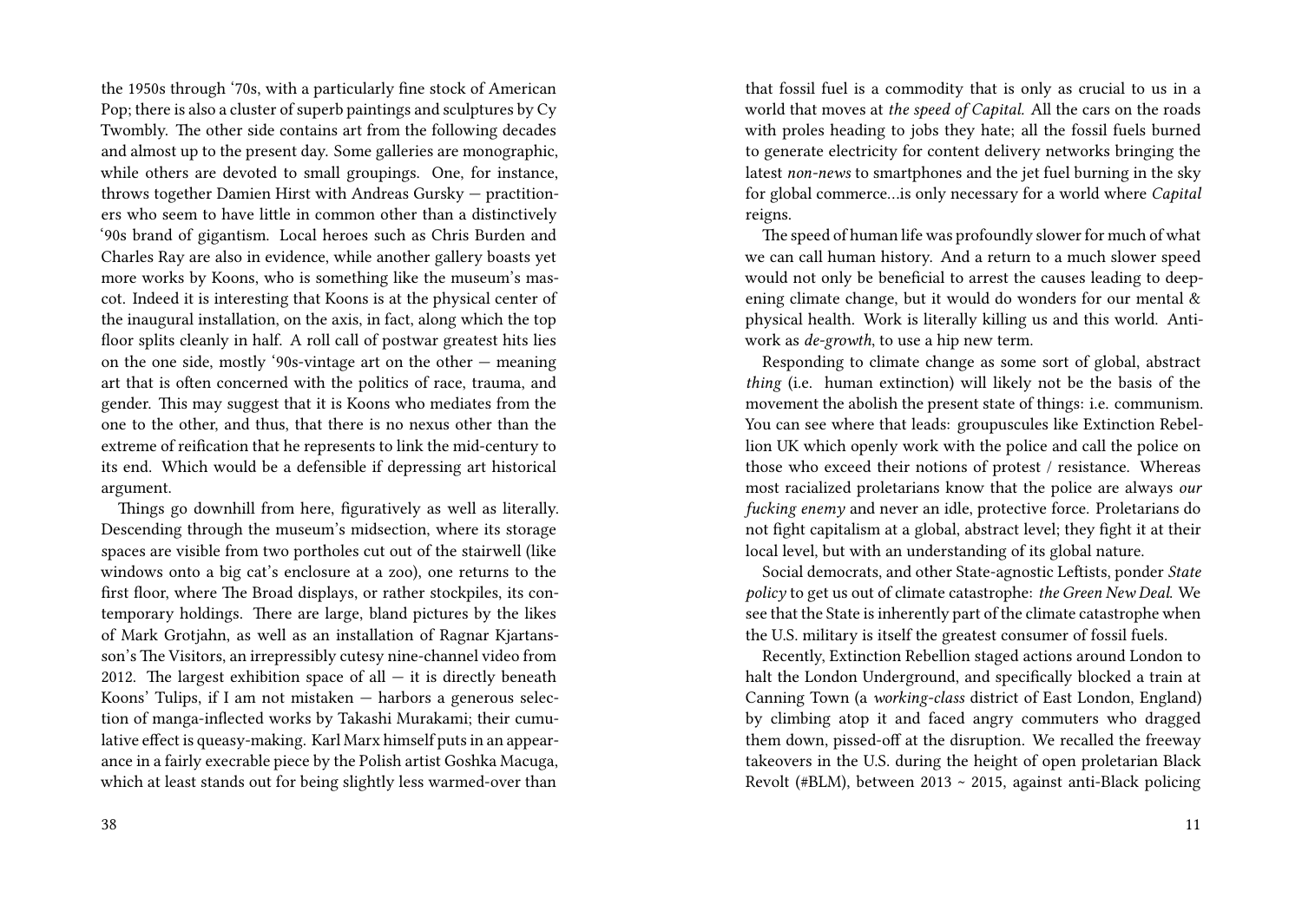the 1950s through '70s, with a particularly fine stock of American Pop; there is also a cluster of superb paintings and sculptures by Cy Twombly. The other side contains art from the following decades and almost up to the present day. Some galleries are monographic, while others are devoted to small groupings. One, for instance, throws together Damien Hirst with Andreas Gursky — practitioners who seem to have little in common other than a distinctively '90s brand of gigantism. Local heroes such as Chris Burden and Charles Ray are also in evidence, while another gallery boasts yet more works by Koons, who is something like the museum's mascot. Indeed it is interesting that Koons is at the physical center of the inaugural installation, on the axis, in fact, along which the top floor splits cleanly in half. A roll call of postwar greatest hits lies on the one side, mostly '90s-vintage art on the other — meaning art that is often concerned with the politics of race, trauma, and gender. This may suggest that it is Koons who mediates from the one to the other, and thus, that there is no nexus other than the extreme of reification that he represents to link the mid-century to its end. Which would be a defensible if depressing art historical argument.

Things go downhill from here, figuratively as well as literally. Descending through the museum's midsection, where its storage spaces are visible from two portholes cut out of the stairwell (like windows onto a big cat's enclosure at a zoo), one returns to the first floor, where The Broad displays, or rather stockpiles, its contemporary holdings. There are large, bland pictures by the likes of Mark Grotjahn, as well as an installation of Ragnar Kjartansson's The Visitors, an irrepressibly cutesy nine-channel video from 2012. The largest exhibition space of all — it is directly beneath Koons' Tulips, if I am not mistaken — harbors a generous selection of manga-inflected works by Takashi Murakami; their cumulative effect is queasy-making. Karl Marx himself puts in an appearance in a fairly execrable piece by the Polish artist Goshka Macuga, which at least stands out for being slightly less warmed-over than

that fossil fuel is a commodity that is only as crucial to us in a world that moves at *the speed of Capital.* All the cars on the roads with proles heading to jobs they hate; all the fossil fuels burned to generate electricity for content delivery networks bringing the latest *non-news* to smartphones and the jet fuel burning in the sky for global commerce…is only necessary for a world where *Capital* reigns.

The speed of human life was profoundly slower for much of what we can call human history. And a return to a much slower speed would not only be beneficial to arrest the causes leading to deepening climate change, but it would do wonders for our mental & physical health. Work is literally killing us and this world. Anti-work as *de-growth*, to use a hip new term.

Responding to climate change as some sort of global, abstract *thing* (i.e. human extinction) will likely not be the basis of the movement the abolish the present state of things: i.e. communism. You can see where that leads: groupuscules like Extinction Rebellion UK which openly work with the police and call the police on those who exceed their notions of protest / resistance. Whereas most racialized proletarians know that the police are always *our fucking enemy* and never an idle, protective force. Proletarians do not fight capitalism at a global, abstract level; they fight it at their local level, but with an understanding of its global nature.

Social democrats, and other State-agnostic Leftists, ponder *State policy* to get us out of climate catastrophe: *the Green New Deal*. We see that the State is inherently part of the climate catastrophe when the U.S. military is itself the greatest consumer of fossil fuels.

Recently, Extinction Rebellion staged actions around London to halt the London Underground, and specifically blocked a train at Canning Town (a *working-class* district of East London, England) by climbing atop it and faced angry commuters who dragged them down, pissed-off at the disruption. We recalled the freeway takeovers in the U.S. during the height of open proletarian Black Revolt (#BLM), between 2013 ~ 2015, against anti-Black policing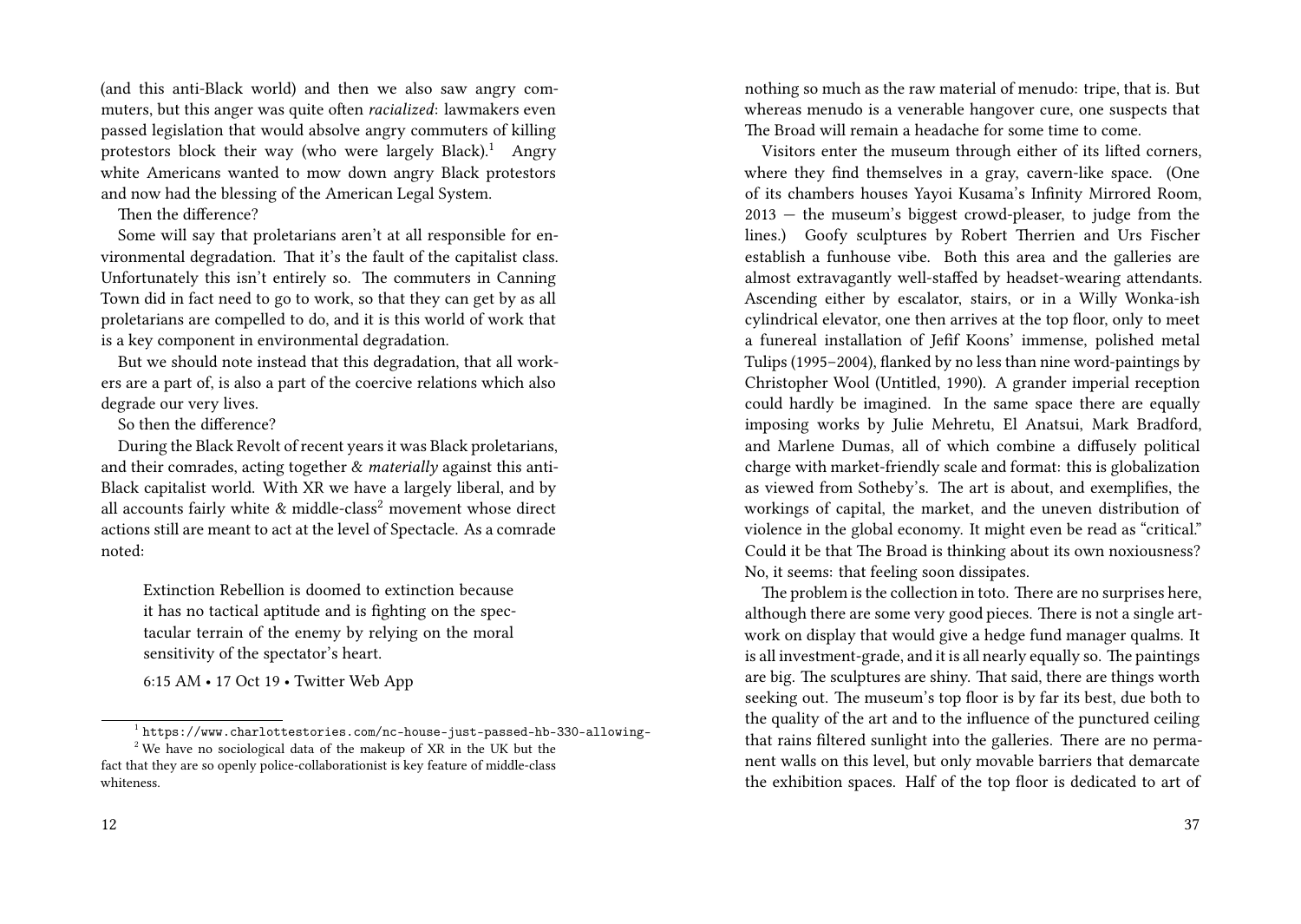(and this anti-Black world) and then we also saw angry commuters, but this anger was quite often *racialized*: lawmakers even passed legislation that would absolve angry commuters of killing protestors block their way (who were largely Black).[1] Angry white Americans wanted to mow down angry Black protestors and now had the blessing of the American Legal System.

Then the difference?

Some will say that proletarians aren't at all responsible for environmental degradation. That it's the fault of the capitalist class. Unfortunately this isn't entirely so. The commuters in Canning Town did in fact need to go to work, so that they can get by as all proletarians are compelled to do, and it is this world of work that is a key component in environmental degradation.

But we should note instead that this degradation, that all workers are a part of, is also a part of the coercive relations which also degrade our very lives.

So then the difference?

During the Black Revolt of recent years it was Black proletarians, and their comrades, acting together & *materially* against this anti-Black capitalist world. With XR we have a largely liberal, and by all accounts fairly white & middle-class[2] movement whose direct actions still are meant to act at the level of Spectacle. As a comrade noted:

> Extinction Rebellion is doomed to extinction because it has no tactical aptitude and is fighting on the spectacular terrain of the enemy by relying on the moral sensitivity of the spectator's heart.
>
> 6:15 AM • 17 Oct 19 • Twitter Web App

[1] https://www.charlottestories.com/nc-house-just-passed-hb-330-allowing-

[2] We have no sociological data of the makeup of XR in the UK but the fact that they are so openly police-collaborationist is key feature of middle-class whiteness.

nothing so much as the raw material of menudo: tripe, that is. But whereas menudo is a venerable hangover cure, one suspects that The Broad will remain a headache for some time to come.

Visitors enter the museum through either of its lifted corners, where they find themselves in a gray, cavern-like space. (One of its chambers houses Yayoi Kusama's Infinity Mirrored Room, 2013 — the museum's biggest crowd-pleaser, to judge from the lines.) Goofy sculptures by Robert Therrien and Urs Fischer establish a funhouse vibe. Both this area and the galleries are almost extravagantly well-staffed by headset-wearing attendants. Ascending either by escalator, stairs, or in a Willy Wonka-ish cylindrical elevator, one then arrives at the top floor, only to meet a funereal installation of Jefif Koons' immense, polished metal Tulips (1995–2004), flanked by no less than nine word-paintings by Christopher Wool (Untitled, 1990). A grander imperial reception could hardly be imagined. In the same space there are equally imposing works by Julie Mehretu, El Anatsui, Mark Bradford, and Marlene Dumas, all of which combine a diffusely political charge with market-friendly scale and format: this is globalization as viewed from Sotheby's. The art is about, and exemplifies, the workings of capital, the market, and the uneven distribution of violence in the global economy. It might even be read as "critical." Could it be that The Broad is thinking about its own noxiousness? No, it seems: that feeling soon dissipates.

The problem is the collection in toto. There are no surprises here, although there are some very good pieces. There is not a single artwork on display that would give a hedge fund manager qualms. It is all investment-grade, and it is all nearly equally so. The paintings are big. The sculptures are shiny. That said, there are things worth seeking out. The museum's top floor is by far its best, due both to the quality of the art and to the influence of the punctured ceiling that rains filtered sunlight into the galleries. There are no permanent walls on this level, but only movable barriers that demarcate the exhibition spaces. Half of the top floor is dedicated to art of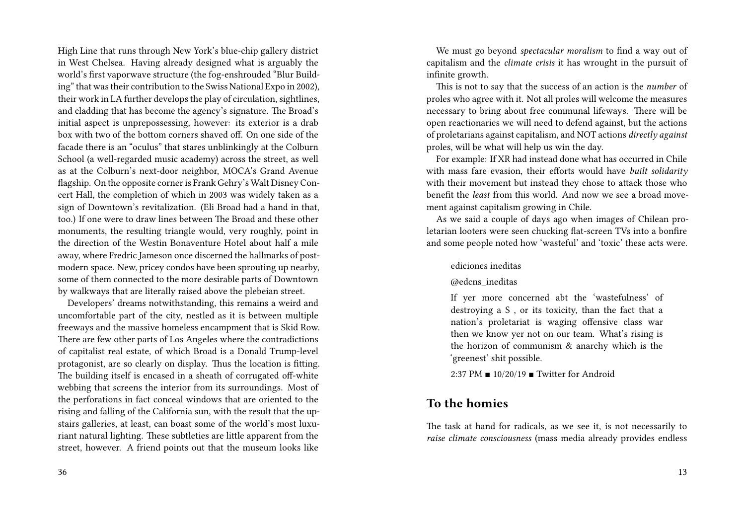High Line that runs through New York's blue-chip gallery district in West Chelsea. Having already designed what is arguably the world's first vaporwave structure (the fog-enshrouded "Blur Building" that was their contribution to the Swiss National Expo in 2002), their work in LA further develops the play of circulation, sightlines, and cladding that has become the agency's signature. The Broad's initial aspect is unprepossessing, however: its exterior is a drab box with two of the bottom corners shaved off. On one side of the facade there is an "oculus" that stares unblinkingly at the Colburn School (a well-regarded music academy) across the street, as well as at the Colburn's next-door neighbor, MOCA's Grand Avenue flagship. On the opposite corner is Frank Gehry's Walt Disney Concert Hall, the completion of which in 2003 was widely taken as a sign of Downtown's revitalization. (Eli Broad had a hand in that, too.) If one were to draw lines between The Broad and these other monuments, the resulting triangle would, very roughly, point in the direction of the Westin Bonaventure Hotel about half a mile away, where Fredric Jameson once discerned the hallmarks of postmodern space. New, pricey condos have been sprouting up nearby, some of them connected to the more desirable parts of Downtown by walkways that are literally raised above the plebeian street.

Developers' dreams notwithstanding, this remains a weird and uncomfortable part of the city, nestled as it is between multiple freeways and the massive homeless encampment that is Skid Row. There are few other parts of Los Angeles where the contradictions of capitalist real estate, of which Broad is a Donald Trump-level protagonist, are so clearly on display. Thus the location is fitting. The building itself is encased in a sheath of corrugated off-white webbing that screens the interior from its surroundings. Most of the perforations in fact conceal windows that are oriented to the rising and falling of the California sun, with the result that the upstairs galleries, at least, can boast some of the world's most luxuriant natural lighting. These subtleties are little apparent from the street, however. A friend points out that the museum looks like

We must go beyond *spectacular moralism* to find a way out of capitalism and the *climate crisis* it has wrought in the pursuit of infinite growth.

This is not to say that the success of an action is the *number* of proles who agree with it. Not all proles will welcome the measures necessary to bring about free communal lifeways. There will be open reactionaries we will need to defend against, but the actions of proletarians against capitalism, and NOT actions *directly against* proles, will be what will help us win the day.

For example: If XR had instead done what has occurred in Chile with mass fare evasion, their efforts would have *built solidarity* with their movement but instead they chose to attack those who benefit the *least* from this world. And now we see a broad movement against capitalism growing in Chile.

As we said a couple of days ago when images of Chilean proletarian looters were seen chucking flat-screen TVs into a bonfire and some people noted how 'wasteful' and 'toxic' these acts were.

> ediciones ineditas
>
> @edcns_ineditas
>
> If yer more concerned abt the 'wastefulness' of destroying a S , or its toxicity, than the fact that a nation's proletariat is waging offensive class war then we know yer not on our team. What's rising is the horizon of communism & anarchy which is the 'greenest' shit possible.
>
> 2:37 PM ▪ 10/20/19 ▪ Twitter for Android

## To the homies

The task at hand for radicals, as we see it, is not necessarily to *raise climate consciousness* (mass media already provides endless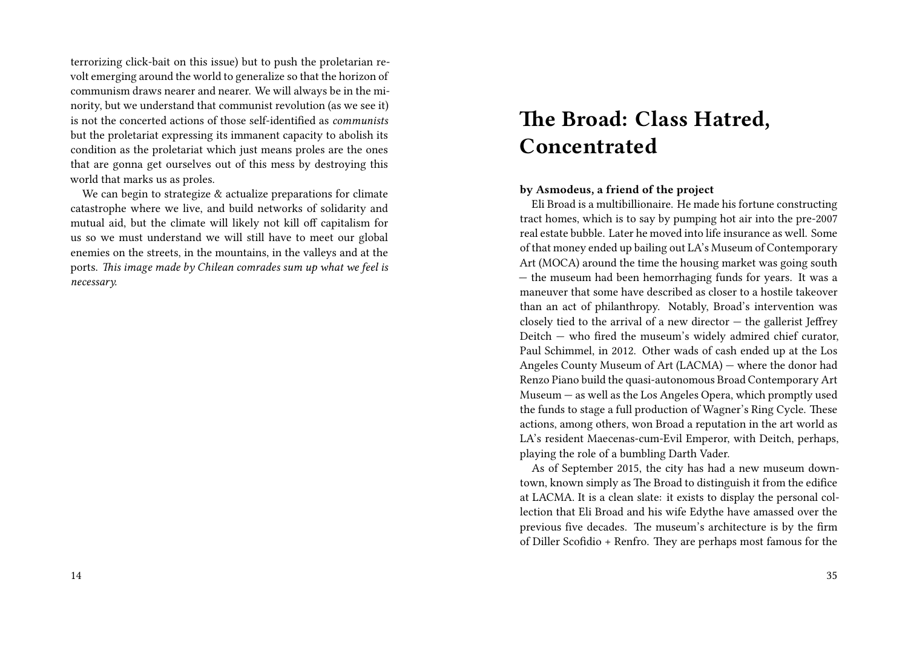terrorizing click-bait on this issue) but to push the proletarian revolt emerging around the world to generalize so that the horizon of communism draws nearer and nearer. We will always be in the minority, but we understand that communist revolution (as we see it) is not the concerted actions of those self-identified as *communists* but the proletariat expressing its immanent capacity to abolish its condition as the proletariat which just means proles are the ones that are gonna get ourselves out of this mess by destroying this world that marks us as proles.

We can begin to strategize & actualize preparations for climate catastrophe where we live, and build networks of solidarity and mutual aid, but the climate will likely not kill off capitalism for us so we must understand we will still have to meet our global enemies on the streets, in the mountains, in the valleys and at the ports. *This image made by Chilean comrades sum up what we feel is necessary.*

# The Broad: Class Hatred, Concentrated

**by Asmodeus, a friend of the project**

Eli Broad is a multibillionaire. He made his fortune constructing tract homes, which is to say by pumping hot air into the pre-2007 real estate bubble. Later he moved into life insurance as well. Some of that money ended up bailing out LA's Museum of Contemporary Art (MOCA) around the time the housing market was going south — the museum had been hemorrhaging funds for years. It was a maneuver that some have described as closer to a hostile takeover than an act of philanthropy. Notably, Broad's intervention was closely tied to the arrival of a new director — the gallerist Jeffrey Deitch — who fired the museum's widely admired chief curator, Paul Schimmel, in 2012. Other wads of cash ended up at the Los Angeles County Museum of Art (LACMA) — where the donor had Renzo Piano build the quasi-autonomous Broad Contemporary Art Museum — as well as the Los Angeles Opera, which promptly used the funds to stage a full production of Wagner's Ring Cycle. These actions, among others, won Broad a reputation in the art world as LA's resident Maecenas-cum-Evil Emperor, with Deitch, perhaps, playing the role of a bumbling Darth Vader.

As of September 2015, the city has had a new museum downtown, known simply as The Broad to distinguish it from the edifice at LACMA. It is a clean slate: it exists to display the personal collection that Eli Broad and his wife Edythe have amassed over the previous five decades. The museum's architecture is by the firm of Diller Scofidio + Renfro. They are perhaps most famous for the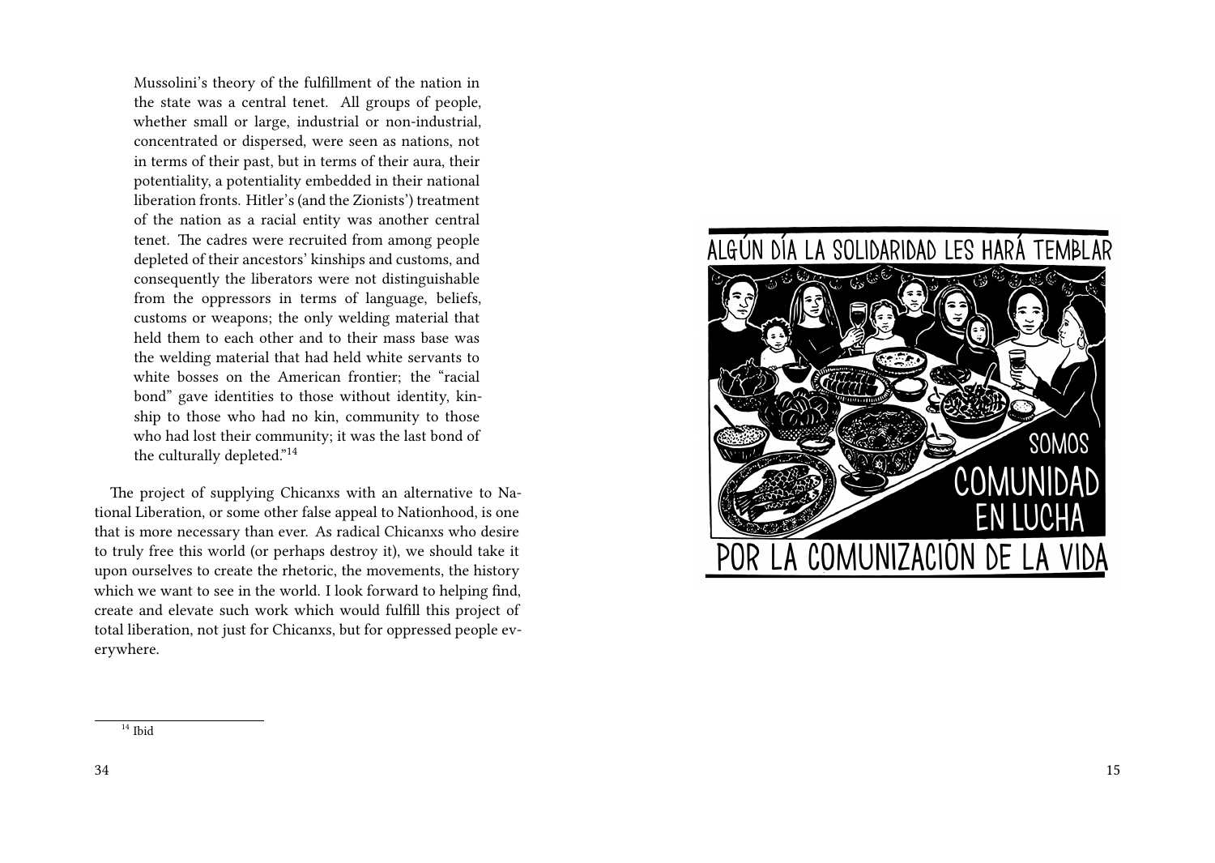> Mussolini's theory of the fulfillment of the nation in the state was a central tenet. All groups of people, whether small or large, industrial or non-industrial, concentrated or dispersed, were seen as nations, not in terms of their past, but in terms of their aura, their potentiality, a potentiality embedded in their national liberation fronts. Hitler's (and the Zionists') treatment of the nation as a racial entity was another central tenet. The cadres were recruited from among people depleted of their ancestors' kinships and customs, and consequently the liberators were not distinguishable from the oppressors in terms of language, beliefs, customs or weapons; the only welding material that held them to each other and to their mass base was the welding material that had held white servants to white bosses on the American frontier; the "racial bond" gave identities to those without identity, kinship to those who had no kin, community to those who had lost their community; it was the last bond of the culturally depleted."[14]

The project of supplying Chicanxs with an alternative to National Liberation, or some other false appeal to Nationhood, is one that is more necessary than ever. As radical Chicanxs who desire to truly free this world (or perhaps destroy it), we should take it upon ourselves to create the rhetoric, the movements, the history which we want to see in the world. I look forward to helping find, create and elevate such work which would fulfill this project of total liberation, not just for Chicanxs, but for oppressed people everywhere.

[14] Ibid

ALGÚN DÍA LA SOLIDARIDAD LES HARÁ TEMBLAR

SOMOS COMUNIDAD EN LUCHA

POR LA COMUNIZACIÓN DE LA VIDA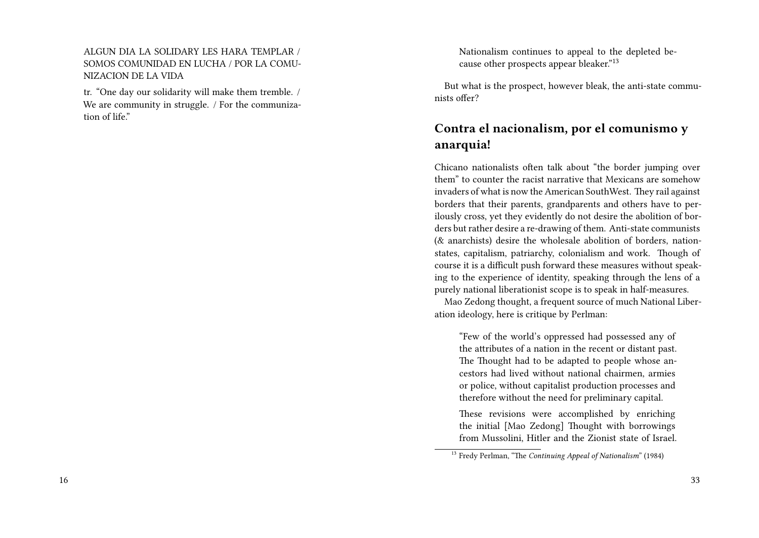ALGUN DIA LA SOLIDARY LES HARA TEMPLAR / SOMOS COMUNIDAD EN LUCHA / POR LA COMUNIZACION DE LA VIDA

tr. "One day our solidarity will make them tremble. / We are community in struggle. / For the communization of life."

> Nationalism continues to appeal to the depleted because other prospects appear bleaker."[13]

But what is the prospect, however bleak, the anti-state communists offer?

## Contra el nacionalism, por el comunismo y anarquia!

Chicano nationalists often talk about "the border jumping over them" to counter the racist narrative that Mexicans are somehow invaders of what is now the American SouthWest. They rail against borders that their parents, grandparents and others have to perilously cross, yet they evidently do not desire the abolition of borders but rather desire a re-drawing of them. Anti-state communists (& anarchists) desire the wholesale abolition of borders, nation-states, capitalism, patriarchy, colonialism and work. Though of course it is a difficult push forward these measures without speaking to the experience of identity, speaking through the lens of a purely national liberationist scope is to speak in half-measures.

Mao Zedong thought, a frequent source of much National Liberation ideology, here is critique by Perlman:

> "Few of the world's oppressed had possessed any of the attributes of a nation in the recent or distant past. The Thought had to be adapted to people whose ancestors had lived without national chairmen, armies or police, without capitalist production processes and therefore without the need for preliminary capital.
>
> These revisions were accomplished by enriching the initial [Mao Zedong] Thought with borrowings from Mussolini, Hitler and the Zionist state of Israel.

[13] Fredy Perlman, "The *Continuing Appeal of Nationalism*" (1984)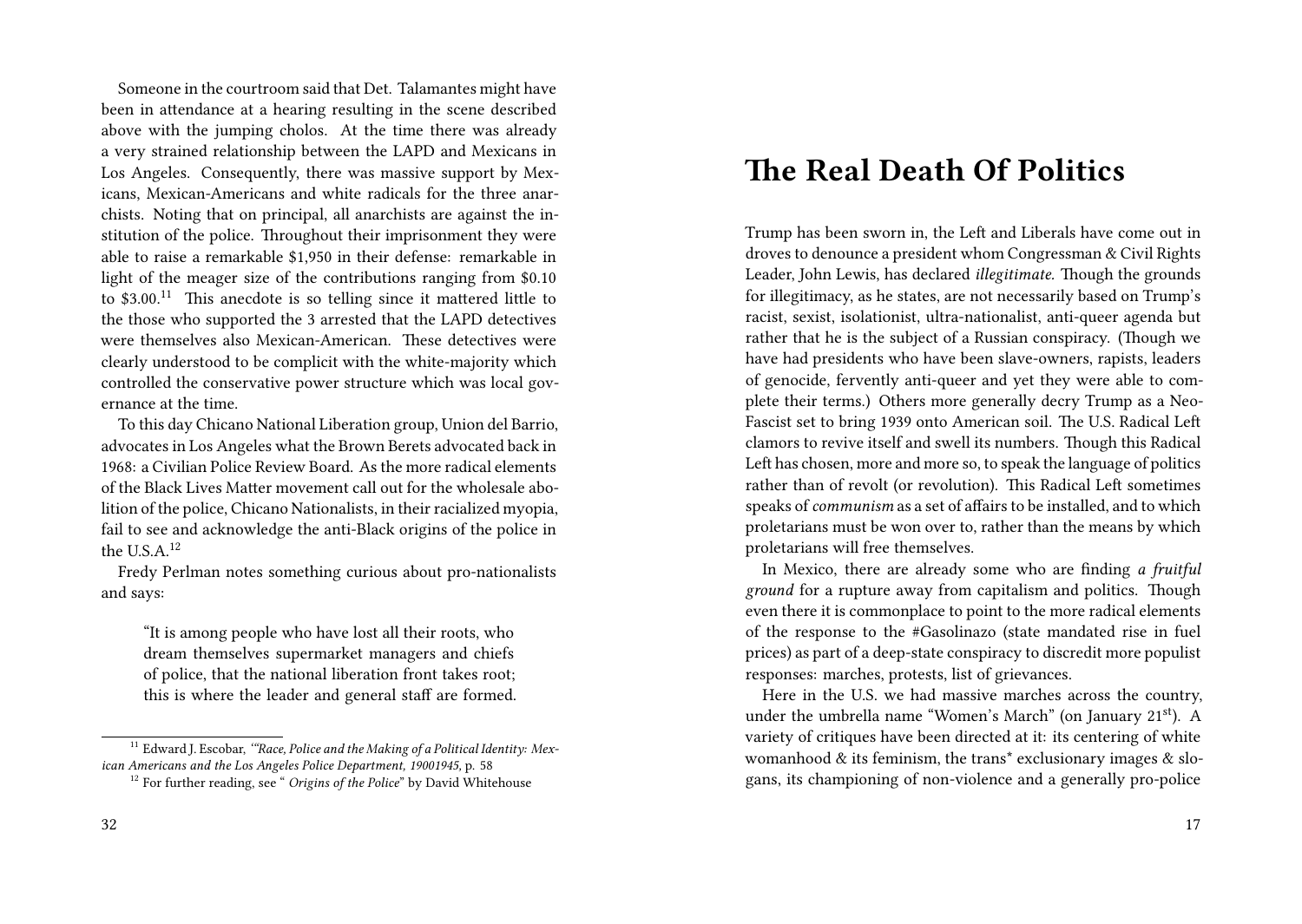Someone in the courtroom said that Det. Talamantes might have been in attendance at a hearing resulting in the scene described above with the jumping cholos. At the time there was already a very strained relationship between the LAPD and Mexicans in Los Angeles. Consequently, there was massive support by Mexicans, Mexican-Americans and white radicals for the three anarchists. Noting that on principal, all anarchists are against the institution of the police. Throughout their imprisonment they were able to raise a remarkable $1,950 in their defense: remarkable in light of the meager size of the contributions ranging from $0.10 to $3.00.[11] This anecdote is so telling since it mattered little to the those who supported the 3 arrested that the LAPD detectives were themselves also Mexican-American. These detectives were clearly understood to be complicit with the white-majority which controlled the conservative power structure which was local governance at the time.

To this day Chicano National Liberation group, Union del Barrio, advocates in Los Angeles what the Brown Berets advocated back in 1968: a Civilian Police Review Board. As the more radical elements of the Black Lives Matter movement call out for the wholesale abolition of the police, Chicano Nationalists, in their racialized myopia, fail to see and acknowledge the anti-Black origins of the police in the U.S.A.[12]

Fredy Perlman notes something curious about pro-nationalists and says:

> "It is among people who have lost all their roots, who dream themselves supermarket managers and chiefs of police, that the national liberation front takes root; this is where the leader and general staff are formed.

[11] Edward J. Escobar, *"Race, Police and the Making of a Political Identity: Mexican Americans and the Los Angeles Police Department, 19001945,* p. 58

[12] For further reading, see " *Origins of the Police*" by David Whitehouse

# The Real Death Of Politics

Trump has been sworn in, the Left and Liberals have come out in droves to denounce a president whom Congressman & Civil Rights Leader, John Lewis, has declared *illegitimate.* Though the grounds for illegitimacy, as he states, are not necessarily based on Trump's racist, sexist, isolationist, ultra-nationalist, anti-queer agenda but rather that he is the subject of a Russian conspiracy. (Though we have had presidents who have been slave-owners, rapists, leaders of genocide, fervently anti-queer and yet they were able to complete their terms.) Others more generally decry Trump as a Neo-Fascist set to bring 1939 onto American soil. The U.S. Radical Left clamors to revive itself and swell its numbers. Though this Radical Left has chosen, more and more so, to speak the language of politics rather than of revolt (or revolution). This Radical Left sometimes speaks of *communism* as a set of affairs to be installed, and to which proletarians must be won over to, rather than the means by which proletarians will free themselves.

In Mexico, there are already some who are finding *a fruitful ground* for a rupture away from capitalism and politics. Though even there it is commonplace to point to the more radical elements of the response to the #Gasolinazo (state mandated rise in fuel prices) as part of a deep-state conspiracy to discredit more populist responses: marches, protests, list of grievances.

Here in the U.S. we had massive marches across the country, under the umbrella name "Women's March" (on January 21st). A variety of critiques have been directed at it: its centering of white womanhood & its feminism, the trans* exclusionary images & slogans, its championing of non-violence and a generally pro-police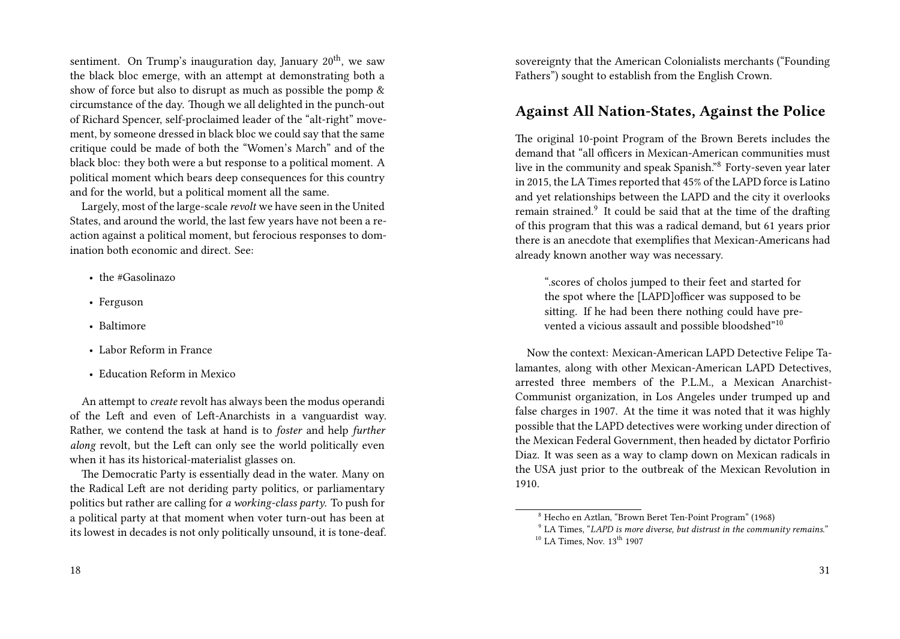sentiment. On Trump's inauguration day, January 20th, we saw the black bloc emerge, with an attempt at demonstrating both a show of force but also to disrupt as much as possible the pomp & circumstance of the day. Though we all delighted in the punch-out of Richard Spencer, self-proclaimed leader of the "alt-right" movement, by someone dressed in black bloc we could say that the same critique could be made of both the "Women's March" and of the black bloc: they both were a but response to a political moment. A political moment which bears deep consequences for this country and for the world, but a political moment all the same.

Largely, most of the large-scale *revolt* we have seen in the United States, and around the world, the last few years have not been a reaction against a political moment, but ferocious responses to domination both economic and direct. See:

- the #Gasolinazo
- Ferguson
- Baltimore
- Labor Reform in France
- Education Reform in Mexico

An attempt to *create* revolt has always been the modus operandi of the Left and even of Left-Anarchists in a vanguardist way. Rather, we contend the task at hand is to *foster* and help *further along* revolt, but the Left can only see the world politically even when it has its historical-materialist glasses on.

The Democratic Party is essentially dead in the water. Many on the Radical Left are not deriding party politics, or parliamentary politics but rather are calling for *a working-class party*. To push for a political party at that moment when voter turn-out has been at its lowest in decades is not only politically unsound, it is tone-deaf.

sovereignty that the American Colonialists merchants ("Founding Fathers") sought to establish from the English Crown.

## Against All Nation-States, Against the Police

The original 10-point Program of the Brown Berets includes the demand that "all officers in Mexican-American communities must live in the community and speak Spanish."[8] Forty-seven year later in 2015, the LA Times reported that 45% of the LAPD force is Latino and yet relationships between the LAPD and the city it overlooks remain strained.[9] It could be said that at the time of the drafting of this program that this was a radical demand, but 61 years prior there is an anecdote that exemplifies that Mexican-Americans had already known another way was necessary.

> ".scores of cholos jumped to their feet and started for the spot where the [LAPD]officer was supposed to be sitting. If he had been there nothing could have prevented a vicious assault and possible bloodshed"[10]

Now the context: Mexican-American LAPD Detective Felipe Talamantes, along with other Mexican-American LAPD Detectives, arrested three members of the P.L.M., a Mexican Anarchist-Communist organization, in Los Angeles under trumped up and false charges in 1907. At the time it was noted that it was highly possible that the LAPD detectives were working under direction of the Mexican Federal Government, then headed by dictator Porfirio Diaz. It was seen as a way to clamp down on Mexican radicals in the USA just prior to the outbreak of the Mexican Revolution in 1910.

[8] Hecho en Aztlan, "Brown Beret Ten-Point Program" (1968)

[9] LA Times, "*LAPD is more diverse, but distrust in the community remains.*"

[10] LA Times, Nov. 13th 1907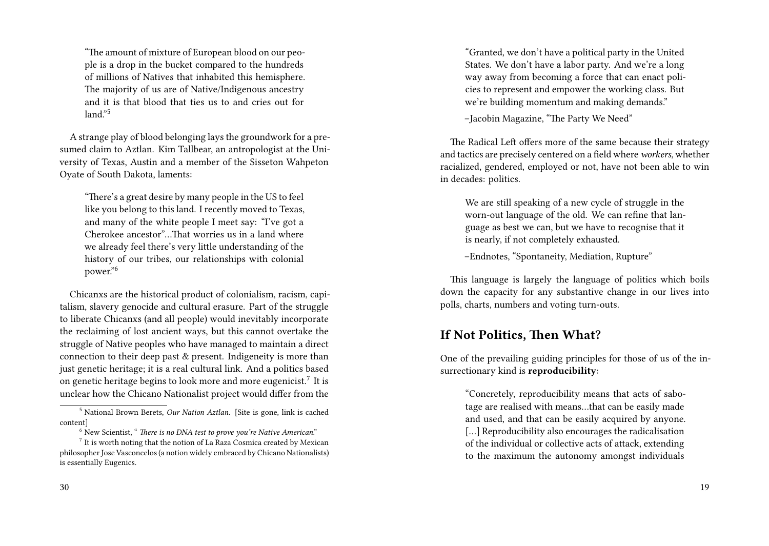> "The amount of mixture of European blood on our people is a drop in the bucket compared to the hundreds of millions of Natives that inhabited this hemisphere. The majority of us are of Native/Indigenous ancestry and it is that blood that ties us to and cries out for land."[5]

A strange play of blood belonging lays the groundwork for a presumed claim to Aztlan. Kim Tallbear, an antropologist at the University of Texas, Austin and a member of the Sisseton Wahpeton Oyate of South Dakota, laments:

> "There's a great desire by many people in the US to feel like you belong to this land. I recently moved to Texas, and many of the white people I meet say: "I've got a Cherokee ancestor"…That worries us in a land where we already feel there's very little understanding of the history of our tribes, our relationships with colonial power."[6]

Chicanxs are the historical product of colonialism, racism, capitalism, slavery genocide and cultural erasure. Part of the struggle to liberate Chicanxs (and all people) would inevitably incorporate the reclaiming of lost ancient ways, but this cannot overtake the struggle of Native peoples who have managed to maintain a direct connection to their deep past & present. Indigeneity is more than just genetic heritage; it is a real cultural link. And a politics based on genetic heritage begins to look more and more eugenicist.[7] It is unclear how the Chicano Nationalist project would differ from the

[5] National Brown Berets, *Our Nation Aztlan.* [Site is gone, link is cached content]

[6] New Scientist, " *There is no DNA test to prove you're Native American.*"

[7] It is worth noting that the notion of La Raza Cosmica created by Mexican philosopher Jose Vasconcelos (a notion widely embraced by Chicano Nationalists) is essentially Eugenics.

> "Granted, we don't have a political party in the United States. We don't have a labor party. And we're a long way away from becoming a force that can enact policies to represent and empower the working class. But we're building momentum and making demands."
>
> –Jacobin Magazine, "The Party We Need"

The Radical Left offers more of the same because their strategy and tactics are precisely centered on a field where *workers,* whether racialized, gendered, employed or not, have not been able to win in decades: politics.

> We are still speaking of a new cycle of struggle in the worn-out language of the old. We can refine that language as best we can, but we have to recognise that it is nearly, if not completely exhausted.
>
> –Endnotes, "Spontaneity, Mediation, Rupture"

This language is largely the language of politics which boils down the capacity for any substantive change in our lives into polls, charts, numbers and voting turn-outs.

## If Not Politics, Then What?

One of the prevailing guiding principles for those of us of the insurrectionary kind is **reproducibility**:

> "Concretely, reproducibility means that acts of sabotage are realised with means…that can be easily made and used, and that can be easily acquired by anyone. […] Reproducibility also encourages the radicalisation of the individual or collective acts of attack, extending to the maximum the autonomy amongst individuals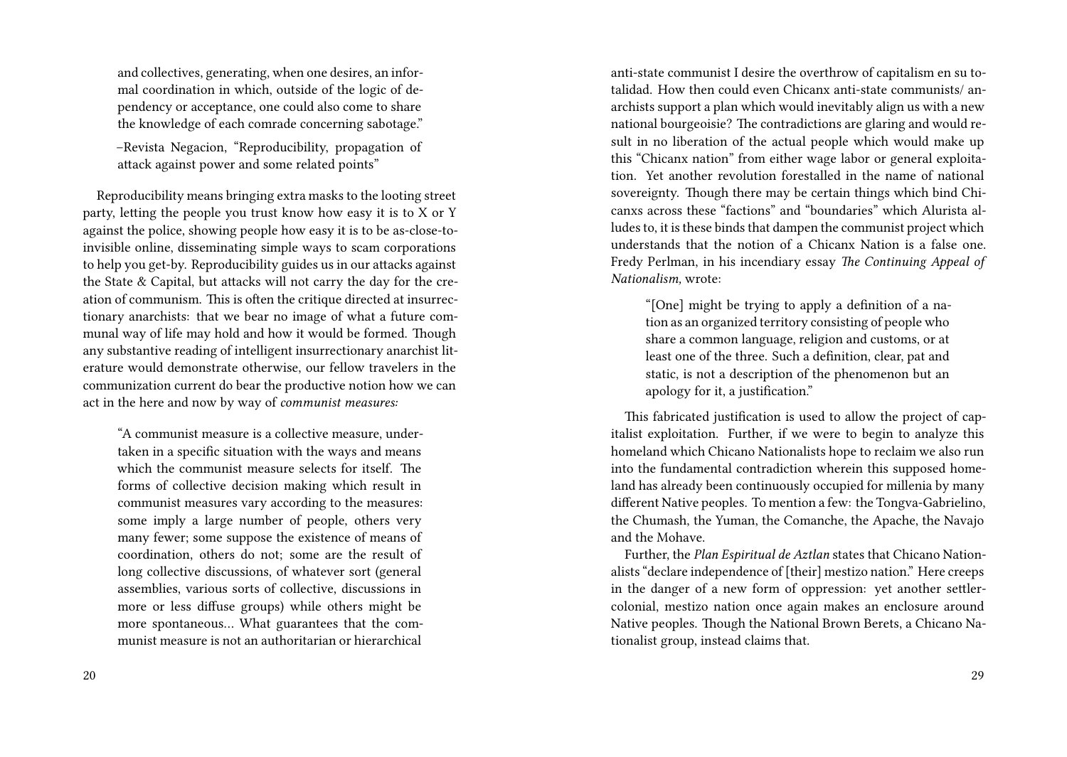and collectives, generating, when one desires, an informal coordination in which, outside of the logic of dependency or acceptance, one could also come to share the knowledge of each comrade concerning sabotage."

> –Revista Negacion, "Reproducibility, propagation of attack against power and some related points"

Reproducibility means bringing extra masks to the looting street party, letting the people you trust know how easy it is to X or Y against the police, showing people how easy it is to be as-close-to-invisible online, disseminating simple ways to scam corporations to help you get-by. Reproducibility guides us in our attacks against the State & Capital, but attacks will not carry the day for the creation of communism. This is often the critique directed at insurrectionary anarchists: that we bear no image of what a future communal way of life may hold and how it would be formed. Though any substantive reading of intelligent insurrectionary anarchist literature would demonstrate otherwise, our fellow travelers in the communization current do bear the productive notion how we can act in the here and now by way of *communist measures:*

> "A communist measure is a collective measure, undertaken in a specific situation with the ways and means which the communist measure selects for itself. The forms of collective decision making which result in communist measures vary according to the measures: some imply a large number of people, others very many fewer; some suppose the existence of means of coordination, others do not; some are the result of long collective discussions, of whatever sort (general assemblies, various sorts of collective, discussions in more or less diffuse groups) while others might be more spontaneous... What guarantees that the communist measure is not an authoritarian or hierarchical

anti-state communist I desire the overthrow of capitalism en su totalidad. How then could even Chicanx anti-state communists/ anarchists support a plan which would inevitably align us with a new national bourgeoisie? The contradictions are glaring and would result in no liberation of the actual people which would make up this "Chicanx nation" from either wage labor or general exploitation. Yet another revolution forestalled in the name of national sovereignty. Though there may be certain things which bind Chicanxs across these "factions" and "boundaries" which Alurista alludes to, it is these binds that dampen the communist project which understands that the notion of a Chicanx Nation is a false one. Fredy Perlman, in his incendiary essay *The Continuing Appeal of Nationalism,* wrote:

> "[One] might be trying to apply a definition of a nation as an organized territory consisting of people who share a common language, religion and customs, or at least one of the three. Such a definition, clear, pat and static, is not a description of the phenomenon but an apology for it, a justification."

This fabricated justification is used to allow the project of capitalist exploitation. Further, if we were to begin to analyze this homeland which Chicano Nationalists hope to reclaim we also run into the fundamental contradiction wherein this supposed homeland has already been continuously occupied for millenia by many different Native peoples. To mention a few: the Tongva-Gabrielino, the Chumash, the Yuman, the Comanche, the Apache, the Navajo and the Mohave.

Further, the *Plan Espiritual de Aztlan* states that Chicano Nationalists "declare independence of [their] mestizo nation." Here creeps in the danger of a new form of oppression: yet another settler-colonial, mestizo nation once again makes an enclosure around Native peoples. Though the National Brown Berets, a Chicano Nationalist group, instead claims that.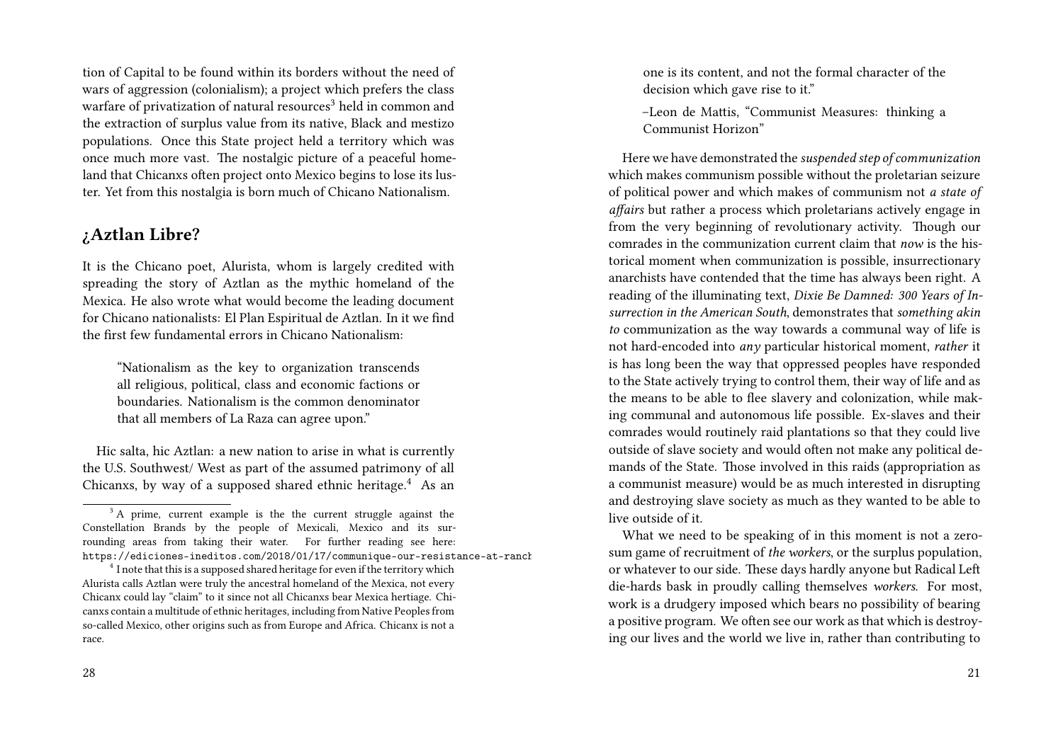tion of Capital to be found within its borders without the need of wars of aggression (colonialism); a project which prefers the class warfare of privatization of natural resources[3] held in common and the extraction of surplus value from its native, Black and mestizo populations. Once this State project held a territory which was once much more vast. The nostalgic picture of a peaceful homeland that Chicanxs often project onto Mexico begins to lose its luster. Yet from this nostalgia is born much of Chicano Nationalism.

## ¿Aztlan Libre?

It is the Chicano poet, Alurista, whom is largely credited with spreading the story of Aztlan as the mythic homeland of the Mexica. He also wrote what would become the leading document for Chicano nationalists: El Plan Espiritual de Aztlan. In it we find the first few fundamental errors in Chicano Nationalism:

> "Nationalism as the key to organization transcends all religious, political, class and economic factions or boundaries. Nationalism is the common denominator that all members of La Raza can agree upon."

Hic salta, hic Aztlan: a new nation to arise in what is currently the U.S. Southwest/ West as part of the assumed patrimony of all Chicanxs, by way of a supposed shared ethnic heritage.[4] As an

[3] A prime, current example is the the current struggle against the Constellation Brands by the people of Mexicali, Mexico and its surrounding areas from taking their water. For further reading see here: https://ediciones-ineditos.com/2018/01/17/communique-our-resistance-at-ranch

[4] I note that this is a supposed shared heritage for even if the territory which Alurista calls Aztlan were truly the ancestral homeland of the Mexica, not every Chicanx could lay "claim" to it since not all Chicanxs bear Mexica hertiage. Chicanxs contain a multitude of ethnic heritages, including from Native Peoples from so-called Mexico, other origins such as from Europe and Africa. Chicanx is not a race.

> one is its content, and not the formal character of the decision which gave rise to it."
>
> –Leon de Mattis, "Communist Measures: thinking a Communist Horizon"

Here we have demonstrated the *suspended step of communization* which makes communism possible without the proletarian seizure of political power and which makes of communism not *a state of affairs* but rather a process which proletarians actively engage in from the very beginning of revolutionary activity. Though our comrades in the communization current claim that *now* is the historical moment when communization is possible, insurrectionary anarchists have contended that the time has always been right. A reading of the illuminating text, *Dixie Be Damned: 300 Years of Insurrection in the American South*, demonstrates that *something akin to* communization as the way towards a communal way of life is not hard-encoded into *any* particular historical moment, *rather* it is has long been the way that oppressed peoples have responded to the State actively trying to control them, their way of life and as the means to be able to flee slavery and colonization, while making communal and autonomous life possible. Ex-slaves and their comrades would routinely raid plantations so that they could live outside of slave society and would often not make any political demands of the State. Those involved in this raids (appropriation as a communist measure) would be as much interested in disrupting and destroying slave society as much as they wanted to be able to live outside of it.

What we need to be speaking of in this moment is not a zero-sum game of recruitment of *the workers*, or the surplus population, or whatever to our side. These days hardly anyone but Radical Left die-hards bask in proudly calling themselves *workers*. For most, work is a drudgery imposed which bears no possibility of bearing a positive program. We often see our work as that which is destroying our lives and the world we live in, rather than contributing to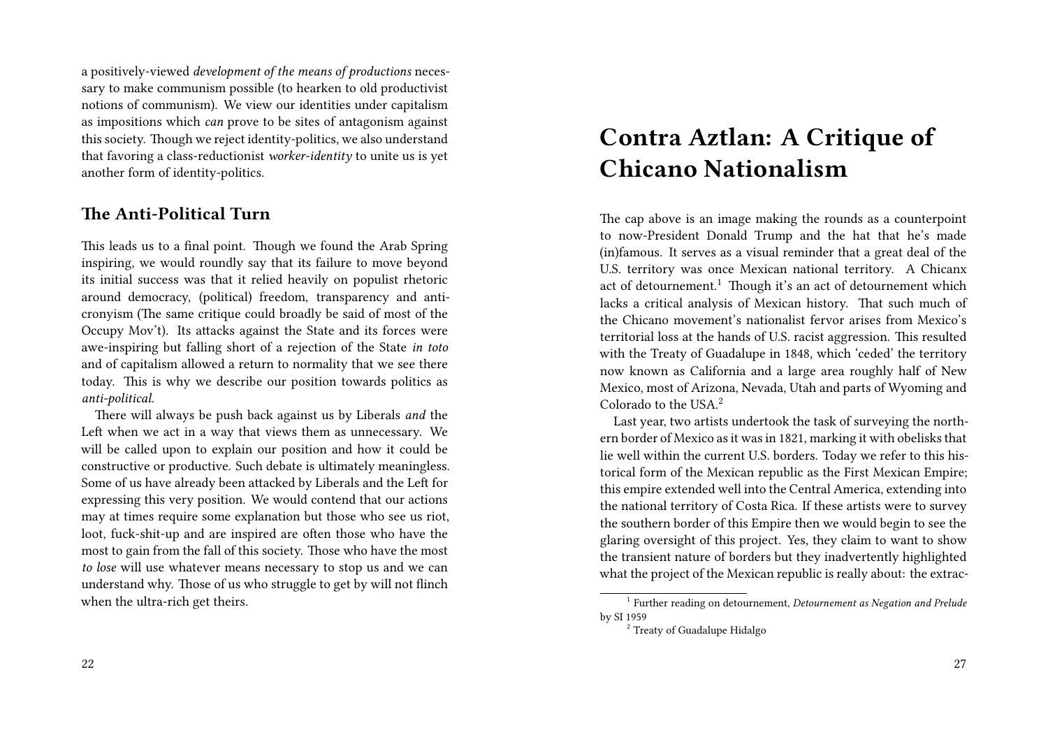a positively-viewed *development of the means of productions* necessary to make communism possible (to hearken to old productivist notions of communism). We view our identities under capitalism as impositions which *can* prove to be sites of antagonism against this society. Though we reject identity-politics, we also understand that favoring a class-reductionist *worker-identity* to unite us is yet another form of identity-politics.

## The Anti-Political Turn

This leads us to a final point. Though we found the Arab Spring inspiring, we would roundly say that its failure to move beyond its initial success was that it relied heavily on populist rhetoric around democracy, (political) freedom, transparency and anti-cronyism (The same critique could broadly be said of most of the Occupy Mov't). Its attacks against the State and its forces were awe-inspiring but falling short of a rejection of the State *in toto* and of capitalism allowed a return to normality that we see there today. This is why we describe our position towards politics as *anti-political.*

There will always be push back against us by Liberals *and* the Left when we act in a way that views them as unnecessary. We will be called upon to explain our position and how it could be constructive or productive. Such debate is ultimately meaningless. Some of us have already been attacked by Liberals and the Left for expressing this very position. We would contend that our actions may at times require some explanation but those who see us riot, loot, fuck-shit-up and are inspired are often those who have the most to gain from the fall of this society. Those who have the most *to lose* will use whatever means necessary to stop us and we can understand why. Those of us who struggle to get by will not flinch when the ultra-rich get theirs.

# Contra Aztlan: A Critique of Chicano Nationalism

The cap above is an image making the rounds as a counterpoint to now-President Donald Trump and the hat that he's made (in)famous. It serves as a visual reminder that a great deal of the U.S. territory was once Mexican national territory. A Chicanx act of detournement.[1] Though it's an act of detournement which lacks a critical analysis of Mexican history. That such much of the Chicano movement's nationalist fervor arises from Mexico's territorial loss at the hands of U.S. racist aggression. This resulted with the Treaty of Guadalupe in 1848, which 'ceded' the territory now known as California and a large area roughly half of New Mexico, most of Arizona, Nevada, Utah and parts of Wyoming and Colorado to the USA.[2]

Last year, two artists undertook the task of surveying the northern border of Mexico as it was in 1821, marking it with obelisks that lie well within the current U.S. borders. Today we refer to this historical form of the Mexican republic as the First Mexican Empire; this empire extended well into the Central America, extending into the national territory of Costa Rica. If these artists were to survey the southern border of this Empire then we would begin to see the glaring oversight of this project. Yes, they claim to want to show the transient nature of borders but they inadvertently highlighted what the project of the Mexican republic is really about: the extrac-

[1] Further reading on detournement, *Detournement as Negation and Prelude* by SI 1959

[2] Treaty of Guadalupe Hidalgo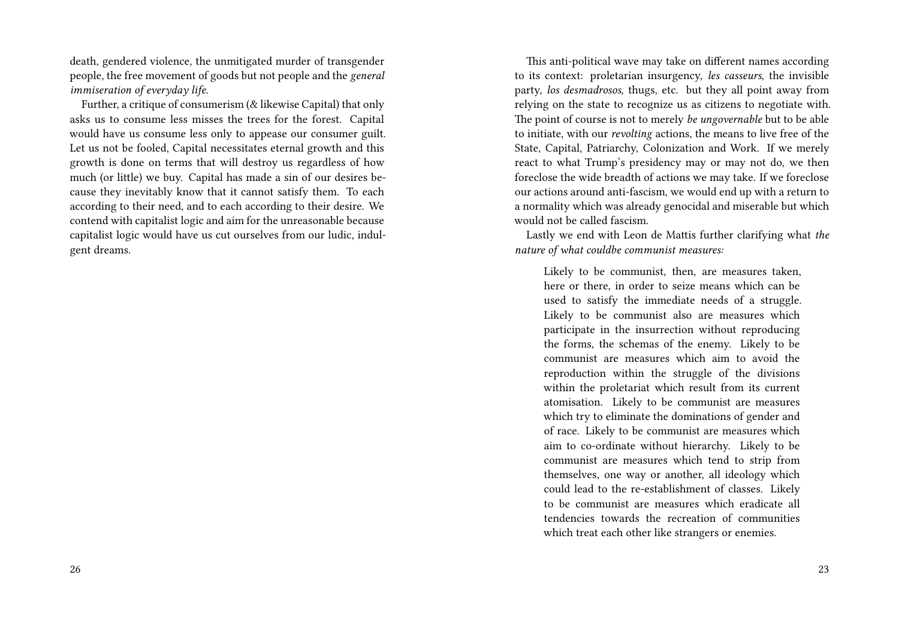death, gendered violence, the unmitigated murder of transgender people, the free movement of goods but not people and the *general immiseration of everyday life.*

Further, a critique of consumerism (& likewise Capital) that only asks us to consume less misses the trees for the forest. Capital would have us consume less only to appease our consumer guilt. Let us not be fooled, Capital necessitates eternal growth and this growth is done on terms that will destroy us regardless of how much (or little) we buy. Capital has made a sin of our desires because they inevitably know that it cannot satisfy them. To each according to their need, and to each according to their desire. We contend with capitalist logic and aim for the unreasonable because capitalist logic would have us cut ourselves from our ludic, indulgent dreams.

This anti-political wave may take on different names according to its context: proletarian insurgency, *les casseurs*, the invisible party, *los desmadrosos,* thugs, etc. but they all point away from relying on the state to recognize us as citizens to negotiate with. The point of course is not to merely *be ungovernable* but to be able to initiate, with our *revolting* actions, the means to live free of the State, Capital, Patriarchy, Colonization and Work. If we merely react to what Trump's presidency may or may not do, we then foreclose the wide breadth of actions we may take. If we foreclose our actions around anti-fascism, we would end up with a return to a normality which was already genocidal and miserable but which would not be called fascism.

Lastly we end with Leon de Mattis further clarifying what *the nature of what couldbe communist measures:*

> Likely to be communist, then, are measures taken, here or there, in order to seize means which can be used to satisfy the immediate needs of a struggle. Likely to be communist also are measures which participate in the insurrection without reproducing the forms, the schemas of the enemy. Likely to be communist are measures which aim to avoid the reproduction within the struggle of the divisions within the proletariat which result from its current atomisation. Likely to be communist are measures which try to eliminate the dominations of gender and of race. Likely to be communist are measures which aim to co-ordinate without hierarchy. Likely to be communist are measures which tend to strip from themselves, one way or another, all ideology which could lead to the re-establishment of classes. Likely to be communist are measures which eradicate all tendencies towards the recreation of communities which treat each other like strangers or enemies.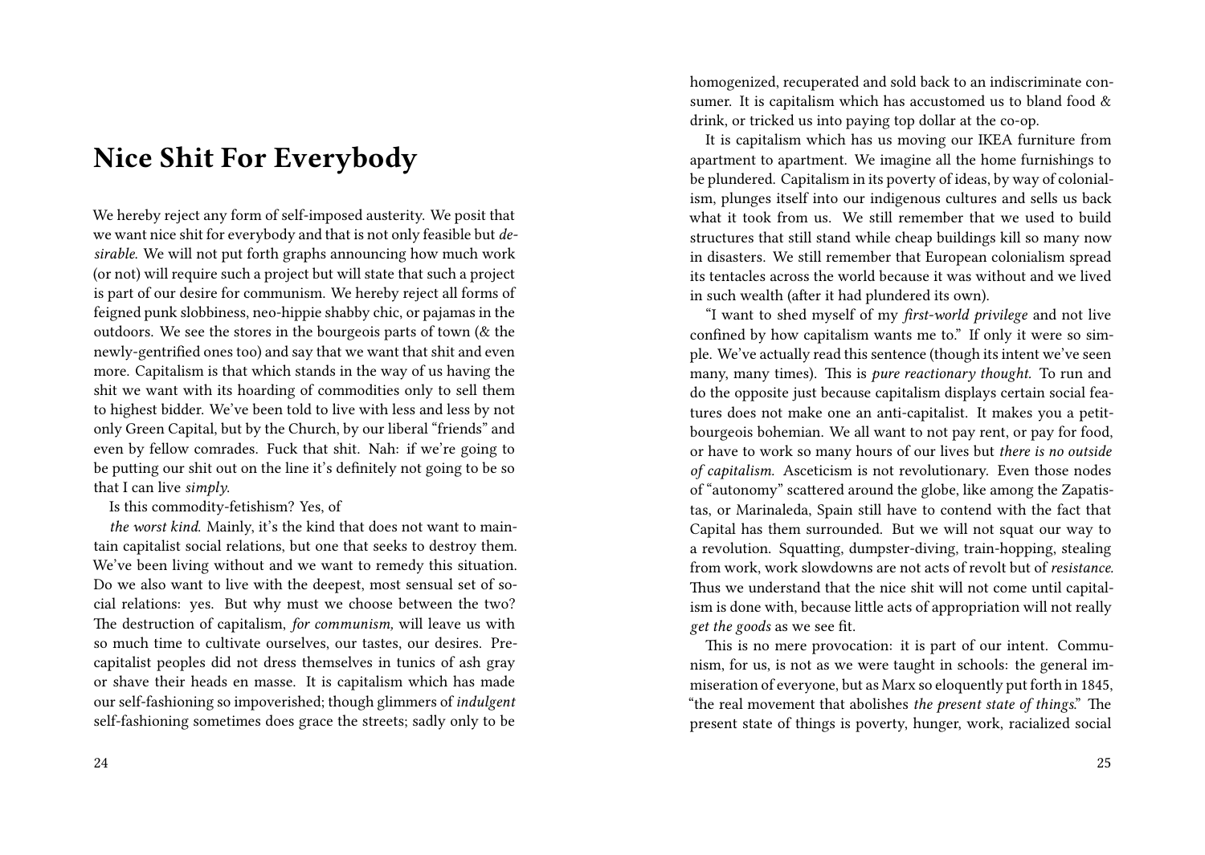# Nice Shit For Everybody

We hereby reject any form of self-imposed austerity. We posit that we want nice shit for everybody and that is not only feasible but *desirable*. We will not put forth graphs announcing how much work (or not) will require such a project but will state that such a project is part of our desire for communism. We hereby reject all forms of feigned punk slobbiness, neo-hippie shabby chic, or pajamas in the outdoors. We see the stores in the bourgeois parts of town (& the newly-gentrified ones too) and say that we want that shit and even more. Capitalism is that which stands in the way of us having the shit we want with its hoarding of commodities only to sell them to highest bidder. We've been told to live with less and less by not only Green Capital, but by the Church, by our liberal "friends" and even by fellow comrades. Fuck that shit. Nah: if we're going to be putting our shit out on the line it's definitely not going to be so that I can live *simply*.

Is this commodity-fetishism? Yes, of *the worst kind.* Mainly, it's the kind that does not want to maintain capitalist social relations, but one that seeks to destroy them. We've been living without and we want to remedy this situation. Do we also want to live with the deepest, most sensual set of social relations: yes. But why must we choose between the two? The destruction of capitalism, *for communism,* will leave us with so much time to cultivate ourselves, our tastes, our desires. Pre-capitalist peoples did not dress themselves in tunics of ash gray or shave their heads en masse. It is capitalism which has made our self-fashioning so impoverished; though glimmers of *indulgent* self-fashioning sometimes does grace the streets; sadly only to be homogenized, recuperated and sold back to an indiscriminate consumer. It is capitalism which has accustomed us to bland food & drink, or tricked us into paying top dollar at the co-op.

It is capitalism which has us moving our IKEA furniture from apartment to apartment. We imagine all the home furnishings to be plundered. Capitalism in its poverty of ideas, by way of colonialism, plunges itself into our indigenous cultures and sells us back what it took from us. We still remember that we used to build structures that still stand while cheap buildings kill so many now in disasters. We still remember that European colonialism spread its tentacles across the world because it was without and we lived in such wealth (after it had plundered its own).

"I want to shed myself of my *first-world privilege* and not live confined by how capitalism wants me to." If only it were so simple. We've actually read this sentence (though its intent we've seen many, many times). This is *pure reactionary thought.* To run and do the opposite just because capitalism displays certain social features does not make one an anti-capitalist. It makes you a petit-bourgeois bohemian. We all want to not pay rent, or pay for food, or have to work so many hours of our lives but *there is no outside of capitalism.* Asceticism is not revolutionary. Even those nodes of "autonomy" scattered around the globe, like among the Zapatistas, or Marinaleda, Spain still have to contend with the fact that Capital has them surrounded. But we will not squat our way to a revolution. Squatting, dumpster-diving, train-hopping, stealing from work, work slowdowns are not acts of revolt but of *resistance.* Thus we understand that the nice shit will not come until capitalism is done with, because little acts of appropriation will not really *get the goods* as we see fit.

This is no mere provocation: it is part of our intent. Communism, for us, is not as we were taught in schools: the general immiseration of everyone, but as Marx so eloquently put forth in 1845, "the real movement that abolishes *the present state of things*." The present state of things is poverty, hunger, work, racialized social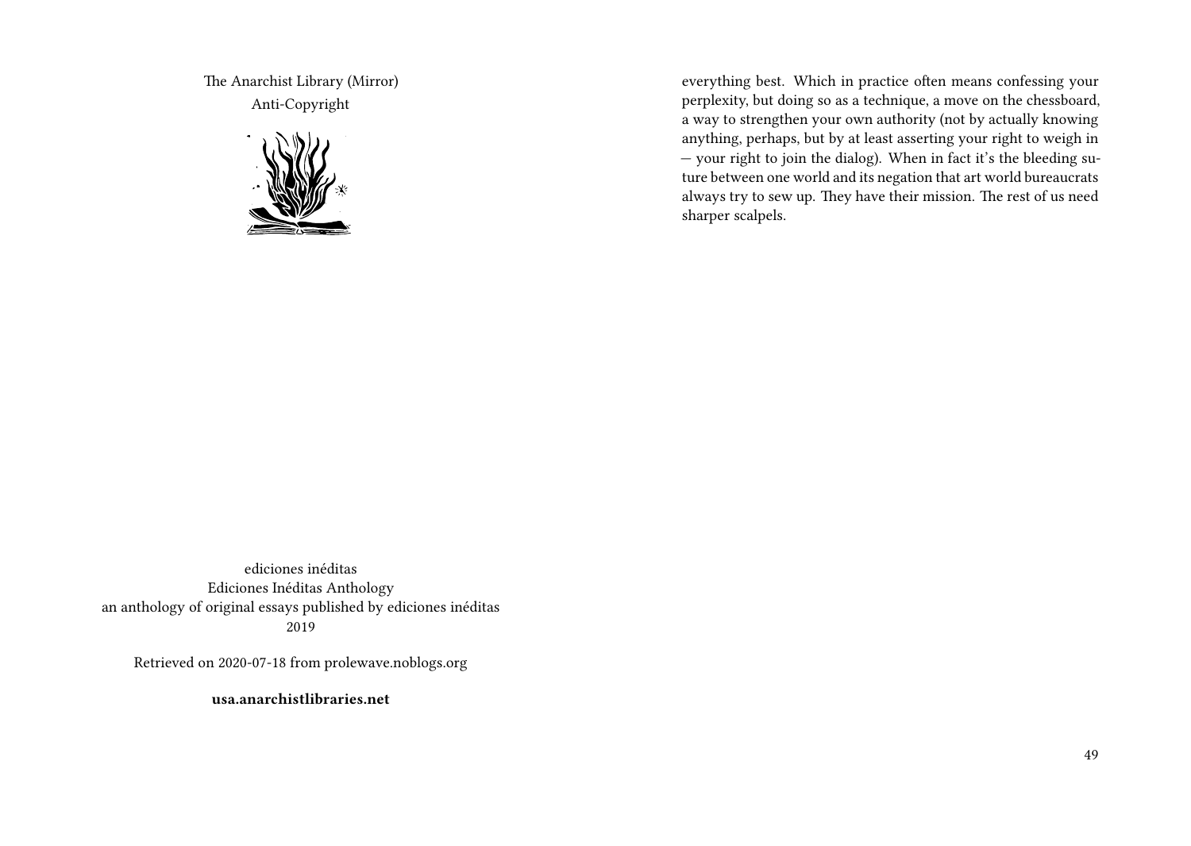The Anarchist Library (Mirror)
Anti-Copyright

ediciones inéditas
Ediciones Inéditas Anthology
an anthology of original essays published by ediciones inéditas
2019

Retrieved on 2020-07-18 from prolewave.noblogs.org

**usa.anarchistlibraries.net**

everything best. Which in practice often means confessing your perplexity, but doing so as a technique, a move on the chessboard, a way to strengthen your own authority (not by actually knowing anything, perhaps, but by at least asserting your right to weigh in — your right to join the dialog). When in fact it's the bleeding suture between one world and its negation that art world bureaucrats always try to sew up. They have their mission. The rest of us need sharper scalpels.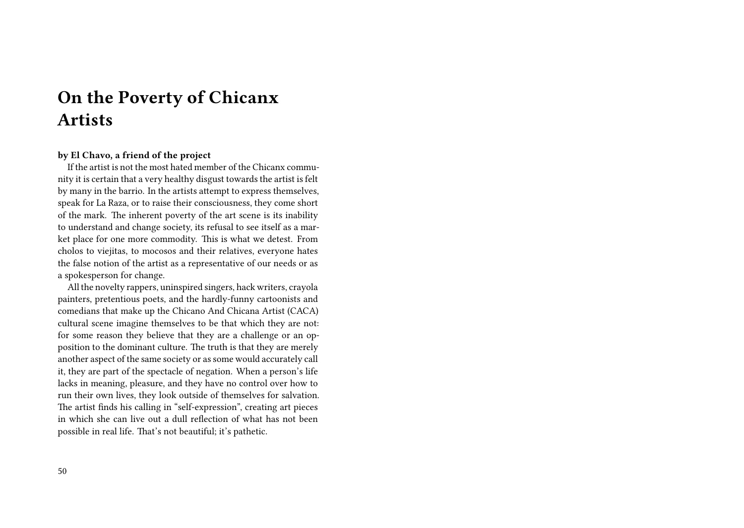# On the Poverty of Chicanx Artists

**by El Chavo, a friend of the project**

If the artist is not the most hated member of the Chicanx community it is certain that a very healthy disgust towards the artist is felt by many in the barrio. In the artists attempt to express themselves, speak for La Raza, or to raise their consciousness, they come short of the mark. The inherent poverty of the art scene is its inability to understand and change society, its refusal to see itself as a market place for one more commodity. This is what we detest. From cholos to viejitas, to mocosos and their relatives, everyone hates the false notion of the artist as a representative of our needs or as a spokesperson for change.

All the novelty rappers, uninspired singers, hack writers, crayola painters, pretentious poets, and the hardly-funny cartoonists and comedians that make up the Chicano And Chicana Artist (CACA) cultural scene imagine themselves to be that which they are not: for some reason they believe that they are a challenge or an opposition to the dominant culture. The truth is that they are merely another aspect of the same society or as some would accurately call it, they are part of the spectacle of negation. When a person's life lacks in meaning, pleasure, and they have no control over how to run their own lives, they look outside of themselves for salvation. The artist finds his calling in "self-expression", creating art pieces in which she can live out a dull reflection of what has not been possible in real life. That's not beautiful; it's pathetic.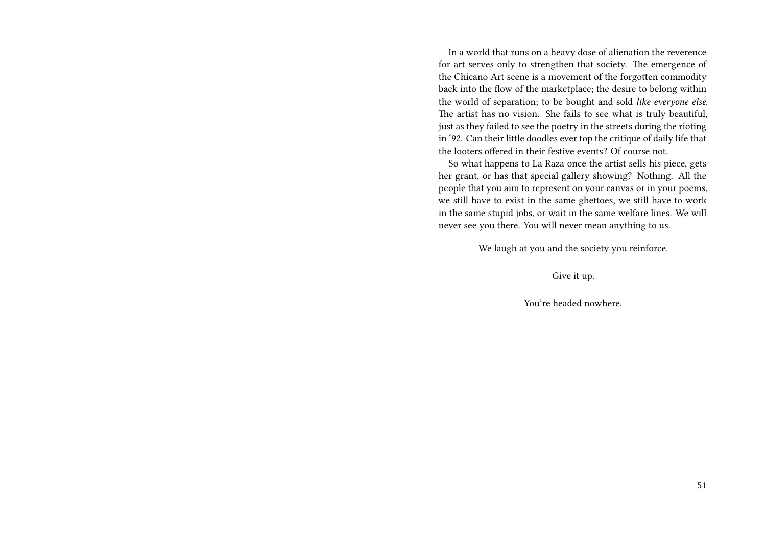In a world that runs on a heavy dose of alienation the reverence for art serves only to strengthen that society. The emergence of the Chicano Art scene is a movement of the forgotten commodity back into the flow of the marketplace; the desire to belong within the world of separation; to be bought and sold *like everyone else*. The artist has no vision. She fails to see what is truly beautiful, just as they failed to see the poetry in the streets during the rioting in '92. Can their little doodles ever top the critique of daily life that the looters offered in their festive events? Of course not.

So what happens to La Raza once the artist sells his piece, gets her grant, or has that special gallery showing? Nothing. All the people that you aim to represent on your canvas or in your poems, we still have to exist in the same ghettoes, we still have to work in the same stupid jobs, or wait in the same welfare lines. We will never see you there. You will never mean anything to us.

We laugh at you and the society you reinforce.

Give it up.

You're headed nowhere.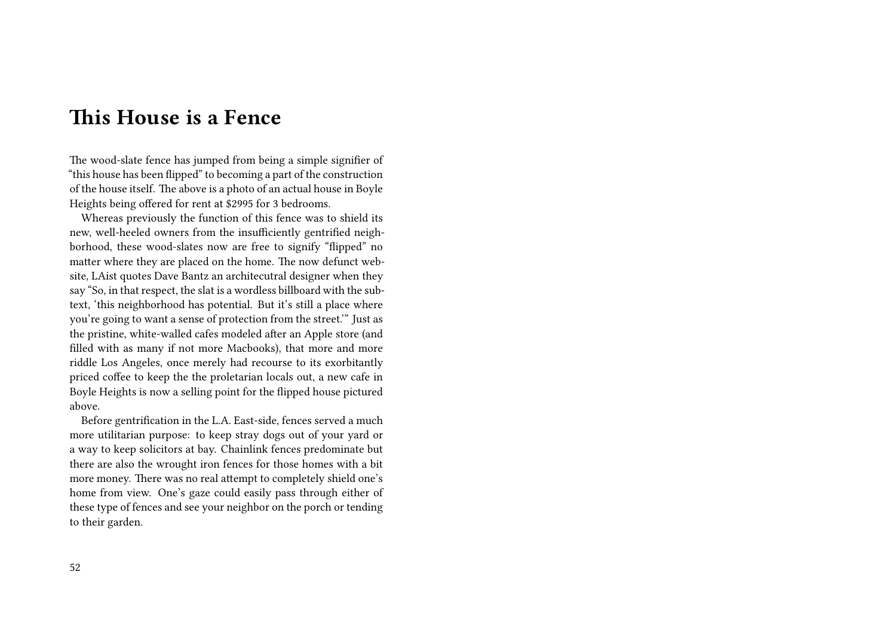# This House is a Fence

The wood-slate fence has jumped from being a simple signifier of "this house has been flipped" to becoming a part of the construction of the house itself. The above is a photo of an actual house in Boyle Heights being offered for rent at $2995 for 3 bedrooms.

Whereas previously the function of this fence was to shield its new, well-heeled owners from the insufficiently gentrified neighborhood, these wood-slates now are free to signify "flipped" no matter where they are placed on the home. The now defunct website, LAist quotes Dave Bantz an architecutral designer when they say "So, in that respect, the slat is a wordless billboard with the subtext, 'this neighborhood has potential. But it's still a place where you're going to want a sense of protection from the street.'" Just as the pristine, white-walled cafes modeled after an Apple store (and filled with as many if not more Macbooks), that more and more riddle Los Angeles, once merely had recourse to its exorbitantly priced coffee to keep the the proletarian locals out, a new cafe in Boyle Heights is now a selling point for the flipped house pictured above.

Before gentrification in the L.A. East-side, fences served a much more utilitarian purpose: to keep stray dogs out of your yard or a way to keep solicitors at bay. Chainlink fences predominate but there are also the wrought iron fences for those homes with a bit more money. There was no real attempt to completely shield one's home from view. One's gaze could easily pass through either of these type of fences and see your neighbor on the porch or tending to their garden.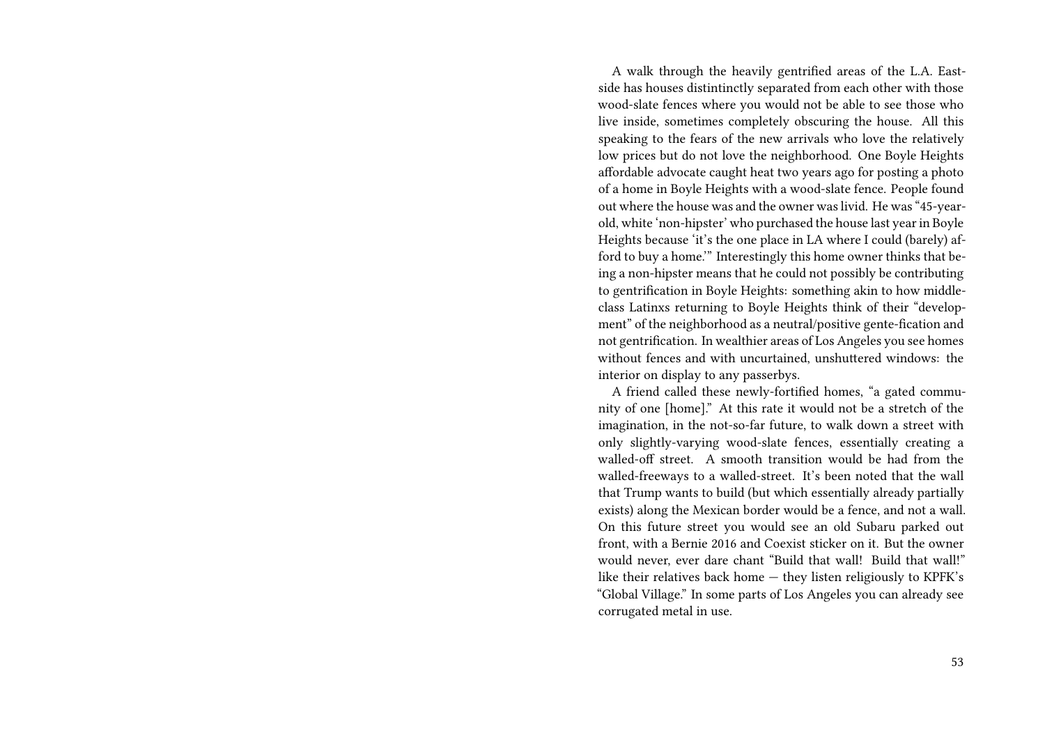A walk through the heavily gentrified areas of the L.A. Eastside has houses distintinctly separated from each other with those wood-slate fences where you would not be able to see those who live inside, sometimes completely obscuring the house. All this speaking to the fears of the new arrivals who love the relatively low prices but do not love the neighborhood. One Boyle Heights affordable advocate caught heat two years ago for posting a photo of a home in Boyle Heights with a wood-slate fence. People found out where the house was and the owner was livid. He was "45-year-old, white 'non-hipster' who purchased the house last year in Boyle Heights because 'it's the one place in LA where I could (barely) afford to buy a home.'" Interestingly this home owner thinks that being a non-hipster means that he could not possibly be contributing to gentrification in Boyle Heights: something akin to how middle-class Latinxs returning to Boyle Heights think of their "development" of the neighborhood as a neutral/positive gente-fication and not gentrification. In wealthier areas of Los Angeles you see homes without fences and with uncurtained, unshuttered windows: the interior on display to any passerbys.

A friend called these newly-fortified homes, "a gated community of one [home]." At this rate it would not be a stretch of the imagination, in the not-so-far future, to walk down a street with only slightly-varying wood-slate fences, essentially creating a walled-off street. A smooth transition would be had from the walled-freeways to a walled-street. It's been noted that the wall that Trump wants to build (but which essentially already partially exists) along the Mexican border would be a fence, and not a wall. On this future street you would see an old Subaru parked out front, with a Bernie 2016 and Coexist sticker on it. But the owner would never, ever dare chant "Build that wall! Build that wall!" like their relatives back home — they listen religiously to KPFK's "Global Village." In some parts of Los Angeles you can already see corrugated metal in use.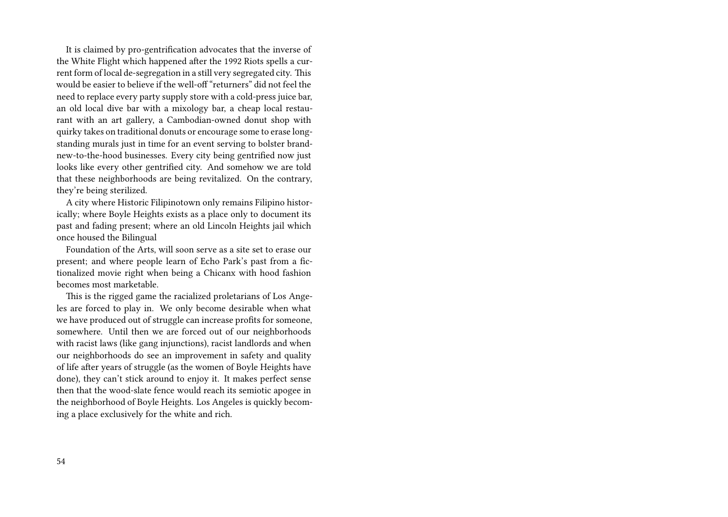It is claimed by pro-gentrification advocates that the inverse of the White Flight which happened after the 1992 Riots spells a current form of local de-segregation in a still very segregated city. This would be easier to believe if the well-off "returners" did not feel the need to replace every party supply store with a cold-press juice bar, an old local dive bar with a mixology bar, a cheap local restaurant with an art gallery, a Cambodian-owned donut shop with quirky takes on traditional donuts or encourage some to erase long-standing murals just in time for an event serving to bolster brand-new-to-the-hood businesses. Every city being gentrified now just looks like every other gentrified city. And somehow we are told that these neighborhoods are being revitalized. On the contrary, they're being sterilized.

A city where Historic Filipinotown only remains Filipino historically; where Boyle Heights exists as a place only to document its past and fading present; where an old Lincoln Heights jail which once housed the Bilingual Foundation of the Arts, will soon serve as a site set to erase our present; and where people learn of Echo Park's past from a fictionalized movie right when being a Chicanx with hood fashion becomes most marketable.

This is the rigged game the racialized proletarians of Los Angeles are forced to play in. We only become desirable when what we have produced out of struggle can increase profits for someone, somewhere. Until then we are forced out of our neighborhoods with racist laws (like gang injunctions), racist landlords and when our neighborhoods do see an improvement in safety and quality of life after years of struggle (as the women of Boyle Heights have done), they can't stick around to enjoy it. It makes perfect sense then that the wood-slate fence would reach its semiotic apogee in the neighborhood of Boyle Heights. Los Angeles is quickly becoming a place exclusively for the white and rich.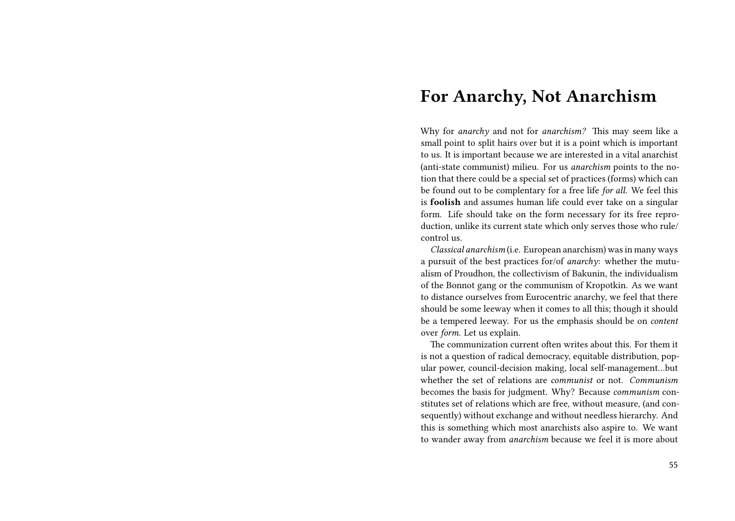# For Anarchy, Not Anarchism

Why for *anarchy* and not for *anarchism?* This may seem like a small point to split hairs over but it is a point which is important to us. It is important because we are interested in a vital anarchist (anti-state communist) milieu. For us *anarchism* points to the notion that there could be a special set of practices (forms) which can be found out to be complentary for a free life *for all.* We feel this is **foolish** and assumes human life could ever take on a singular form. Life should take on the form necessary for its free reproduction, unlike its current state which only serves those who rule/control us.

*Classical anarchism* (i.e. European anarchism) was in many ways a pursuit of the best practices for/of *anarchy*: whether the mutualism of Proudhon, the collectivism of Bakunin, the individualism of the Bonnot gang or the communism of Kropotkin. As we want to distance ourselves from Eurocentric anarchy, we feel that there should be some leeway when it comes to all this; though it should be a tempered leeway. For us the emphasis should be on *content* over *form.* Let us explain.

The communization current often writes about this. For them it is not a question of radical democracy, equitable distribution, popular power, council-decision making, local self-management…but whether the set of relations are *communist* or not. *Communism* becomes the basis for judgment. Why? Because *communism* constitutes set of relations which are free, without measure, (and consequently) without exchange and without needless hierarchy. And this is something which most anarchists also aspire to. We want to wander away from *anarchism* because we feel it is more about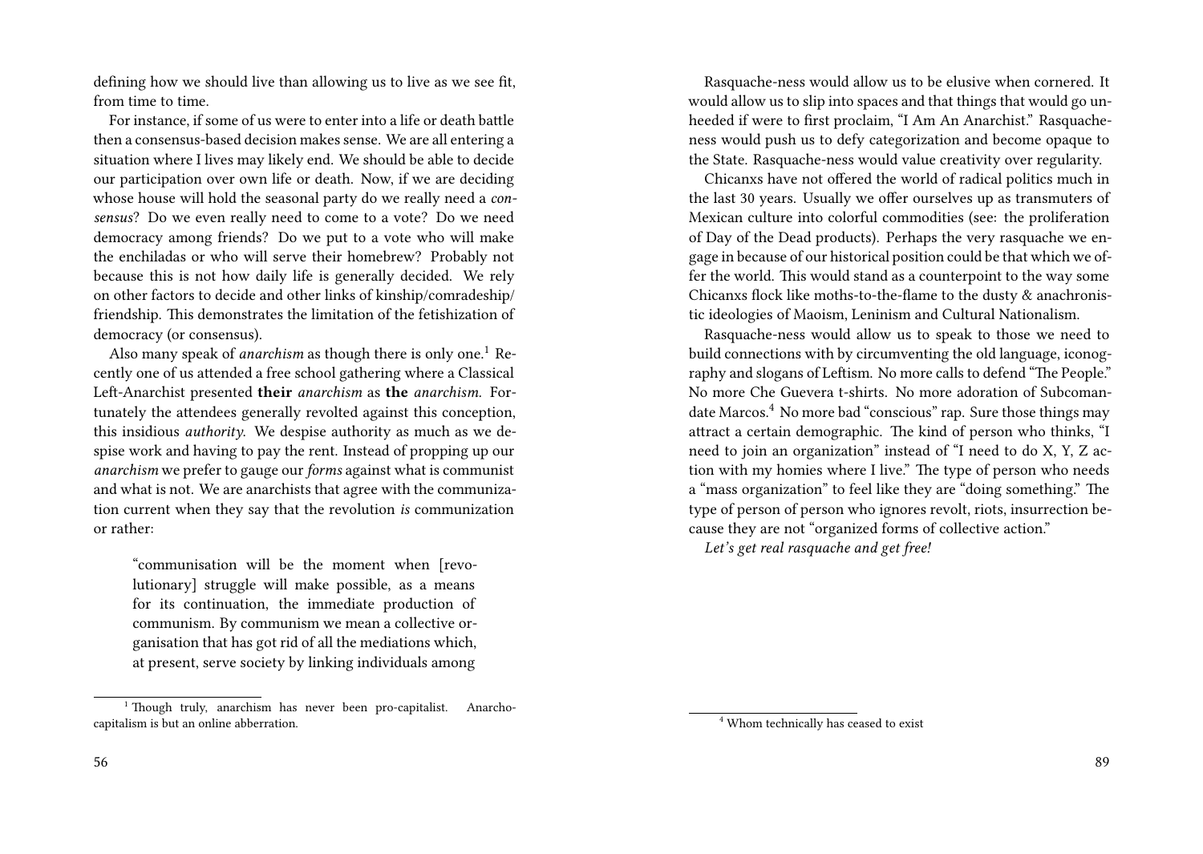defining how we should live than allowing us to live as we see fit, from time to time.

For instance, if some of us were to enter into a life or death battle then a consensus-based decision makes sense. We are all entering a situation where I lives may likely end. We should be able to decide our participation over own life or death. Now, if we are deciding whose house will hold the seasonal party do we really need a *consensus*? Do we even really need to come to a vote? Do we need democracy among friends? Do we put to a vote who will make the enchiladas or who will serve their homebrew? Probably not because this is not how daily life is generally decided. We rely on other factors to decide and other links of kinship/comradeship/friendship. This demonstrates the limitation of the fetishization of democracy (or consensus).

Also many speak of *anarchism* as though there is only one.[1] Recently one of us attended a free school gathering where a Classical Left-Anarchist presented **their** *anarchism* as **the** *anarchism*. Fortunately the attendees generally revolted against this conception, this insidious *authority*. We despise authority as much as we despise work and having to pay the rent. Instead of propping up our *anarchism* we prefer to gauge our *forms* against what is communist and what is not. We are anarchists that agree with the communization current when they say that the revolution *is* communization or rather:

> "communisation will be the moment when [revolutionary] struggle will make possible, as a means for its continuation, the immediate production of communism. By communism we mean a collective organisation that has got rid of all the mediations which, at present, serve society by linking individuals among

[1] Though truly, anarchism has never been pro-capitalist. Anarcho-capitalism is but an online abberration.

Rasquache-ness would allow us to be elusive when cornered. It would allow us to slip into spaces and that things that would go unheeded if were to first proclaim, "I Am An Anarchist." Rasquache-ness would push us to defy categorization and become opaque to the State. Rasquache-ness would value creativity over regularity.

Chicanxs have not offered the world of radical politics much in the last 30 years. Usually we offer ourselves up as transmuters of Mexican culture into colorful commodities (see: the proliferation of Day of the Dead products). Perhaps the very rasquache we engage in because of our historical position could be that which we offer the world. This would stand as a counterpoint to the way some Chicanxs flock like moths-to-the-flame to the dusty & anachronistic ideologies of Maoism, Leninism and Cultural Nationalism.

Rasquache-ness would allow us to speak to those we need to build connections with by circumventing the old language, iconography and slogans of Leftism. No more calls to defend "The People." No more Che Guevera t-shirts. No more adoration of Subcomandate Marcos.[4] No more bad "conscious" rap. Sure those things may attract a certain demographic. The kind of person who thinks, "I need to join an organization" instead of "I need to do X, Y, Z action with my homies where I live." The type of person who needs a "mass organization" to feel like they are "doing something." The type of person of person who ignores revolt, riots, insurrection because they are not "organized forms of collective action."

*Let's get real rasquache and get free!*

[4] Whom technically has ceased to exist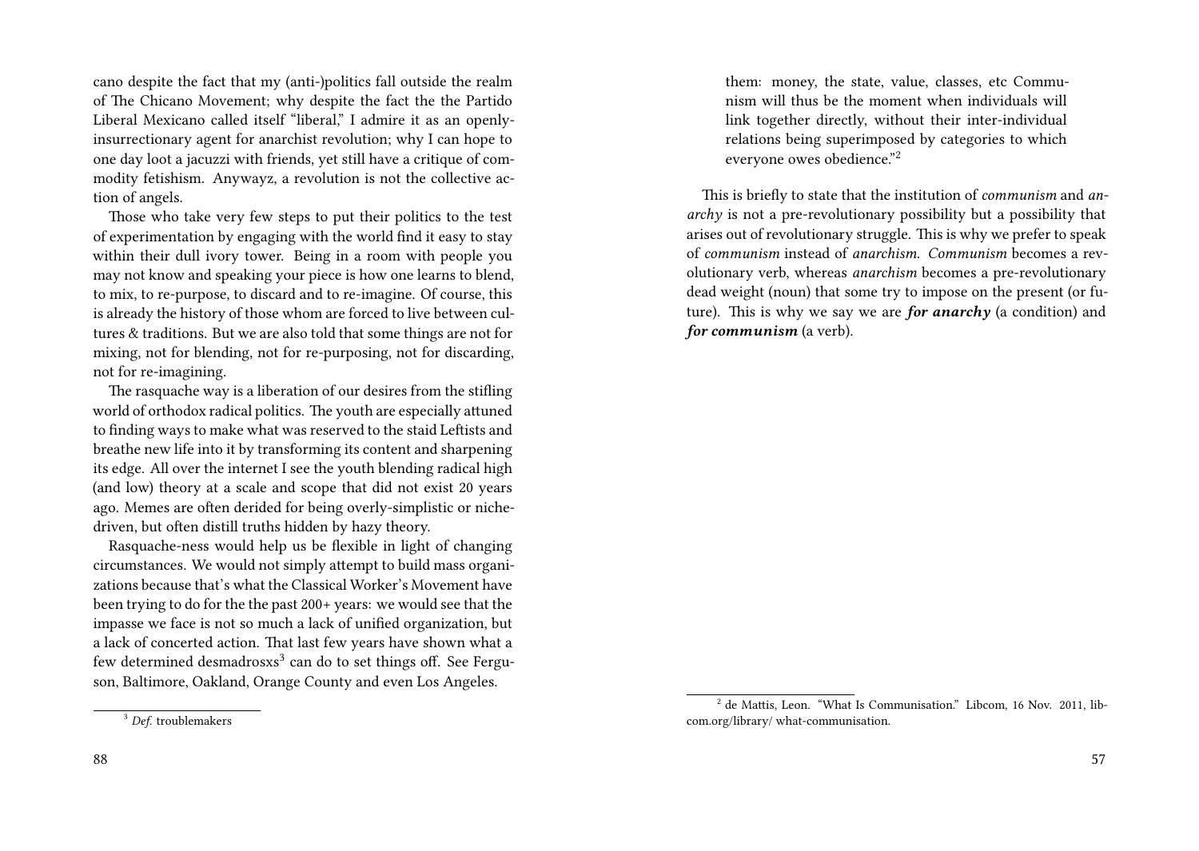cano despite the fact that my (anti-)politics fall outside the realm of The Chicano Movement; why despite the fact the the Partido Liberal Mexicano called itself "liberal," I admire it as an openly-insurrectionary agent for anarchist revolution; why I can hope to one day loot a jacuzzi with friends, yet still have a critique of commodity fetishism. Anywayz, a revolution is not the collective action of angels.

Those who take very few steps to put their politics to the test of experimentation by engaging with the world find it easy to stay within their dull ivory tower. Being in a room with people you may not know and speaking your piece is how one learns to blend, to mix, to re-purpose, to discard and to re-imagine. Of course, this is already the history of those whom are forced to live between cultures & traditions. But we are also told that some things are not for mixing, not for blending, not for re-purposing, not for discarding, not for re-imagining.

The rasquache way is a liberation of our desires from the stifling world of orthodox radical politics. The youth are especially attuned to finding ways to make what was reserved to the staid Leftists and breathe new life into it by transforming its content and sharpening its edge. All over the internet I see the youth blending radical high (and low) theory at a scale and scope that did not exist 20 years ago. Memes are often derided for being overly-simplistic or niche-driven, but often distill truths hidden by hazy theory.

Rasquache-ness would help us be flexible in light of changing circumstances. We would not simply attempt to build mass organizations because that's what the Classical Worker's Movement have been trying to do for the the past 200+ years: we would see that the impasse we face is not so much a lack of unified organization, but a lack of concerted action. That last few years have shown what a few determined desmadrosxs[3] can do to set things off. See Ferguson, Baltimore, Oakland, Orange County and even Los Angeles.

[3] *Def.* troublemakers

> them: money, the state, value, classes, etc Communism will thus be the moment when individuals will link together directly, without their inter-individual relations being superimposed by categories to which everyone owes obedience."[2]

This is briefly to state that the institution of *communism* and *anarchy* is not a pre-revolutionary possibility but a possibility that arises out of revolutionary struggle. This is why we prefer to speak of *communism* instead of *anarchism*. *Communism* becomes a revolutionary verb, whereas *anarchism* becomes a pre-revolutionary dead weight (noun) that some try to impose on the present (or future). This is why we say we are ***for anarchy*** (a condition) and ***for communism*** (a verb).

[2] de Mattis, Leon. "What Is Communisation." Libcom, 16 Nov. 2011, libcom.org/library/ what-communisation.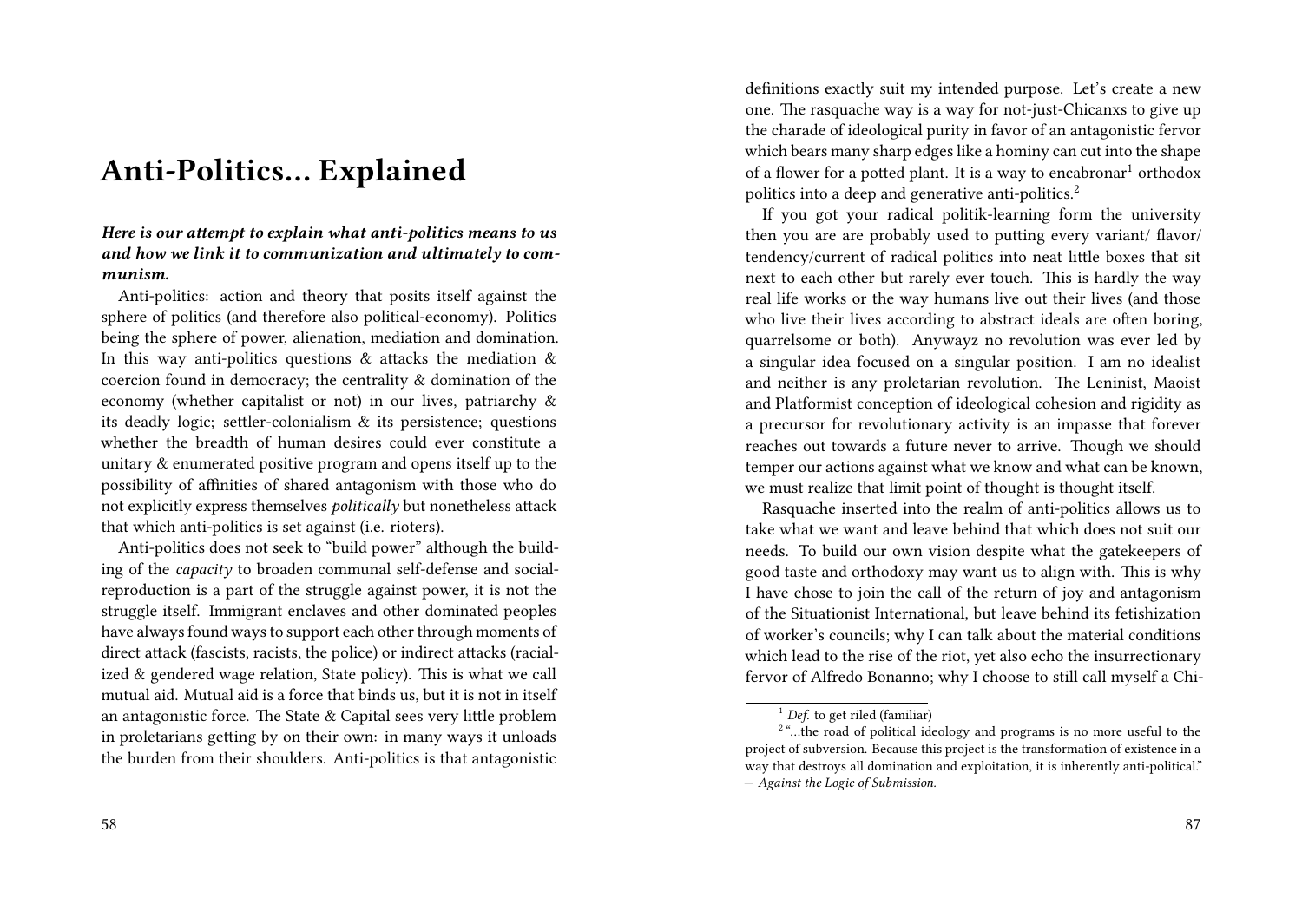# Anti-Politics… Explained

***Here is our attempt to explain what anti-politics means to us and how we link it to communization and ultimately to communism.***

Anti-politics: action and theory that posits itself against the sphere of politics (and therefore also political-economy). Politics being the sphere of power, alienation, mediation and domination. In this way anti-politics questions & attacks the mediation & coercion found in democracy; the centrality & domination of the economy (whether capitalist or not) in our lives, patriarchy & its deadly logic; settler-colonialism & its persistence; questions whether the breadth of human desires could ever constitute a unitary & enumerated positive program and opens itself up to the possibility of affinities of shared antagonism with those who do not explicitly express themselves *politically* but nonetheless attack that which anti-politics is set against (i.e. rioters).

Anti-politics does not seek to "build power" although the building of the *capacity* to broaden communal self-defense and social-reproduction is a part of the struggle against power, it is not the struggle itself. Immigrant enclaves and other dominated peoples have always found ways to support each other through moments of direct attack (fascists, racists, the police) or indirect attacks (racialized & gendered wage relation, State policy). This is what we call mutual aid. Mutual aid is a force that binds us, but it is not in itself an antagonistic force. The State & Capital sees very little problem in proletarians getting by on their own: in many ways it unloads the burden from their shoulders. Anti-politics is that antagonistic

definitions exactly suit my intended purpose. Let's create a new one. The rasquache way is a way for not-just-Chicanxs to give up the charade of ideological purity in favor of an antagonistic fervor which bears many sharp edges like a hominy can cut into the shape of a flower for a potted plant. It is a way to encabronar[1] orthodox politics into a deep and generative anti-politics.[2]

If you got your radical politik-learning form the university then you are are probably used to putting every variant/ flavor/ tendency/current of radical politics into neat little boxes that sit next to each other but rarely ever touch. This is hardly the way real life works or the way humans live out their lives (and those who live their lives according to abstract ideals are often boring, quarrelsome or both). Anywayz no revolution was ever led by a singular idea focused on a singular position. I am no idealist and neither is any proletarian revolution. The Leninist, Maoist and Platformist conception of ideological cohesion and rigidity as a precursor for revolutionary activity is an impasse that forever reaches out towards a future never to arrive. Though we should temper our actions against what we know and what can be known, we must realize that limit point of thought is thought itself.

Rasquache inserted into the realm of anti-politics allows us to take what we want and leave behind that which does not suit our needs. To build our own vision despite what the gatekeepers of good taste and orthodoxy may want us to align with. This is why I have chose to join the call of the return of joy and antagonism of the Situationist International, but leave behind its fetishization of worker's councils; why I can talk about the material conditions which lead to the rise of the riot, yet also echo the insurrectionary fervor of Alfredo Bonanno; why I choose to still call myself a Chi-

[1] *Def.* to get riled (familiar)

[2] "…the road of political ideology and programs is no more useful to the project of subversion. Because this project is the transformation of existence in a way that destroys all domination and exploitation, it is inherently anti-political." — *Against the Logic of Submission.*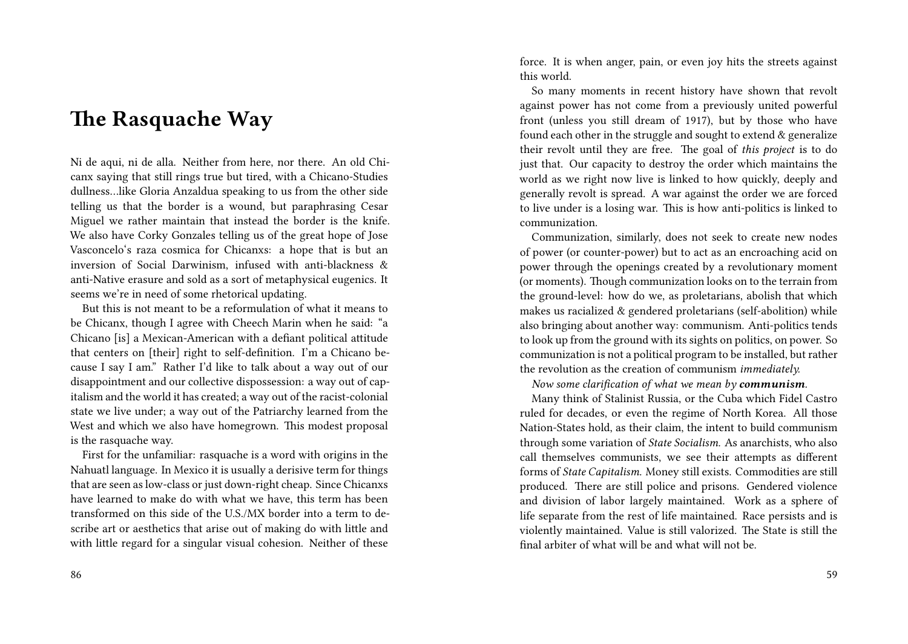# The Rasquache Way

Ni de aqui, ni de alla. Neither from here, nor there. An old Chicanx saying that still rings true but tired, with a Chicano-Studies dullness…like Gloria Anzaldua speaking to us from the other side telling us that the border is a wound, but paraphrasing Cesar Miguel we rather maintain that instead the border is the knife. We also have Corky Gonzales telling us of the great hope of Jose Vasconcelo's raza cosmica for Chicanxs: a hope that is but an inversion of Social Darwinism, infused with anti-blackness & anti-Native erasure and sold as a sort of metaphysical eugenics. It seems we're in need of some rhetorical updating.

But this is not meant to be a reformulation of what it means to be Chicanx, though I agree with Cheech Marin when he said: "a Chicano [is] a Mexican-American with a defiant political attitude that centers on [their] right to self-definition. I'm a Chicano because I say I am." Rather I'd like to talk about a way out of our disappointment and our collective dispossession: a way out of capitalism and the world it has created; a way out of the racist-colonial state we live under; a way out of the Patriarchy learned from the West and which we also have homegrown. This modest proposal is the rasquache way.

First for the unfamiliar: rasquache is a word with origins in the Nahuatl language. In Mexico it is usually a derisive term for things that are seen as low-class or just down-right cheap. Since Chicanxs have learned to make do with what we have, this term has been transformed on this side of the U.S./MX border into a term to describe art or aesthetics that arise out of making do with little and with little regard for a singular visual cohesion. Neither of these

force. It is when anger, pain, or even joy hits the streets against this world.

So many moments in recent history have shown that revolt against power has not come from a previously united powerful front (unless you still dream of 1917), but by those who have found each other in the struggle and sought to extend & generalize their revolt until they are free. The goal of *this project* is to do just that. Our capacity to destroy the order which maintains the world as we right now live is linked to how quickly, deeply and generally revolt is spread. A war against the order we are forced to live under is a losing war. This is how anti-politics is linked to communization.

Communization, similarly, does not seek to create new nodes of power (or counter-power) but to act as an encroaching acid on power through the openings created by a revolutionary moment (or moments). Though communization looks on to the terrain from the ground-level: how do we, as proletarians, abolish that which makes us racialized & gendered proletarians (self-abolition) while also bringing about another way: communism. Anti-politics tends to look up from the ground with its sights on politics, on power. So communization is not a political program to be installed, but rather the revolution as the creation of communism *immediately.*

*Now some clarification of what we mean by **communism**.*

Many think of Stalinist Russia, or the Cuba which Fidel Castro ruled for decades, or even the regime of North Korea. All those Nation-States hold, as their claim, the intent to build communism through some variation of *State Socialism.* As anarchists, who also call themselves communists, we see their attempts as different forms of *State Capitalism.* Money still exists. Commodities are still produced. There are still police and prisons. Gendered violence and division of labor largely maintained. Work as a sphere of life separate from the rest of life maintained. Race persists and is violently maintained. Value is still valorized. The State is still the final arbiter of what will be and what will not be.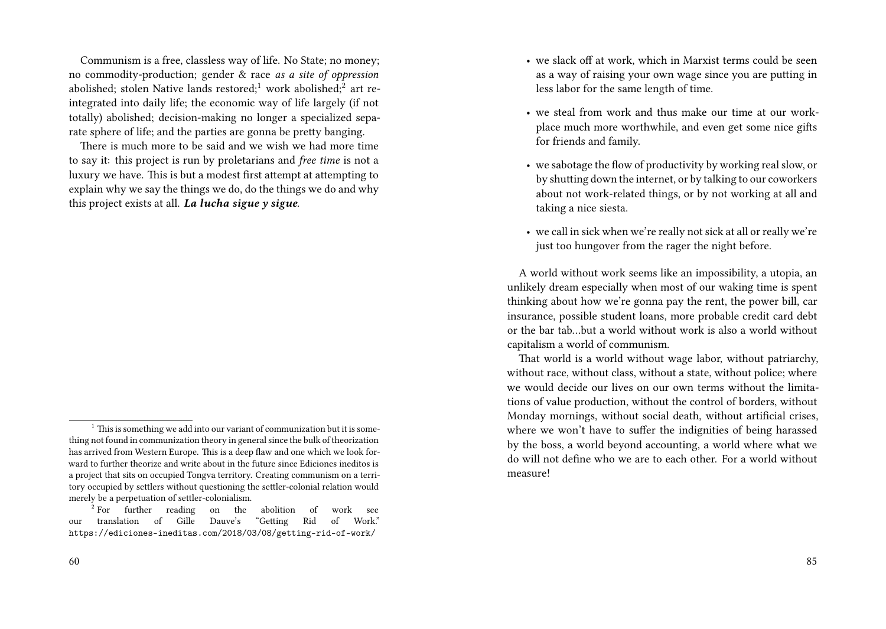Communism is a free, classless way of life. No State; no money; no commodity-production; gender & race *as a site of oppression* abolished; stolen Native lands restored;[1] work abolished;[2] art re-integrated into daily life; the economic way of life largely (if not totally) abolished; decision-making no longer a specialized separate sphere of life; and the parties are gonna be pretty banging.

There is much more to be said and we wish we had more time to say it: this project is run by proletarians and *free time* is not a luxury we have. This is but a modest first attempt at attempting to explain why we say the things we do, do the things we do and why this project exists at all. ***La lucha sigue y sigue.***

[1] This is something we add into our variant of communization but it is something not found in communization theory in general since the bulk of theorization has arrived from Western Europe. This is a deep flaw and one which we look forward to further theorize and write about in the future since Ediciones ineditos is a project that sits on occupied Tongva territory. Creating communism on a territory occupied by settlers without questioning the settler-colonial relation would merely be a perpetuation of settler-colonialism.

[2] For further reading on the abolition of work see our translation of Gille Dauve's "Getting Rid of Work." https://ediciones-ineditas.com/2018/03/08/getting-rid-of-work/

- we slack off at work, which in Marxist terms could be seen as a way of raising your own wage since you are putting in less labor for the same length of time.
- we steal from work and thus make our time at our workplace much more worthwhile, and even get some nice gifts for friends and family.
- we sabotage the flow of productivity by working real slow, or by shutting down the internet, or by talking to our coworkers about not work-related things, or by not working at all and taking a nice siesta.
- we call in sick when we're really not sick at all or really we're just too hungover from the rager the night before.

A world without work seems like an impossibility, a utopia, an unlikely dream especially when most of our waking time is spent thinking about how we're gonna pay the rent, the power bill, car insurance, possible student loans, more probable credit card debt or the bar tab…but a world without work is also a world without capitalism a world of communism.

That world is a world without wage labor, without patriarchy, without race, without class, without a state, without police; where we would decide our lives on our own terms without the limitations of value production, without the control of borders, without Monday mornings, without social death, without artificial crises, where we won't have to suffer the indignities of being harassed by the boss, a world beyond accounting, a world where what we do will not define who we are to each other. For a world without measure!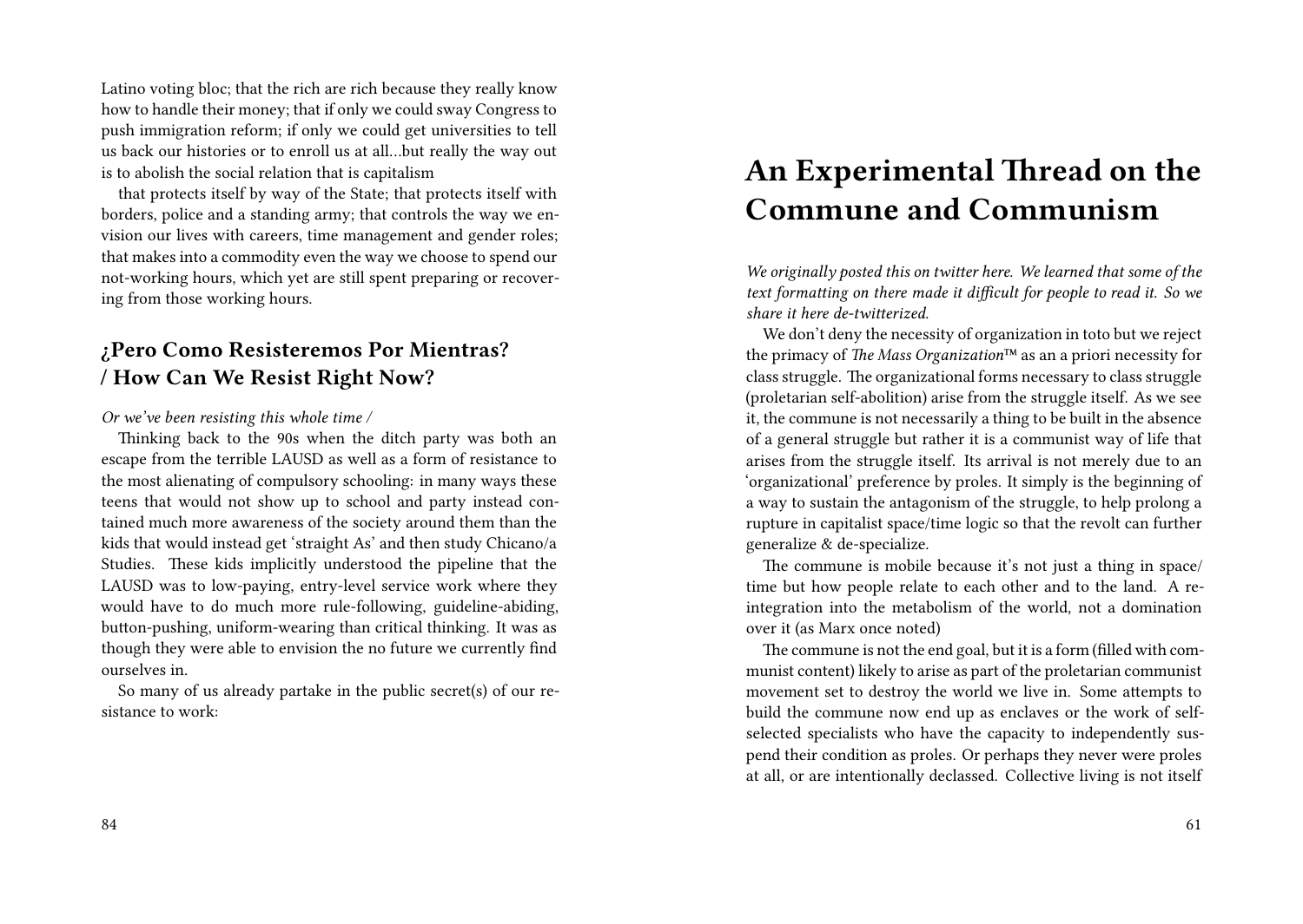Latino voting bloc; that the rich are rich because they really know how to handle their money; that if only we could sway Congress to push immigration reform; if only we could get universities to tell us back our histories or to enroll us at all…but really the way out is to abolish the social relation that is capitalism

that protects itself by way of the State; that protects itself with borders, police and a standing army; that controls the way we envision our lives with careers, time management and gender roles; that makes into a commodity even the way we choose to spend our not-working hours, which yet are still spent preparing or recovering from those working hours.

### ¿Pero Como Resisteremos Por Mientras? / How Can We Resist Right Now?

*Or we've been resisting this whole time /*

Thinking back to the 90s when the ditch party was both an escape from the terrible LAUSD as well as a form of resistance to the most alienating of compulsory schooling: in many ways these teens that would not show up to school and party instead contained much more awareness of the society around them than the kids that would instead get 'straight As' and then study Chicano/a Studies. These kids implicitly understood the pipeline that the LAUSD was to low-paying, entry-level service work where they would have to do much more rule-following, guideline-abiding, button-pushing, uniform-wearing than critical thinking. It was as though they were able to envision the no future we currently find ourselves in.

So many of us already partake in the public secret(s) of our resistance to work:

# An Experimental Thread on the Commune and Communism

*We originally posted this on twitter here. We learned that some of the text formatting on there made it difficult for people to read it. So we share it here de-twitterized.*

We don't deny the necessity of organization in toto but we reject the primacy of *The Mass Organization*™ as an a priori necessity for class struggle. The organizational forms necessary to class struggle (proletarian self-abolition) arise from the struggle itself. As we see it, the commune is not necessarily a thing to be built in the absence of a general struggle but rather it is a communist way of life that arises from the struggle itself. Its arrival is not merely due to an 'organizational' preference by proles. It simply is the beginning of a way to sustain the antagonism of the struggle, to help prolong a rupture in capitalist space/time logic so that the revolt can further generalize & de-specialize.

The commune is mobile because it's not just a thing in space/time but how people relate to each other and to the land. A reintegration into the metabolism of the world, not a domination over it (as Marx once noted)

The commune is not the end goal, but it is a form (filled with communist content) likely to arise as part of the proletarian communist movement set to destroy the world we live in. Some attempts to build the commune now end up as enclaves or the work of self-selected specialists who have the capacity to independently suspend their condition as proles. Or perhaps they never were proles at all, or are intentionally declassed. Collective living is not itself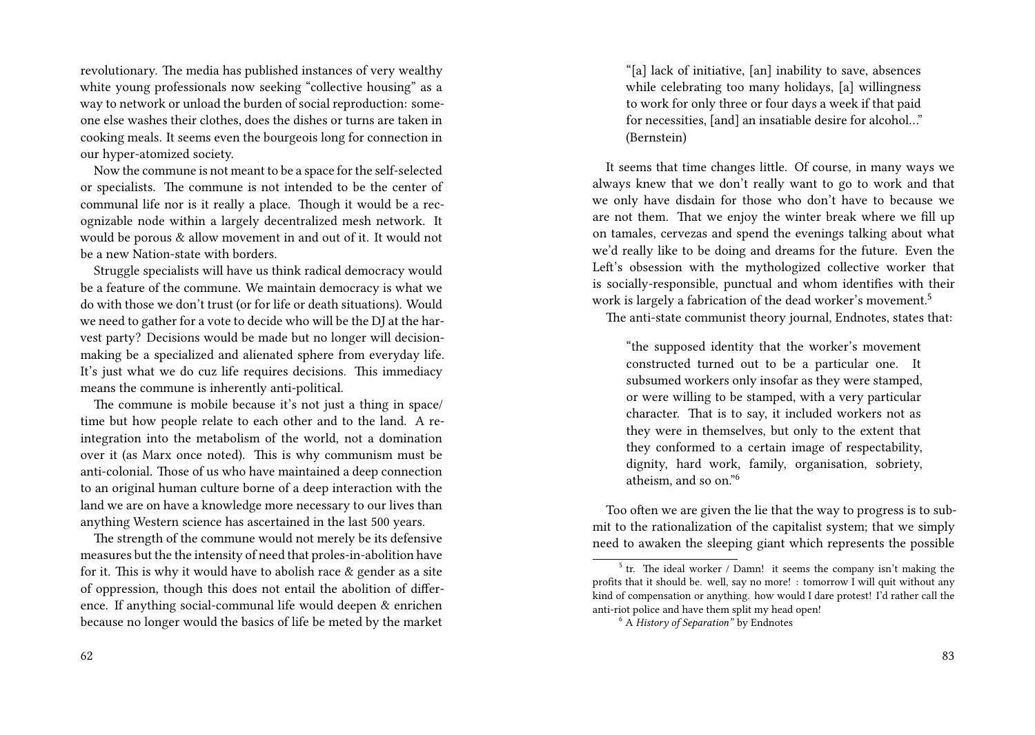revolutionary. The media has published instances of very wealthy white young professionals now seeking "collective housing" as a way to network or unload the burden of social reproduction: someone else washes their clothes, does the dishes or turns are taken in cooking meals. It seems even the bourgeois long for connection in our hyper-atomized society.

Now the commune is not meant to be a space for the self-selected or specialists. The commune is not intended to be the center of communal life nor is it really a place. Though it would be a recognizable node within a largely decentralized mesh network. It would be porous & allow movement in and out of it. It would not be a new Nation-state with borders.

Struggle specialists will have us think radical democracy would be a feature of the commune. We maintain democracy is what we do with those we don't trust (or for life or death situations). Would we need to gather for a vote to decide who will be the DJ at the harvest party? Decisions would be made but no longer will decision-making be a specialized and alienated sphere from everyday life. It's just what we do cuz life requires decisions. This immediacy means the commune is inherently anti-political.

The commune is mobile because it's not just a thing in space/time but how people relate to each other and to the land. A re-integration into the metabolism of the world, not a domination over it (as Marx once noted). This is why communism must be anti-colonial. Those of us who have maintained a deep connection to an original human culture borne of a deep interaction with the land we are on have a knowledge more necessary to our lives than anything Western science has ascertained in the last 500 years.

The strength of the commune would not merely be its defensive measures but the the intensity of need that proles-in-abolition have for it. This is why it would have to abolish race & gender as a site of oppression, though this does not entail the abolition of difference. If anything social-communal life would deepen & enrichen because no longer would the basics of life be meted by the market

> "[a] lack of initiative, [an] inability to save, absences while celebrating too many holidays, [a] willingness to work for only three or four days a week if that paid for necessities, [and] an insatiable desire for alcohol…" (Bernstein)

It seems that time changes little. Of course, in many ways we always knew that we don't really want to go to work and that we only have disdain for those who don't have to because we are not them. That we enjoy the winter break where we fill up on tamales, cervezas and spend the evenings talking about what we'd really like to be doing and dreams for the future. Even the Left's obsession with the mythologized collective worker that is socially-responsible, punctual and whom identifies with their work is largely a fabrication of the dead worker's movement.[5]

The anti-state communist theory journal, Endnotes, states that:

> "the supposed identity that the worker's movement constructed turned out to be a particular one. It subsumed workers only insofar as they were stamped, or were willing to be stamped, with a very particular character. That is to say, it included workers not as they were in themselves, but only to the extent that they conformed to a certain image of respectability, dignity, hard work, family, organisation, sobriety, atheism, and so on."[6]

Too often we are given the lie that the way to progress is to submit to the rationalization of the capitalist system; that we simply need to awaken the sleeping giant which represents the possible

[5] tr. The ideal worker / Damn! it seems the company isn't making the profits that it should be. well, say no more! : tomorrow I will quit without any kind of compensation or anything. how would I dare protest! I'd rather call the anti-riot police and have them split my head open!

[6] A *History of Separation"* by Endnotes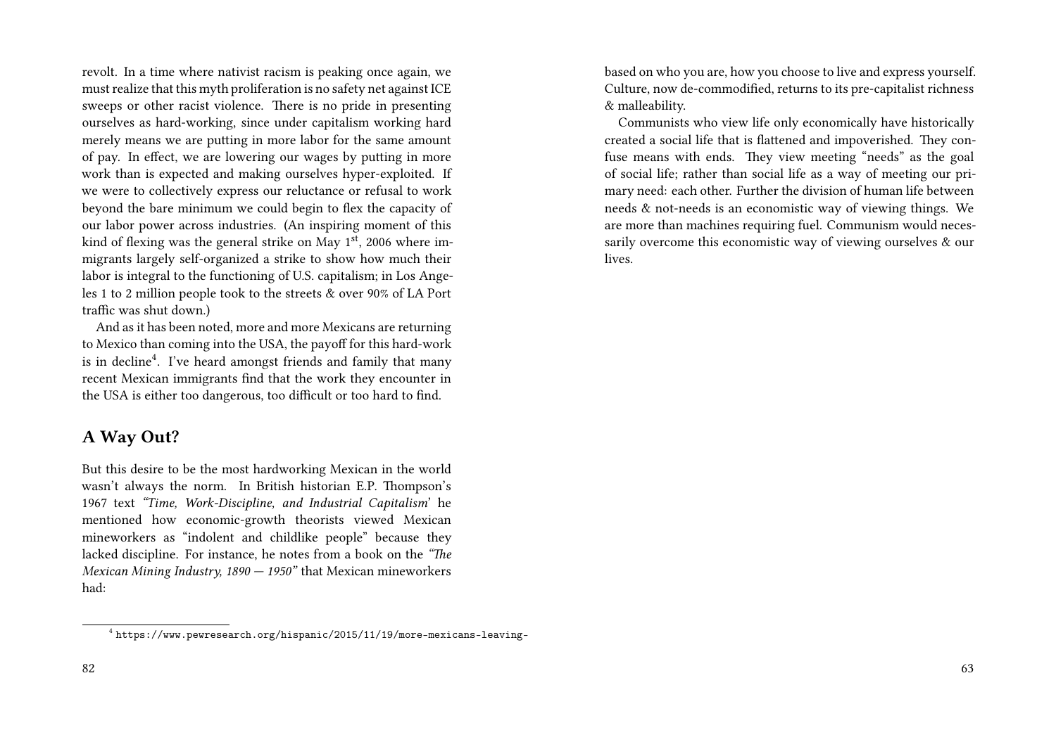revolt. In a time where nativist racism is peaking once again, we must realize that this myth proliferation is no safety net against ICE sweeps or other racist violence. There is no pride in presenting ourselves as hard-working, since under capitalism working hard merely means we are putting in more labor for the same amount of pay. In effect, we are lowering our wages by putting in more work than is expected and making ourselves hyper-exploited. If we were to collectively express our reluctance or refusal to work beyond the bare minimum we could begin to flex the capacity of our labor power across industries. (An inspiring moment of this kind of flexing was the general strike on May 1st, 2006 where immigrants largely self-organized a strike to show how much their labor is integral to the functioning of U.S. capitalism; in Los Angeles 1 to 2 million people took to the streets & over 90% of LA Port traffic was shut down.)

And as it has been noted, more and more Mexicans are returning to Mexico than coming into the USA, the payoff for this hard-work is in decline[4]. I've heard amongst friends and family that many recent Mexican immigrants find that the work they encounter in the USA is either too dangerous, too difficult or too hard to find.

## A Way Out?

But this desire to be the most hardworking Mexican in the world wasn't always the norm. In British historian E.P. Thompson's 1967 text *"Time, Work-Discipline, and Industrial Capitalism*' he mentioned how economic-growth theorists viewed Mexican mineworkers as "indolent and childlike people" because they lacked discipline. For instance, he notes from a book on the *"The Mexican Mining Industry, 1890 — 1950"* that Mexican mineworkers had:

[4] https://www.pewresearch.org/hispanic/2015/11/19/more-mexicans-leaving-

based on who you are, how you choose to live and express yourself. Culture, now de-commodified, returns to its pre-capitalist richness & malleability.

Communists who view life only economically have historically created a social life that is flattened and impoverished. They confuse means with ends. They view meeting "needs" as the goal of social life; rather than social life as a way of meeting our primary need: each other. Further the division of human life between needs & not-needs is an economistic way of viewing things. We are more than machines requiring fuel. Communism would necessarily overcome this economistic way of viewing ourselves & our lives.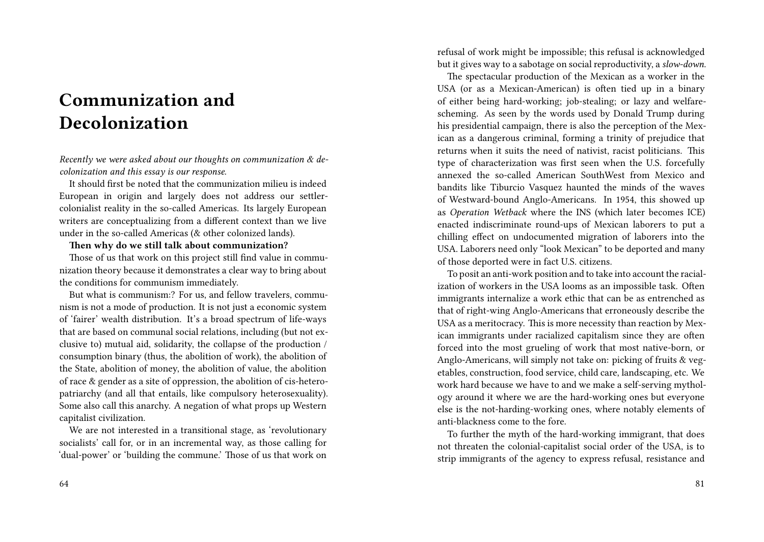# Communization and Decolonization

*Recently we were asked about our thoughts on communization & decolonization and this essay is our response.*

It should first be noted that the communization milieu is indeed European in origin and largely does not address our settler-colonialist reality in the so-called Americas. Its largely European writers are conceptualizing from a different context than we live under in the so-called Americas (& other colonized lands).

**Then why do we still talk about communization?**

Those of us that work on this project still find value in communization theory because it demonstrates a clear way to bring about the conditions for communism immediately.

But what is communism:? For us, and fellow travelers, communism is not a mode of production. It is not just a economic system of 'fairer' wealth distribution. It's a broad spectrum of life-ways that are based on communal social relations, including (but not exclusive to) mutual aid, solidarity, the collapse of the production / consumption binary (thus, the abolition of work), the abolition of the State, abolition of money, the abolition of value, the abolition of race & gender as a site of oppression, the abolition of cis-hetero-patriarchy (and all that entails, like compulsory heterosexuality). Some also call this anarchy. A negation of what props up Western capitalist civilization.

We are not interested in a transitional stage, as 'revolutionary socialists' call for, or in an incremental way, as those calling for 'dual-power' or 'building the commune.' Those of us that work on

refusal of work might be impossible; this refusal is acknowledged but it gives way to a sabotage on social reproductivity, a *slow-down.*

The spectacular production of the Mexican as a worker in the USA (or as a Mexican-American) is often tied up in a binary of either being hard-working; job-stealing; or lazy and welfare-scheming. As seen by the words used by Donald Trump during his presidential campaign, there is also the perception of the Mexican as a dangerous criminal, forming a trinity of prejudice that returns when it suits the need of nativist, racist politicians. This type of characterization was first seen when the U.S. forcefully annexed the so-called American SouthWest from Mexico and bandits like Tiburcio Vasquez haunted the minds of the waves of Westward-bound Anglo-Americans. In 1954, this showed up as *Operation Wetback* where the INS (which later becomes ICE) enacted indiscriminate round-ups of Mexican laborers to put a chilling effect on undocumented migration of laborers into the USA. Laborers need only "look Mexican" to be deported and many of those deported were in fact U.S. citizens.

To posit an anti-work position and to take into account the racialization of workers in the USA looms as an impossible task. Often immigrants internalize a work ethic that can be as entrenched as that of right-wing Anglo-Americans that erroneously describe the USA as a meritocracy. This is more necessity than reaction by Mexican immigrants under racialized capitalism since they are often forced into the most grueling of work that most native-born, or Anglo-Americans, will simply not take on: picking of fruits & vegetables, construction, food service, child care, landscaping, etc. We work hard because we have to and we make a self-serving mythology around it where we are the hard-working ones but everyone else is the not-harding-working ones, where notably elements of anti-blackness come to the fore.

To further the myth of the hard-working immigrant, that does not threaten the colonial-capitalist social order of the USA, is to strip immigrants of the agency to express refusal, resistance and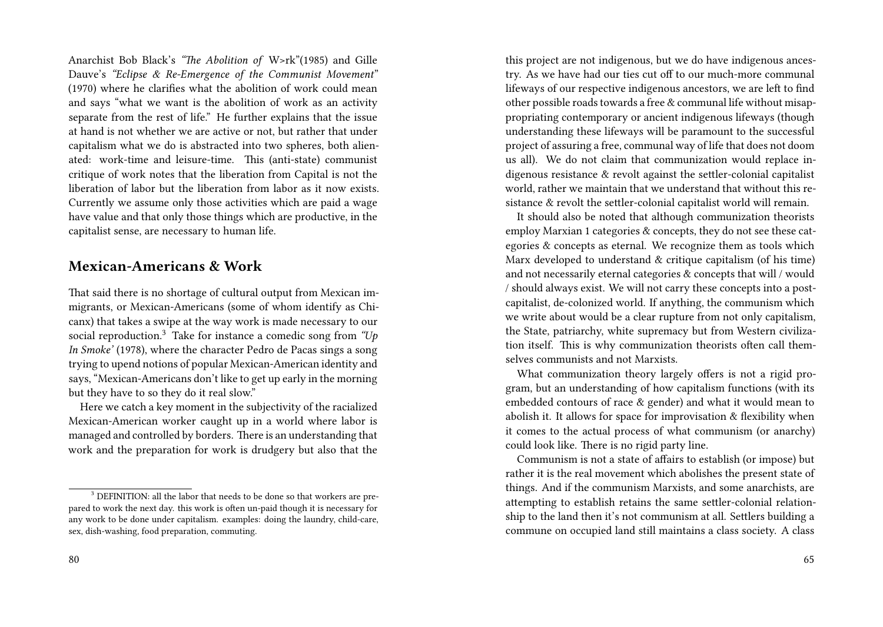Anarchist Bob Black's *"The Abolition of* W>rk"(1985) and Gille Dauve's *"Eclipse & Re-Emergence of the Communist Movement"* (1970) where he clarifies what the abolition of work could mean and says "what we want is the abolition of work as an activity separate from the rest of life." He further explains that the issue at hand is not whether we are active or not, but rather that under capitalism what we do is abstracted into two spheres, both alienated: work-time and leisure-time. This (anti-state) communist critique of work notes that the liberation from Capital is not the liberation of labor but the liberation from labor as it now exists. Currently we assume only those activities which are paid a wage have value and that only those things which are productive, in the capitalist sense, are necessary to human life.

## Mexican-Americans & Work

That said there is no shortage of cultural output from Mexican immigrants, or Mexican-Americans (some of whom identify as Chicanx) that takes a swipe at the way work is made necessary to our social reproduction.[3] Take for instance a comedic song from *"Up In Smoke'* (1978), where the character Pedro de Pacas sings a song trying to upend notions of popular Mexican-American identity and says, "Mexican-Americans don't like to get up early in the morning but they have to so they do it real slow."

Here we catch a key moment in the subjectivity of the racialized Mexican-American worker caught up in a world where labor is managed and controlled by borders. There is an understanding that work and the preparation for work is drudgery but also that the

[3] DEFINITION: all the labor that needs to be done so that workers are prepared to work the next day. this work is often un-paid though it is necessary for any work to be done under capitalism. examples: doing the laundry, child-care, sex, dish-washing, food preparation, commuting.

this project are not indigenous, but we do have indigenous ancestry. As we have had our ties cut off to our much-more communal lifeways of our respective indigenous ancestors, we are left to find other possible roads towards a free & communal life without misappropriating contemporary or ancient indigenous lifeways (though understanding these lifeways will be paramount to the successful project of assuring a free, communal way of life that does not doom us all). We do not claim that communization would replace indigenous resistance & revolt against the settler-colonial capitalist world, rather we maintain that we understand that without this resistance & revolt the settler-colonial capitalist world will remain.

It should also be noted that although communization theorists employ Marxian 1 categories & concepts, they do not see these categories & concepts as eternal. We recognize them as tools which Marx developed to understand & critique capitalism (of his time) and not necessarily eternal categories & concepts that will / would / should always exist. We will not carry these concepts into a post-capitalist, de-colonized world. If anything, the communism which we write about would be a clear rupture from not only capitalism, the State, patriarchy, white supremacy but from Western civilization itself. This is why communization theorists often call themselves communists and not Marxists.

What communization theory largely offers is not a rigid program, but an understanding of how capitalism functions (with its embedded contours of race & gender) and what it would mean to abolish it. It allows for space for improvisation & flexibility when it comes to the actual process of what communism (or anarchy) could look like. There is no rigid party line.

Communism is not a state of affairs to establish (or impose) but rather it is the real movement which abolishes the present state of things. And if the communism Marxists, and some anarchists, are attempting to establish retains the same settler-colonial relationship to the land then it's not communism at all. Settlers building a commune on occupied land still maintains a class society. A class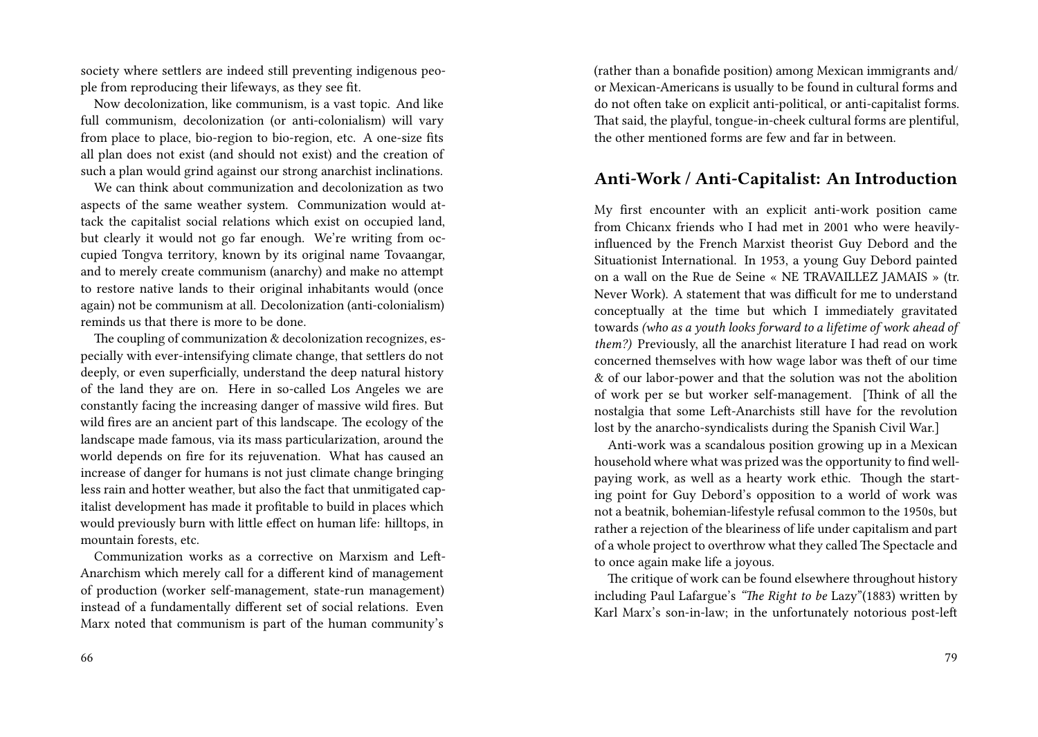society where settlers are indeed still preventing indigenous people from reproducing their lifeways, as they see fit.

Now decolonization, like communism, is a vast topic. And like full communism, decolonization (or anti-colonialism) will vary from place to place, bio-region to bio-region, etc. A one-size fits all plan does not exist (and should not exist) and the creation of such a plan would grind against our strong anarchist inclinations.

We can think about communization and decolonization as two aspects of the same weather system. Communization would attack the capitalist social relations which exist on occupied land, but clearly it would not go far enough. We're writing from occupied Tongva territory, known by its original name Tovaangar, and to merely create communism (anarchy) and make no attempt to restore native lands to their original inhabitants would (once again) not be communism at all. Decolonization (anti-colonialism) reminds us that there is more to be done.

The coupling of communization & decolonization recognizes, especially with ever-intensifying climate change, that settlers do not deeply, or even superficially, understand the deep natural history of the land they are on. Here in so-called Los Angeles we are constantly facing the increasing danger of massive wild fires. But wild fires are an ancient part of this landscape. The ecology of the landscape made famous, via its mass particularization, around the world depends on fire for its rejuvenation. What has caused an increase of danger for humans is not just climate change bringing less rain and hotter weather, but also the fact that unmitigated capitalist development has made it profitable to build in places which would previously burn with little effect on human life: hilltops, in mountain forests, etc.

Communization works as a corrective on Marxism and Left-Anarchism which merely call for a different kind of management of production (worker self-management, state-run management) instead of a fundamentally different set of social relations. Even Marx noted that communism is part of the human community's

(rather than a bonafide position) among Mexican immigrants and/or Mexican-Americans is usually to be found in cultural forms and do not often take on explicit anti-political, or anti-capitalist forms. That said, the playful, tongue-in-cheek cultural forms are plentiful, the other mentioned forms are few and far in between.

## Anti-Work / Anti-Capitalist: An Introduction

My first encounter with an explicit anti-work position came from Chicanx friends who I had met in 2001 who were heavily-influenced by the French Marxist theorist Guy Debord and the Situationist International. In 1953, a young Guy Debord painted on a wall on the Rue de Seine « NE TRAVAILLEZ JAMAIS » (tr. Never Work). A statement that was difficult for me to understand conceptually at the time but which I immediately gravitated towards *(who as a youth looks forward to a lifetime of work ahead of them?)* Previously, all the anarchist literature I had read on work concerned themselves with how wage labor was theft of our time & of our labor-power and that the solution was not the abolition of work per se but worker self-management. [Think of all the nostalgia that some Left-Anarchists still have for the revolution lost by the anarcho-syndicalists during the Spanish Civil War.]

Anti-work was a scandalous position growing up in a Mexican household where what was prized was the opportunity to find well-paying work, as well as a hearty work ethic. Though the starting point for Guy Debord's opposition to a world of work was not a beatnik, bohemian-lifestyle refusal common to the 1950s, but rather a rejection of the bleariness of life under capitalism and part of a whole project to overthrow what they called The Spectacle and to once again make life a joyous.

The critique of work can be found elsewhere throughout history including Paul Lafargue's *"The Right to be* Lazy"(1883) written by Karl Marx's son-in-law; in the unfortunately notorious post-left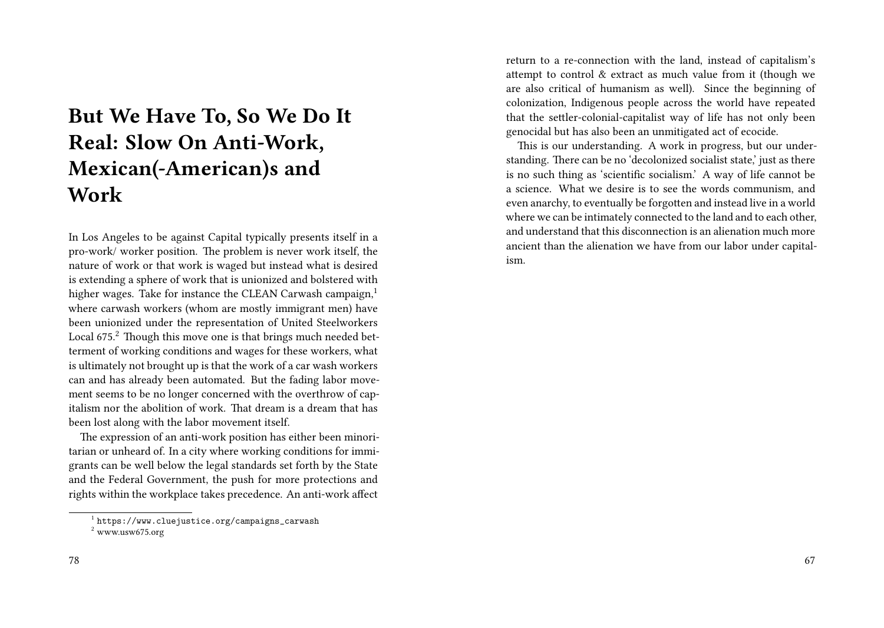# But We Have To, So We Do It Real: Slow On Anti-Work, Mexican(-American)s and Work

In Los Angeles to be against Capital typically presents itself in a pro-work/ worker position. The problem is never work itself, the nature of work or that work is waged but instead what is desired is extending a sphere of work that is unionized and bolstered with higher wages. Take for instance the CLEAN Carwash campaign,[1] where carwash workers (whom are mostly immigrant men) have been unionized under the representation of United Steelworkers Local 675.[2] Though this move one is that brings much needed betterment of working conditions and wages for these workers, what is ultimately not brought up is that the work of a car wash workers can and has already been automated. But the fading labor movement seems to be no longer concerned with the overthrow of capitalism nor the abolition of work. That dream is a dream that has been lost along with the labor movement itself.

The expression of an anti-work position has either been minoritarian or unheard of. In a city where working conditions for immigrants can be well below the legal standards set forth by the State and the Federal Government, the push for more protections and rights within the workplace takes precedence. An anti-work affect

[1] https://www.cluejustice.org/campaigns_carwash

[2] www.usw675.org

return to a re-connection with the land, instead of capitalism's attempt to control & extract as much value from it (though we are also critical of humanism as well). Since the beginning of colonization, Indigenous people across the world have repeated that the settler-colonial-capitalist way of life has not only been genocidal but has also been an unmitigated act of ecocide.

This is our understanding. A work in progress, but our understanding. There can be no 'decolonized socialist state,' just as there is no such thing as 'scientific socialism.' A way of life cannot be a science. What we desire is to see the words communism, and even anarchy, to eventually be forgotten and instead live in a world where we can be intimately connected to the land and to each other, and understand that this disconnection is an alienation much more ancient than the alienation we have from our labor under capitalism.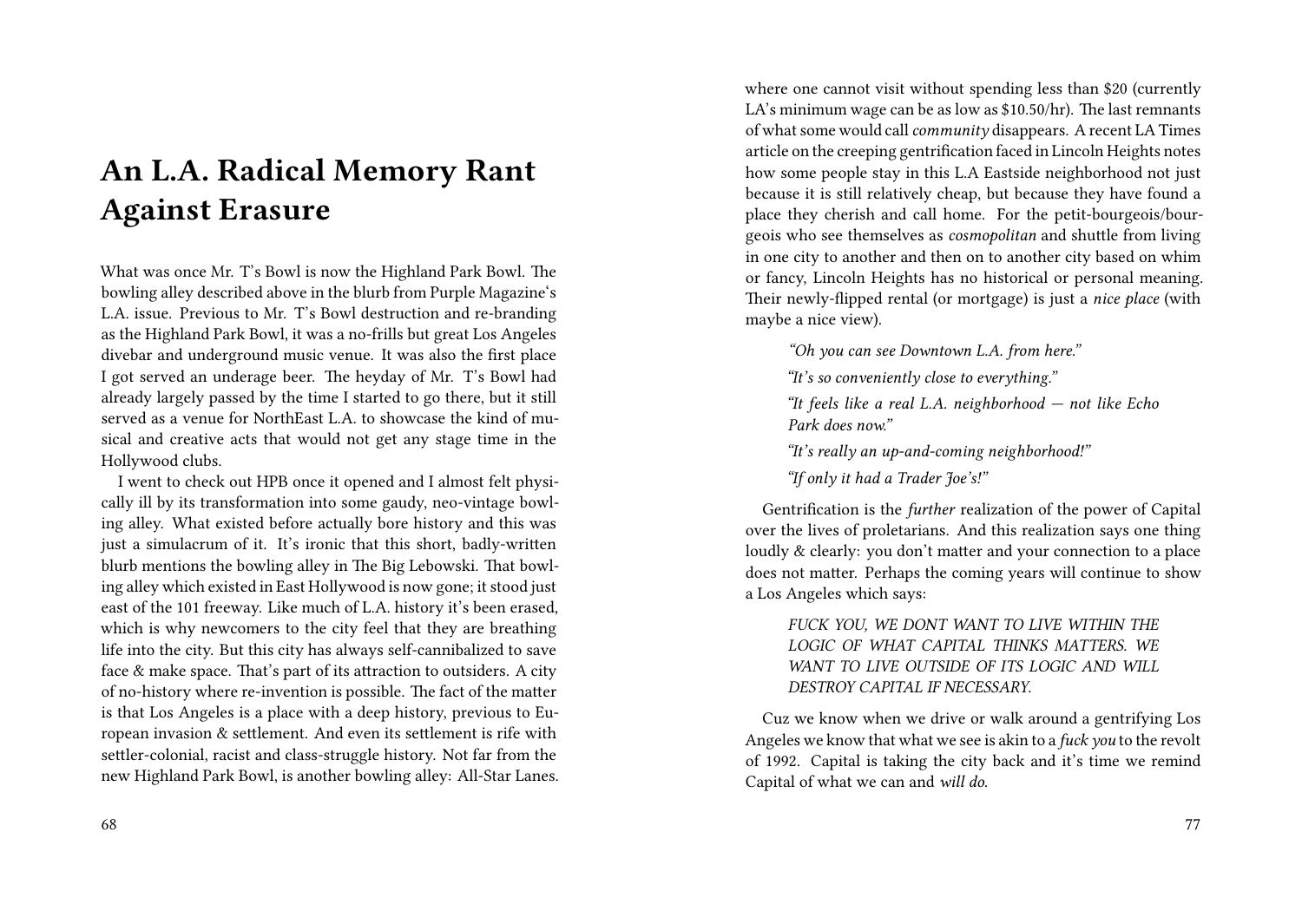# An L.A. Radical Memory Rant Against Erasure

What was once Mr. T's Bowl is now the Highland Park Bowl. The bowling alley described above in the blurb from Purple Magazine's L.A. issue. Previous to Mr. T's Bowl destruction and re-branding as the Highland Park Bowl, it was a no-frills but great Los Angeles divebar and underground music venue. It was also the first place I got served an underage beer. The heyday of Mr. T's Bowl had already largely passed by the time I started to go there, but it still served as a venue for NorthEast L.A. to showcase the kind of musical and creative acts that would not get any stage time in the Hollywood clubs.

I went to check out HPB once it opened and I almost felt physically ill by its transformation into some gaudy, neo-vintage bowling alley. What existed before actually bore history and this was just a simulacrum of it. It's ironic that this short, badly-written blurb mentions the bowling alley in The Big Lebowski. That bowling alley which existed in East Hollywood is now gone; it stood just east of the 101 freeway. Like much of L.A. history it's been erased, which is why newcomers to the city feel that they are breathing life into the city. But this city has always self-cannibalized to save face & make space. That's part of its attraction to outsiders. A city of no-history where re-invention is possible. The fact of the matter is that Los Angeles is a place with a deep history, previous to European invasion & settlement. And even its settlement is rife with settler-colonial, racist and class-struggle history. Not far from the new Highland Park Bowl, is another bowling alley: All-Star Lanes.

where one cannot visit without spending less than $20 (currently LA's minimum wage can be as low as $10.50/hr). The last remnants of what some would call *community* disappears. A recent LA Times article on the creeping gentrification faced in Lincoln Heights notes how some people stay in this L.A Eastside neighborhood not just because it is still relatively cheap, but because they have found a place they cherish and call home. For the petit-bourgeois/bourgeois who see themselves as *cosmopolitan* and shuttle from living in one city to another and then on to another city based on whim or fancy, Lincoln Heights has no historical or personal meaning. Their newly-flipped rental (or mortgage) is just a *nice place* (with maybe a nice view).

> *"Oh you can see Downtown L.A. from here."*
>
> *"It's so conveniently close to everything."*
>
> *"It feels like a real L.A. neighborhood — not like Echo Park does now."*
>
> *"It's really an up-and-coming neighborhood!"*
>
> *"If only it had a Trader Joe's!"*

Gentrification is the *further* realization of the power of Capital over the lives of proletarians. And this realization says one thing loudly & clearly: you don't matter and your connection to a place does not matter. Perhaps the coming years will continue to show a Los Angeles which says:

> *FUCK YOU, WE DONT WANT TO LIVE WITHIN THE LOGIC OF WHAT CAPITAL THINKS MATTERS. WE WANT TO LIVE OUTSIDE OF ITS LOGIC AND WILL DESTROY CAPITAL IF NECESSARY.*

Cuz we know when we drive or walk around a gentrifying Los Angeles we know that what we see is akin to a *fuck you* to the revolt of 1992. Capital is taking the city back and it's time we remind Capital of what we can and *will do.*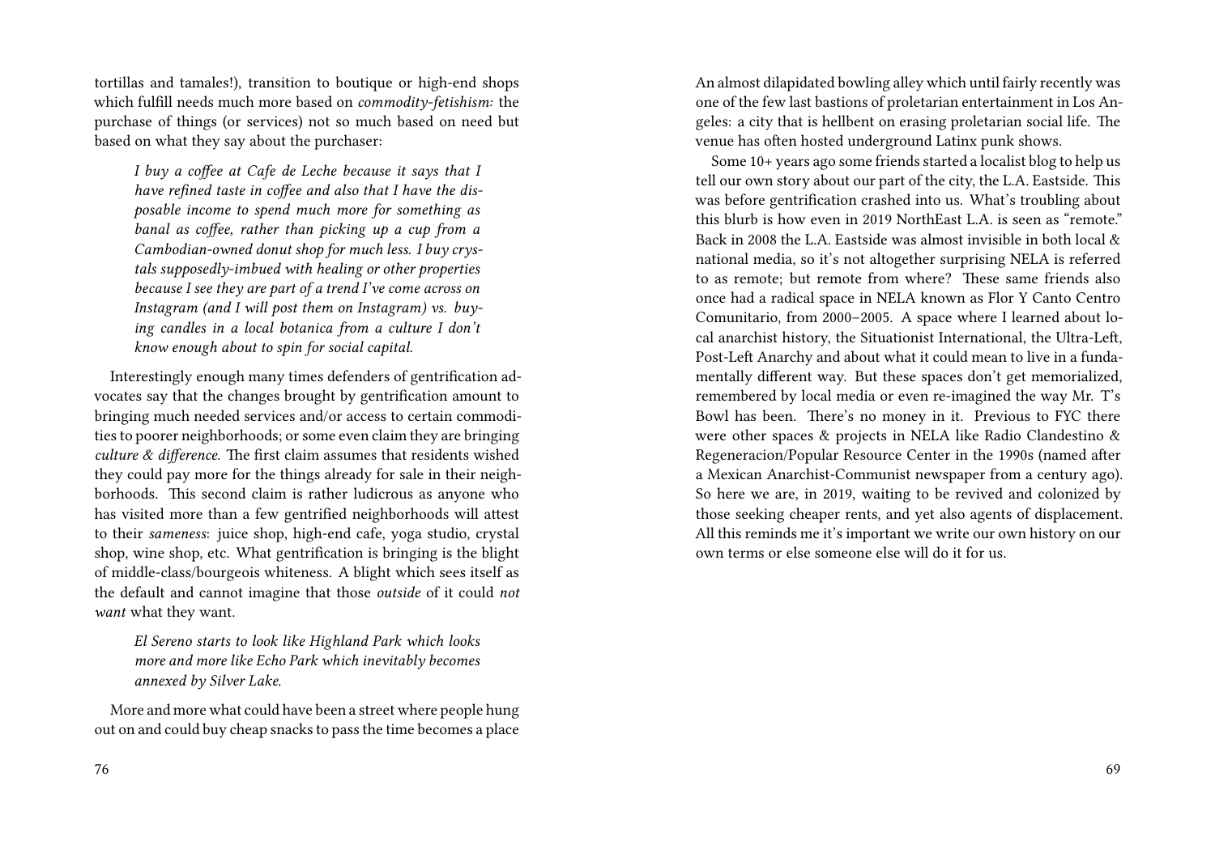tortillas and tamales!), transition to boutique or high-end shops which fulfill needs much more based on *commodity-fetishism:* the purchase of things (or services) not so much based on need but based on what they say about the purchaser:

> *I buy a coffee at Cafe de Leche because it says that I have refined taste in coffee and also that I have the disposable income to spend much more for something as banal as coffee, rather than picking up a cup from a Cambodian-owned donut shop for much less. I buy crystals supposedly-imbued with healing or other properties because I see they are part of a trend I've come across on Instagram (and I will post them on Instagram) vs. buying candles in a local botanica from a culture I don't know enough about to spin for social capital.*

Interestingly enough many times defenders of gentrification advocates say that the changes brought by gentrification amount to bringing much needed services and/or access to certain commodities to poorer neighborhoods; or some even claim they are bringing *culture & difference.* The first claim assumes that residents wished they could pay more for the things already for sale in their neighborhoods. This second claim is rather ludicrous as anyone who has visited more than a few gentrified neighborhoods will attest to their *sameness*: juice shop, high-end cafe, yoga studio, crystal shop, wine shop, etc. What gentrification is bringing is the blight of middle-class/bourgeois whiteness. A blight which sees itself as the default and cannot imagine that those *outside* of it could *not want* what they want.

> *El Sereno starts to look like Highland Park which looks more and more like Echo Park which inevitably becomes annexed by Silver Lake.*

More and more what could have been a street where people hung out on and could buy cheap snacks to pass the time becomes a place

An almost dilapidated bowling alley which until fairly recently was one of the few last bastions of proletarian entertainment in Los Angeles: a city that is hellbent on erasing proletarian social life. The venue has often hosted underground Latinx punk shows.

Some 10+ years ago some friends started a localist blog to help us tell our own story about our part of the city, the L.A. Eastside. This was before gentrification crashed into us. What's troubling about this blurb is how even in 2019 NorthEast L.A. is seen as "remote." Back in 2008 the L.A. Eastside was almost invisible in both local & national media, so it's not altogether surprising NELA is referred to as remote; but remote from where? These same friends also once had a radical space in NELA known as Flor Y Canto Centro Comunitario, from 2000–2005. A space where I learned about local anarchist history, the Situationist International, the Ultra-Left, Post-Left Anarchy and about what it could mean to live in a fundamentally different way. But these spaces don't get memorialized, remembered by local media or even re-imagined the way Mr. T's Bowl has been. There's no money in it. Previous to FYC there were other spaces & projects in NELA like Radio Clandestino & Regeneracion/Popular Resource Center in the 1990s (named after a Mexican Anarchist-Communist newspaper from a century ago). So here we are, in 2019, waiting to be revived and colonized by those seeking cheaper rents, and yet also agents of displacement. All this reminds me it's important we write our own history on our own terms or else someone else will do it for us.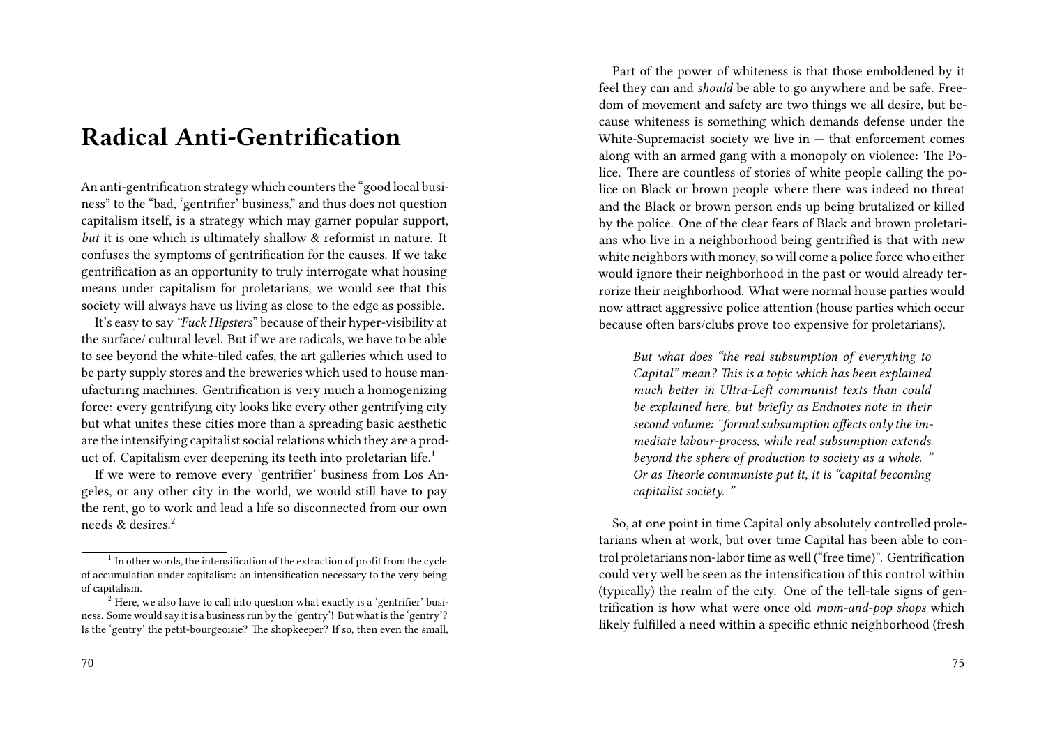# Radical Anti-Gentrification

An anti-gentrification strategy which counters the "good local business" to the "bad, 'gentrifier' business," and thus does not question capitalism itself, is a strategy which may garner popular support, *but* it is one which is ultimately shallow & reformist in nature. It confuses the symptoms of gentrification for the causes. If we take gentrification as an opportunity to truly interrogate what housing means under capitalism for proletarians, we would see that this society will always have us living as close to the edge as possible.

It's easy to say *"Fuck Hipsters"* because of their hyper-visibility at the surface/ cultural level. But if we are radicals, we have to be able to see beyond the white-tiled cafes, the art galleries which used to be party supply stores and the breweries which used to house manufacturing machines. Gentrification is very much a homogenizing force: every gentrifying city looks like every other gentrifying city but what unites these cities more than a spreading basic aesthetic are the intensifying capitalist social relations which they are a product of. Capitalism ever deepening its teeth into proletarian life.[1]

If we were to remove every 'gentrifier' business from Los Angeles, or any other city in the world, we would still have to pay the rent, go to work and lead a life so disconnected from our own needs & desires.[2]

[1] In other words, the intensification of the extraction of profit from the cycle of accumulation under capitalism: an intensification necessary to the very being of capitalism.

[2] Here, we also have to call into question what exactly is a 'gentrifier' business. Some would say it is a business run by the 'gentry'! But what is the 'gentry'? Is the 'gentry' the petit-bourgeoisie? The shopkeeper? If so, then even the small,

Part of the power of whiteness is that those emboldened by it feel they can and *should* be able to go anywhere and be safe. Freedom of movement and safety are two things we all desire, but because whiteness is something which demands defense under the White-Supremacist society we live in — that enforcement comes along with an armed gang with a monopoly on violence: The Police. There are countless of stories of white people calling the police on Black or brown people where there was indeed no threat and the Black or brown person ends up being brutalized or killed by the police. One of the clear fears of Black and brown proletarians who live in a neighborhood being gentrified is that with new white neighbors with money, so will come a police force who either would ignore their neighborhood in the past or would already terrorize their neighborhood. What were normal house parties would now attract aggressive police attention (house parties which occur because often bars/clubs prove too expensive for proletarians).

> *But what does "the real subsumption of everything to Capital" mean? This is a topic which has been explained much better in Ultra-Left communist texts than could be explained here, but briefly as Endnotes note in their second volume: "formal subsumption affects only the immediate labour-process, while real subsumption extends beyond the sphere of production to society as a whole. " Or as Theorie communiste put it, it is "capital becoming capitalist society. "*

So, at one point in time Capital only absolutely controlled proletarians when at work, but over time Capital has been able to control proletarians non-labor time as well ("free time)". Gentrification could very well be seen as the intensification of this control within (typically) the realm of the city. One of the tell-tale signs of gentrification is how what were once old *mom-and-pop shops* which likely fulfilled a need within a specific ethnic neighborhood (fresh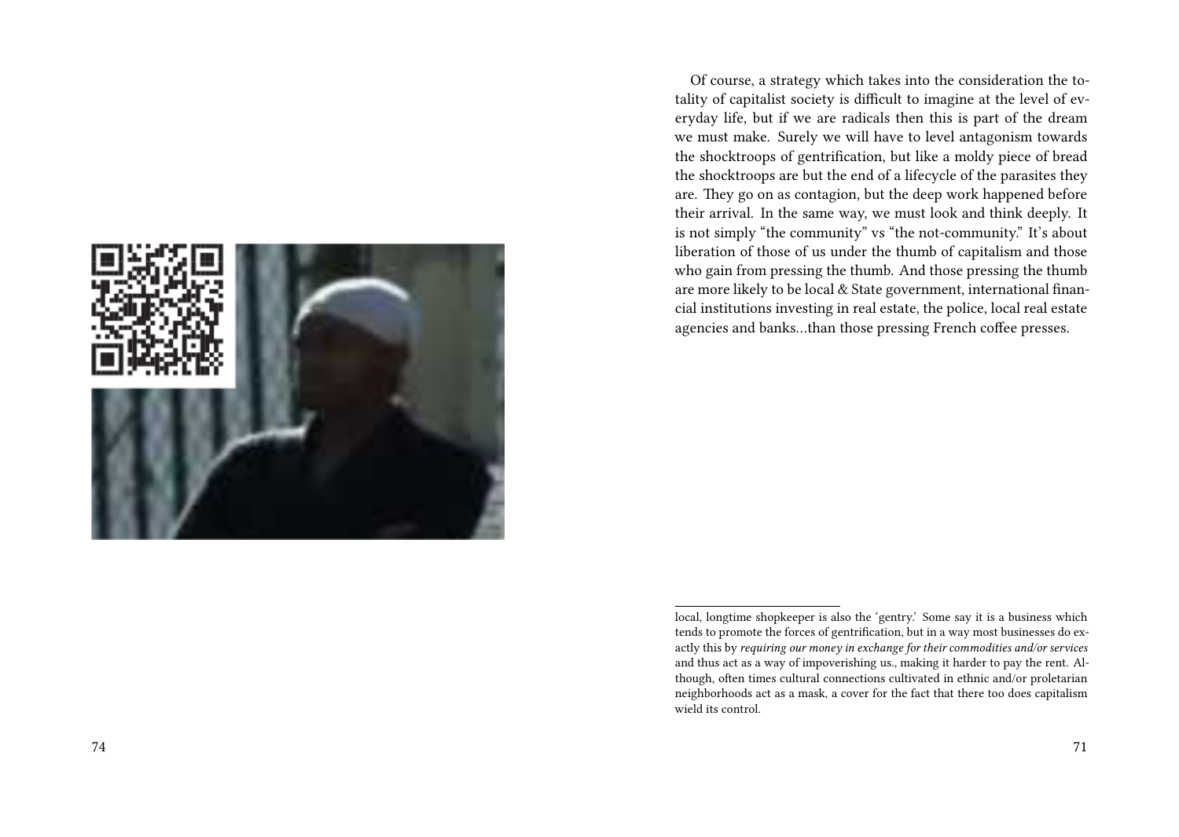Of course, a strategy which takes into the consideration the totality of capitalist society is difficult to imagine at the level of everyday life, but if we are radicals then this is part of the dream we must make. Surely we will have to level antagonism towards the shocktroops of gentrification, but like a moldy piece of bread the shocktroops are but the end of a lifecycle of the parasites they are. They go on as contagion, but the deep work happened before their arrival. In the same way, we must look and think deeply. It is not simply "the community" vs "the not-community." It's about liberation of those of us under the thumb of capitalism and those who gain from pressing the thumb. And those pressing the thumb are more likely to be local & State government, international financial institutions investing in real estate, the police, local real estate agencies and banks…than those pressing French coffee presses.

---

local, longtime shopkeeper is also the 'gentry.' Some say it is a business which tends to promote the forces of gentrification, but in a way most businesses do exactly this by *requiring our money in exchange for their commodities and/or services* and thus act as a way of impoverishing us., making it harder to pay the rent. Although, often times cultural connections cultivated in ethnic and/or proletarian neighborhoods act as a mask, a cover for the fact that there too does capitalism wield its control.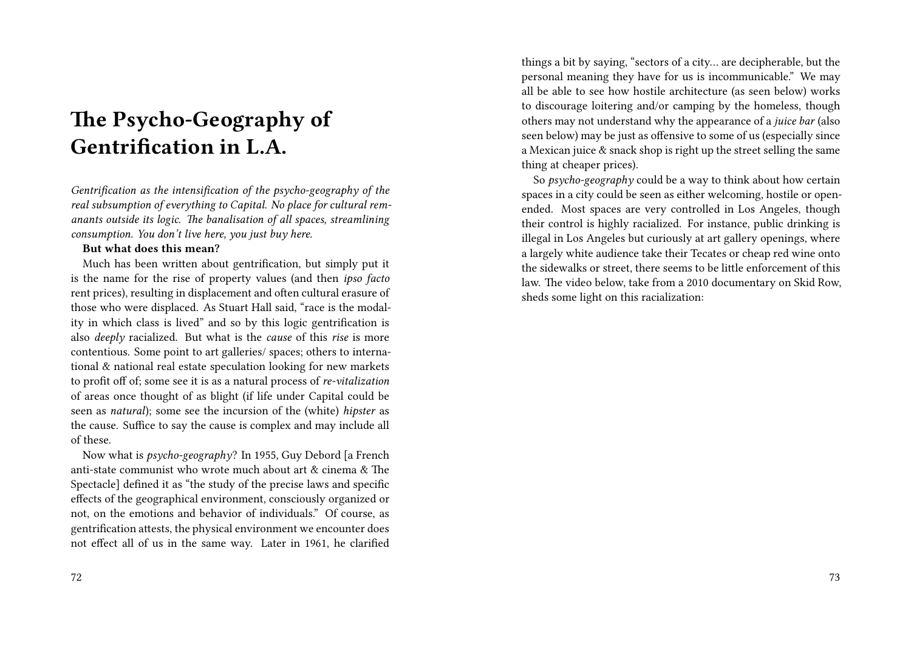# The Psycho-Geography of Gentrification in L.A.

*Gentrification as the intensification of the psycho-geography of the real subsumption of everything to Capital. No place for cultural remanants outside its logic. The banalisation of all spaces, streamlining consumption. You don't live here, you just buy here.*

**But what does this mean?**

Much has been written about gentrification, but simply put it is the name for the rise of property values (and then *ipso facto* rent prices), resulting in displacement and often cultural erasure of those who were displaced. As Stuart Hall said, "race is the modality in which class is lived" and so by this logic gentrification is also *deeply* racialized. But what is the *cause* of this *rise* is more contentious. Some point to art galleries/ spaces; others to international & national real estate speculation looking for new markets to profit off of; some see it is as a natural process of *re-vitalization* of areas once thought of as blight (if life under Capital could be seen as *natural*); some see the incursion of the (white) *hipster* as the cause. Suffice to say the cause is complex and may include all of these.

Now what is *psycho-geography*? In 1955, Guy Debord [a French anti-state communist who wrote much about art & cinema & The Spectacle] defined it as "the study of the precise laws and specific effects of the geographical environment, consciously organized or not, on the emotions and behavior of individuals." Of course, as gentrification attests, the physical environment we encounter does not effect all of us in the same way. Later in 1961, he clarified things a bit by saying, "sectors of a city… are decipherable, but the personal meaning they have for us is incommunicable." We may all be able to see how hostile architecture (as seen below) works to discourage loitering and/or camping by the homeless, though others may not understand why the appearance of a *juice bar* (also seen below) may be just as offensive to some of us (especially since a Mexican juice & snack shop is right up the street selling the same thing at cheaper prices).

So *psycho-geography* could be a way to think about how certain spaces in a city could be seen as either welcoming, hostile or open-ended. Most spaces are very controlled in Los Angeles, though their control is highly racialized. For instance, public drinking is illegal in Los Angeles but curiously at art gallery openings, where a largely white audience take their Tecates or cheap red wine onto the sidewalks or street, there seems to be little enforcement of this law. The video below, take from a 2010 documentary on Skid Row, sheds some light on this racialization: